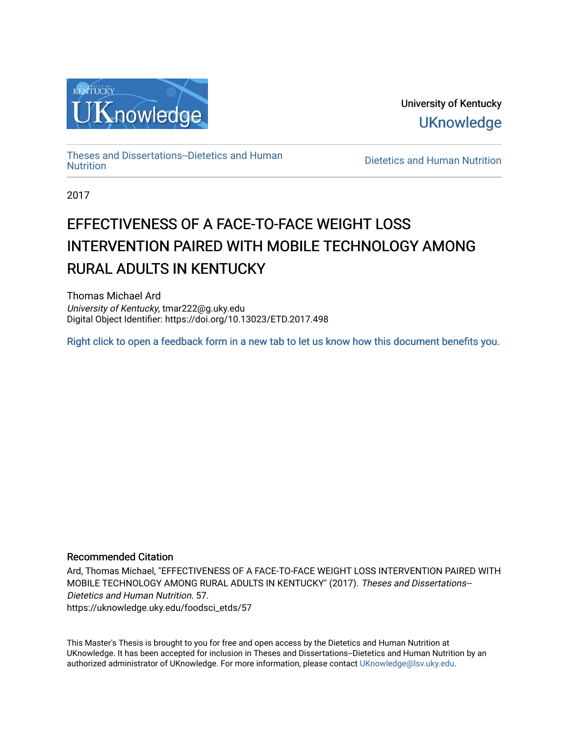University of Kentucky

UKnowledge

Theses and Dissertations--Dietetics and Human Nutrition

Dietetics and Human Nutrition

2017

# EFFECTIVENESS OF A FACE-TO-FACE WEIGHT LOSS INTERVENTION PAIRED WITH MOBILE TECHNOLOGY AMONG RURAL ADULTS IN KENTUCKY

Thomas Michael Ard
*University of Kentucky*, tmar222@g.uky.edu
Digital Object Identifier: https://doi.org/10.13023/ETD.2017.498

Right click to open a feedback form in a new tab to let us know how this document benefits you.

## Recommended Citation

Ard, Thomas Michael, "EFFECTIVENESS OF A FACE-TO-FACE WEIGHT LOSS INTERVENTION PAIRED WITH MOBILE TECHNOLOGY AMONG RURAL ADULTS IN KENTUCKY" (2017). *Theses and Dissertations--Dietetics and Human Nutrition*. 57.
https://uknowledge.uky.edu/foodsci_etds/57

This Master's Thesis is brought to you for free and open access by the Dietetics and Human Nutrition at UKnowledge. It has been accepted for inclusion in Theses and Dissertations--Dietetics and Human Nutrition by an authorized administrator of UKnowledge. For more information, please contact UKnowledge@lsv.uky.edu.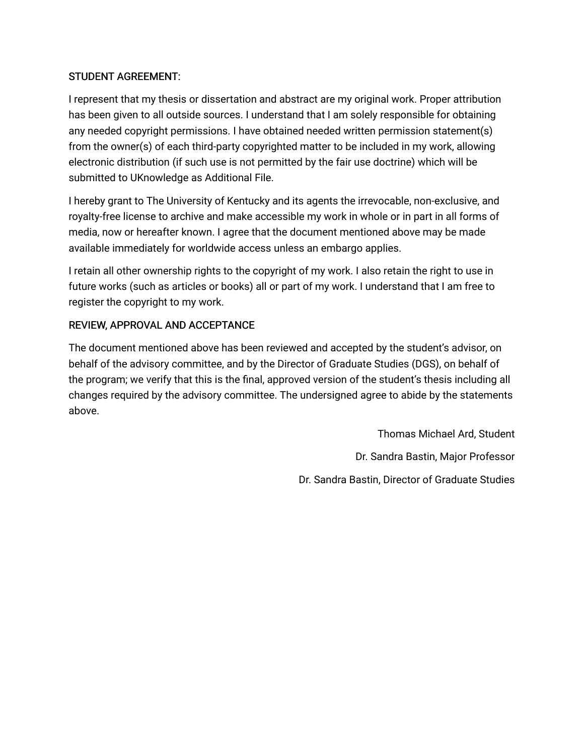STUDENT AGREEMENT:

I represent that my thesis or dissertation and abstract are my original work. Proper attribution has been given to all outside sources. I understand that I am solely responsible for obtaining any needed copyright permissions. I have obtained needed written permission statement(s) from the owner(s) of each third-party copyrighted matter to be included in my work, allowing electronic distribution (if such use is not permitted by the fair use doctrine) which will be submitted to UKnowledge as Additional File.

I hereby grant to The University of Kentucky and its agents the irrevocable, non-exclusive, and royalty-free license to archive and make accessible my work in whole or in part in all forms of media, now or hereafter known. I agree that the document mentioned above may be made available immediately for worldwide access unless an embargo applies.

I retain all other ownership rights to the copyright of my work. I also retain the right to use in future works (such as articles or books) all or part of my work. I understand that I am free to register the copyright to my work.

REVIEW, APPROVAL AND ACCEPTANCE

The document mentioned above has been reviewed and accepted by the student's advisor, on behalf of the advisory committee, and by the Director of Graduate Studies (DGS), on behalf of the program; we verify that this is the final, approved version of the student's thesis including all changes required by the advisory committee. The undersigned agree to abide by the statements above.

Thomas Michael Ard, Student

Dr. Sandra Bastin, Major Professor

Dr. Sandra Bastin, Director of Graduate Studies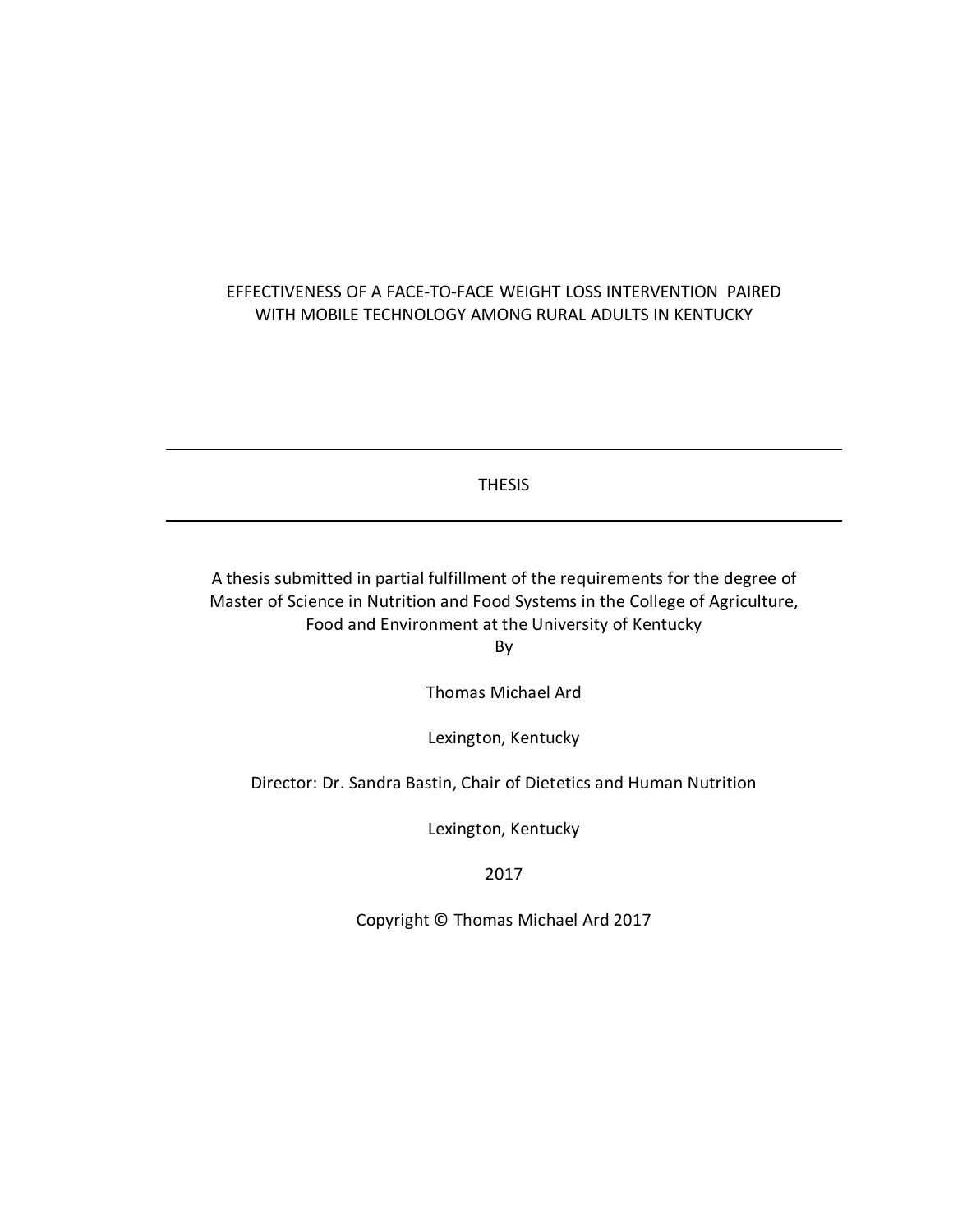# EFFECTIVENESS OF A FACE-TO-FACE WEIGHT LOSS INTERVENTION PAIRED WITH MOBILE TECHNOLOGY AMONG RURAL ADULTS IN KENTUCKY

---

THESIS

---

A thesis submitted in partial fulfillment of the requirements for the degree of Master of Science in Nutrition and Food Systems in the College of Agriculture, Food and Environment at the University of Kentucky

By

Thomas Michael Ard

Lexington, Kentucky

Director: Dr. Sandra Bastin, Chair of Dietetics and Human Nutrition

Lexington, Kentucky

2017

Copyright © Thomas Michael Ard 2017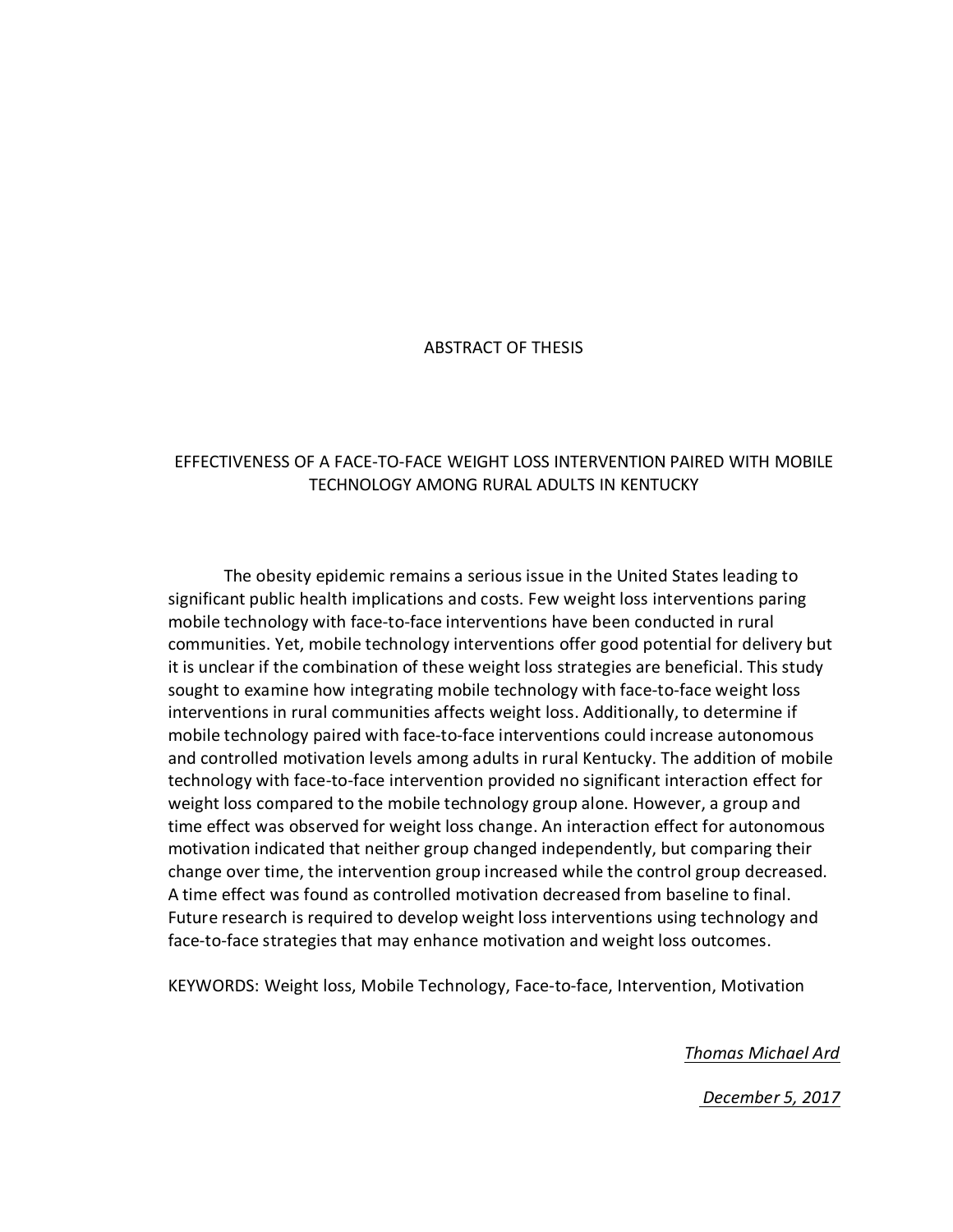# ABSTRACT OF THESIS

## EFFECTIVENESS OF A FACE-TO-FACE WEIGHT LOSS INTERVENTION PAIRED WITH MOBILE TECHNOLOGY AMONG RURAL ADULTS IN KENTUCKY

The obesity epidemic remains a serious issue in the United States leading to significant public health implications and costs. Few weight loss interventions paring mobile technology with face-to-face interventions have been conducted in rural communities. Yet, mobile technology interventions offer good potential for delivery but it is unclear if the combination of these weight loss strategies are beneficial. This study sought to examine how integrating mobile technology with face-to-face weight loss interventions in rural communities affects weight loss. Additionally, to determine if mobile technology paired with face-to-face interventions could increase autonomous and controlled motivation levels among adults in rural Kentucky. The addition of mobile technology with face-to-face intervention provided no significant interaction effect for weight loss compared to the mobile technology group alone. However, a group and time effect was observed for weight loss change. An interaction effect for autonomous motivation indicated that neither group changed independently, but comparing their change over time, the intervention group increased while the control group decreased. A time effect was found as controlled motivation decreased from baseline to final. Future research is required to develop weight loss interventions using technology and face-to-face strategies that may enhance motivation and weight loss outcomes.

KEYWORDS: Weight loss, Mobile Technology, Face-to-face, Intervention, Motivation

*Thomas Michael Ard*

*December 5, 2017*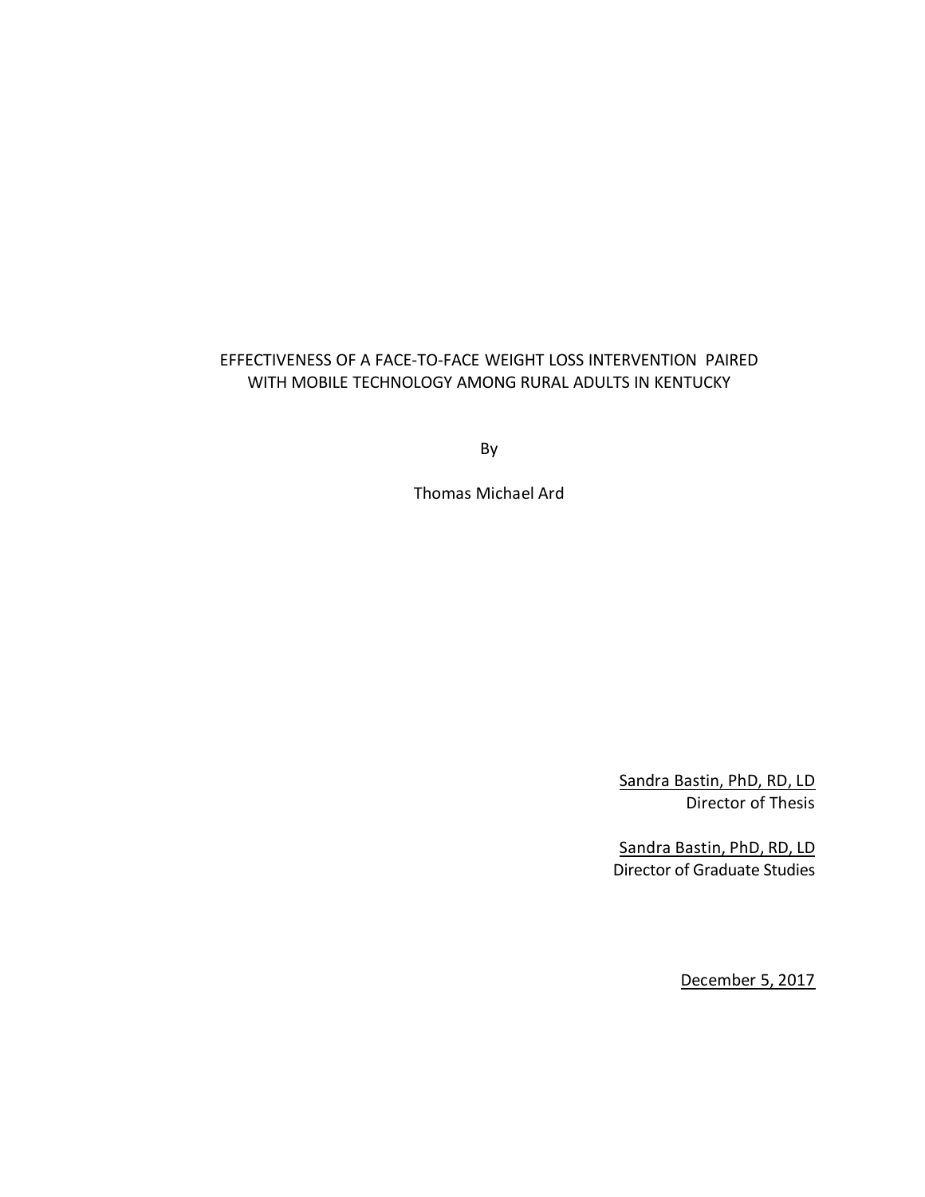EFFECTIVENESS OF A FACE-TO-FACE WEIGHT LOSS INTERVENTION PAIRED WITH MOBILE TECHNOLOGY AMONG RURAL ADULTS IN KENTUCKY

By

Thomas Michael Ard

Sandra Bastin, PhD, RD, LD
Director of Thesis

Sandra Bastin, PhD, RD, LD
Director of Graduate Studies

December 5, 2017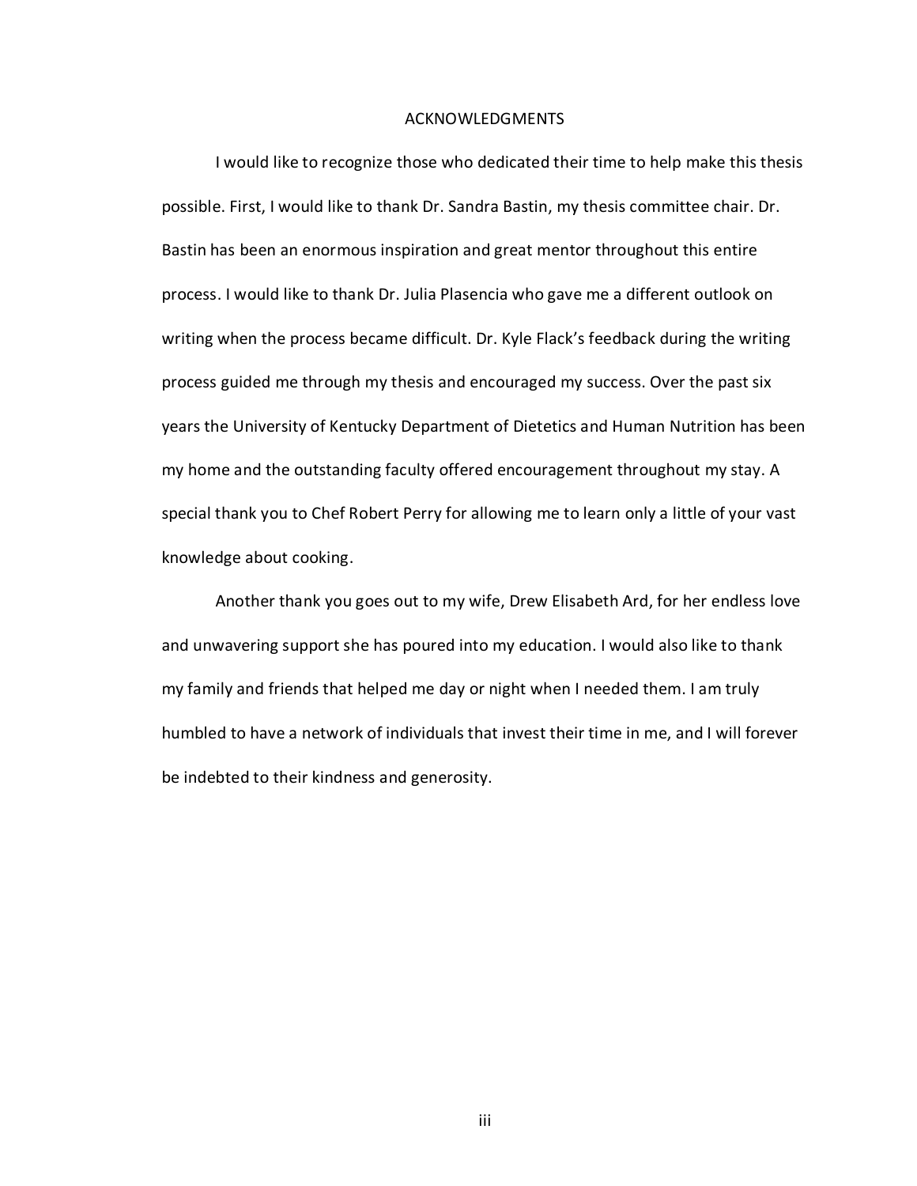# ACKNOWLEDGMENTS

I would like to recognize those who dedicated their time to help make this thesis possible. First, I would like to thank Dr. Sandra Bastin, my thesis committee chair. Dr. Bastin has been an enormous inspiration and great mentor throughout this entire process. I would like to thank Dr. Julia Plasencia who gave me a different outlook on writing when the process became difficult. Dr. Kyle Flack's feedback during the writing process guided me through my thesis and encouraged my success. Over the past six years the University of Kentucky Department of Dietetics and Human Nutrition has been my home and the outstanding faculty offered encouragement throughout my stay. A special thank you to Chef Robert Perry for allowing me to learn only a little of your vast knowledge about cooking.

Another thank you goes out to my wife, Drew Elisabeth Ard, for her endless love and unwavering support she has poured into my education. I would also like to thank my family and friends that helped me day or night when I needed them. I am truly humbled to have a network of individuals that invest their time in me, and I will forever be indebted to their kindness and generosity.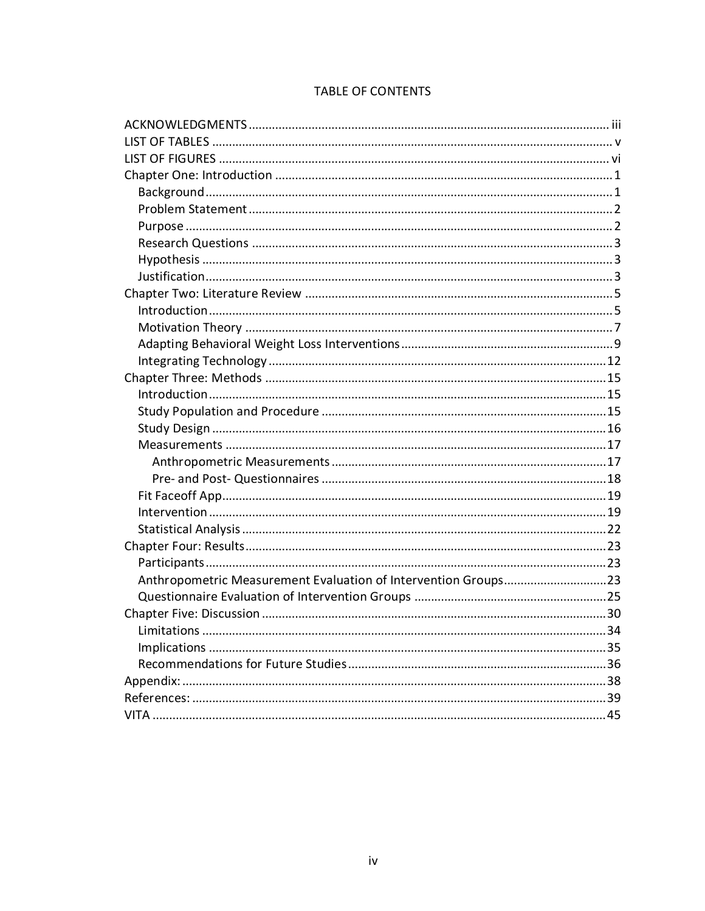# TABLE OF CONTENTS

ACKNOWLEDGMENTS ..... iii
LIST OF TABLES ..... v
LIST OF FIGURES ..... vi
Chapter One: Introduction ..... 1
  Background ..... 1
  Problem Statement ..... 2
  Purpose ..... 2
  Research Questions ..... 3
  Hypothesis ..... 3
  Justification ..... 3
Chapter Two: Literature Review ..... 5
  Introduction ..... 5
  Motivation Theory ..... 7
  Adapting Behavioral Weight Loss Interventions ..... 9
  Integrating Technology ..... 12
Chapter Three: Methods ..... 15
  Introduction ..... 15
  Study Population and Procedure ..... 15
  Study Design ..... 16
  Measurements ..... 17
    Anthropometric Measurements ..... 17
    Pre- and Post- Questionnaires ..... 18
  Fit Faceoff App ..... 19
  Intervention ..... 19
  Statistical Analysis ..... 22
Chapter Four: Results ..... 23
  Participants ..... 23
  Anthropometric Measurement Evaluation of Intervention Groups ..... 23
  Questionnaire Evaluation of Intervention Groups ..... 25
Chapter Five: Discussion ..... 30
  Limitations ..... 34
  Implications ..... 35
  Recommendations for Future Studies ..... 36
Appendix: ..... 38
References: ..... 39
VITA ..... 45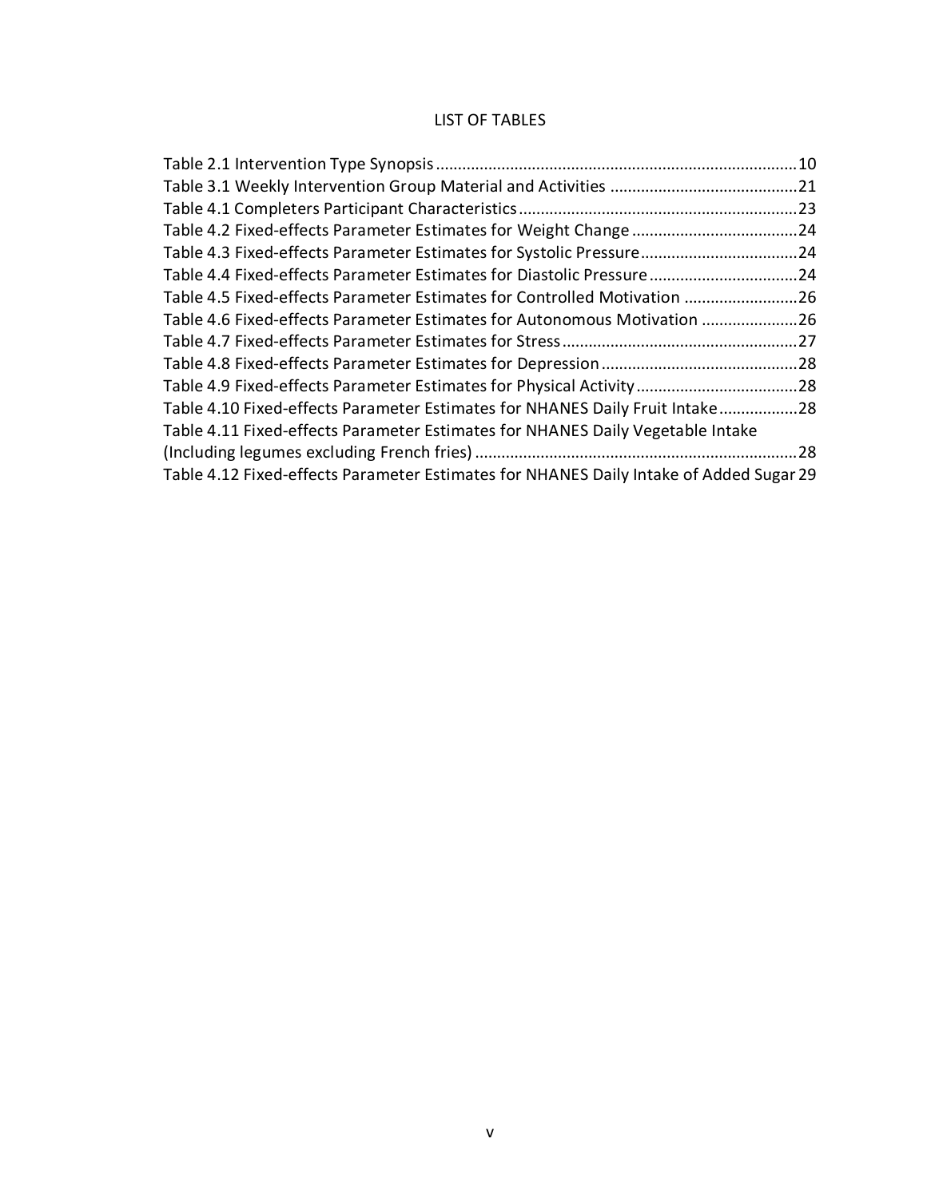# LIST OF TABLES

Table 2.1 Intervention Type Synopsis .......... 10
Table 3.1 Weekly Intervention Group Material and Activities .......... 21
Table 4.1 Completers Participant Characteristics .......... 23
Table 4.2 Fixed-effects Parameter Estimates for Weight Change .......... 24
Table 4.3 Fixed-effects Parameter Estimates for Systolic Pressure .......... 24
Table 4.4 Fixed-effects Parameter Estimates for Diastolic Pressure .......... 24
Table 4.5 Fixed-effects Parameter Estimates for Controlled Motivation .......... 26
Table 4.6 Fixed-effects Parameter Estimates for Autonomous Motivation .......... 26
Table 4.7 Fixed-effects Parameter Estimates for Stress .......... 27
Table 4.8 Fixed-effects Parameter Estimates for Depression .......... 28
Table 4.9 Fixed-effects Parameter Estimates for Physical Activity .......... 28
Table 4.10 Fixed-effects Parameter Estimates for NHANES Daily Fruit Intake .......... 28
Table 4.11 Fixed-effects Parameter Estimates for NHANES Daily Vegetable Intake (Including legumes excluding French fries) .......... 28
Table 4.12 Fixed-effects Parameter Estimates for NHANES Daily Intake of Added Sugar .......... 29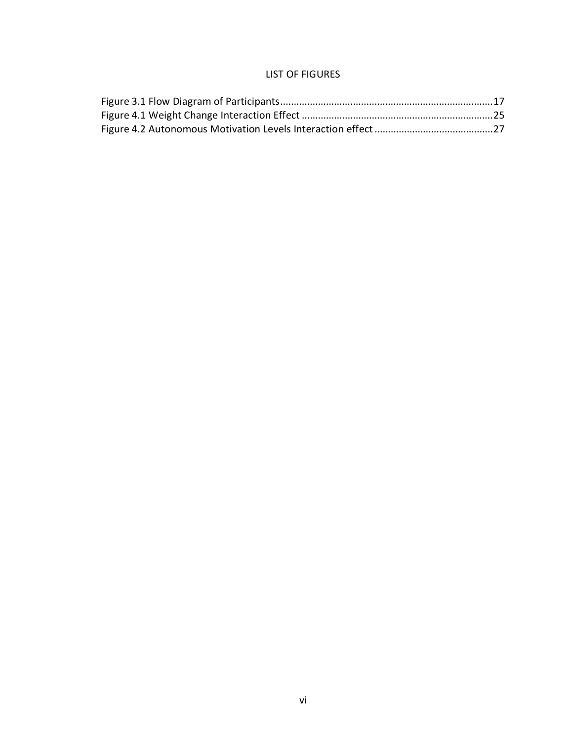# LIST OF FIGURES

Figure 3.1 Flow Diagram of Participants.............................................................................17
Figure 4.1 Weight Change Interaction Effect ......................................................................25
Figure 4.2 Autonomous Motivation Levels Interaction effect ............................................27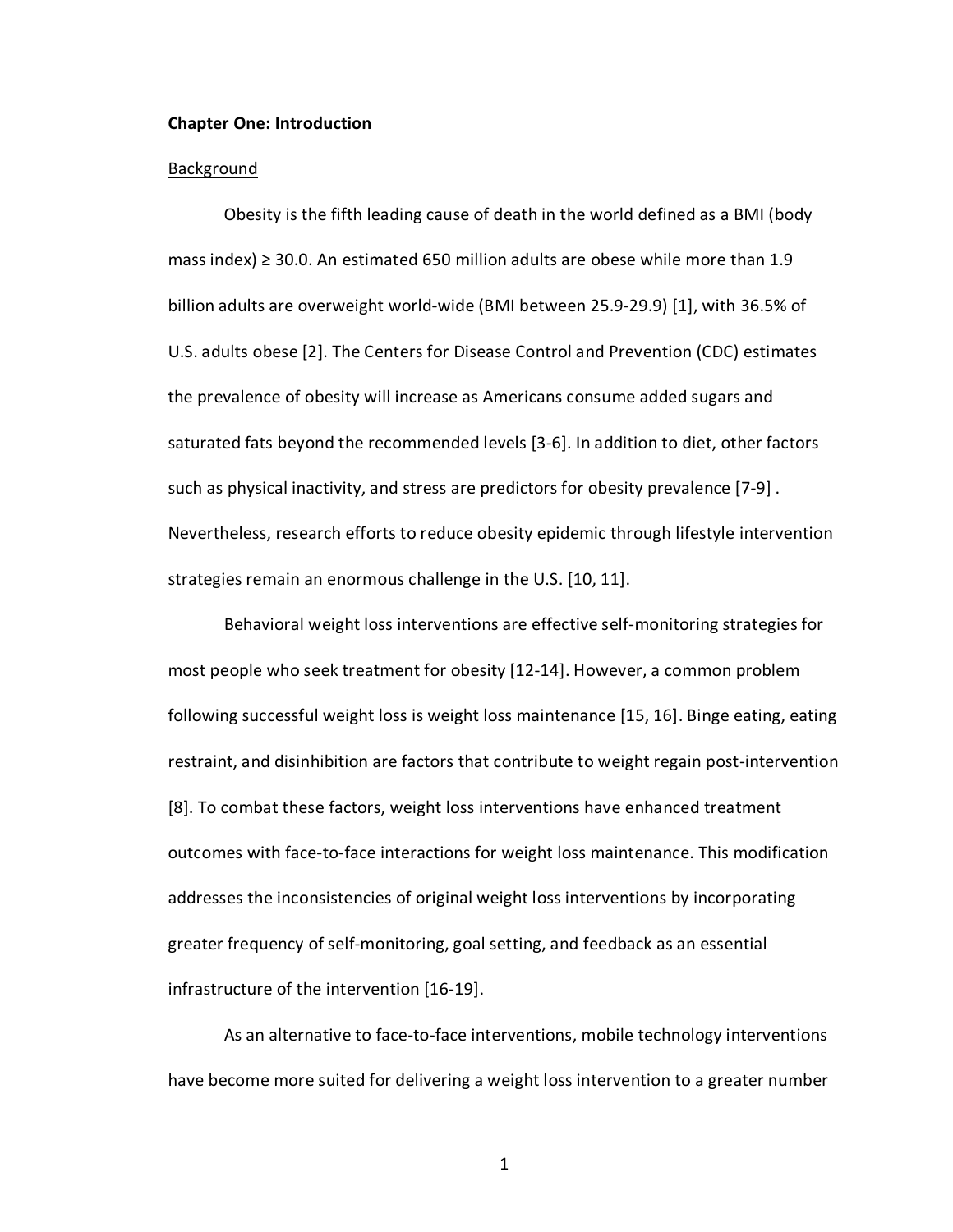**Chapter One: Introduction**

Background

Obesity is the fifth leading cause of death in the world defined as a BMI (body mass index) ≥ 30.0. An estimated 650 million adults are obese while more than 1.9 billion adults are overweight world-wide (BMI between 25.9-29.9) [1], with 36.5% of U.S. adults obese [2]. The Centers for Disease Control and Prevention (CDC) estimates the prevalence of obesity will increase as Americans consume added sugars and saturated fats beyond the recommended levels [3-6]. In addition to diet, other factors such as physical inactivity, and stress are predictors for obesity prevalence [7-9] . Nevertheless, research efforts to reduce obesity epidemic through lifestyle intervention strategies remain an enormous challenge in the U.S. [10, 11].

Behavioral weight loss interventions are effective self-monitoring strategies for most people who seek treatment for obesity [12-14]. However, a common problem following successful weight loss is weight loss maintenance [15, 16]. Binge eating, eating restraint, and disinhibition are factors that contribute to weight regain post-intervention [8]. To combat these factors, weight loss interventions have enhanced treatment outcomes with face-to-face interactions for weight loss maintenance. This modification addresses the inconsistencies of original weight loss interventions by incorporating greater frequency of self-monitoring, goal setting, and feedback as an essential infrastructure of the intervention [16-19].

As an alternative to face-to-face interventions, mobile technology interventions have become more suited for delivering a weight loss intervention to a greater number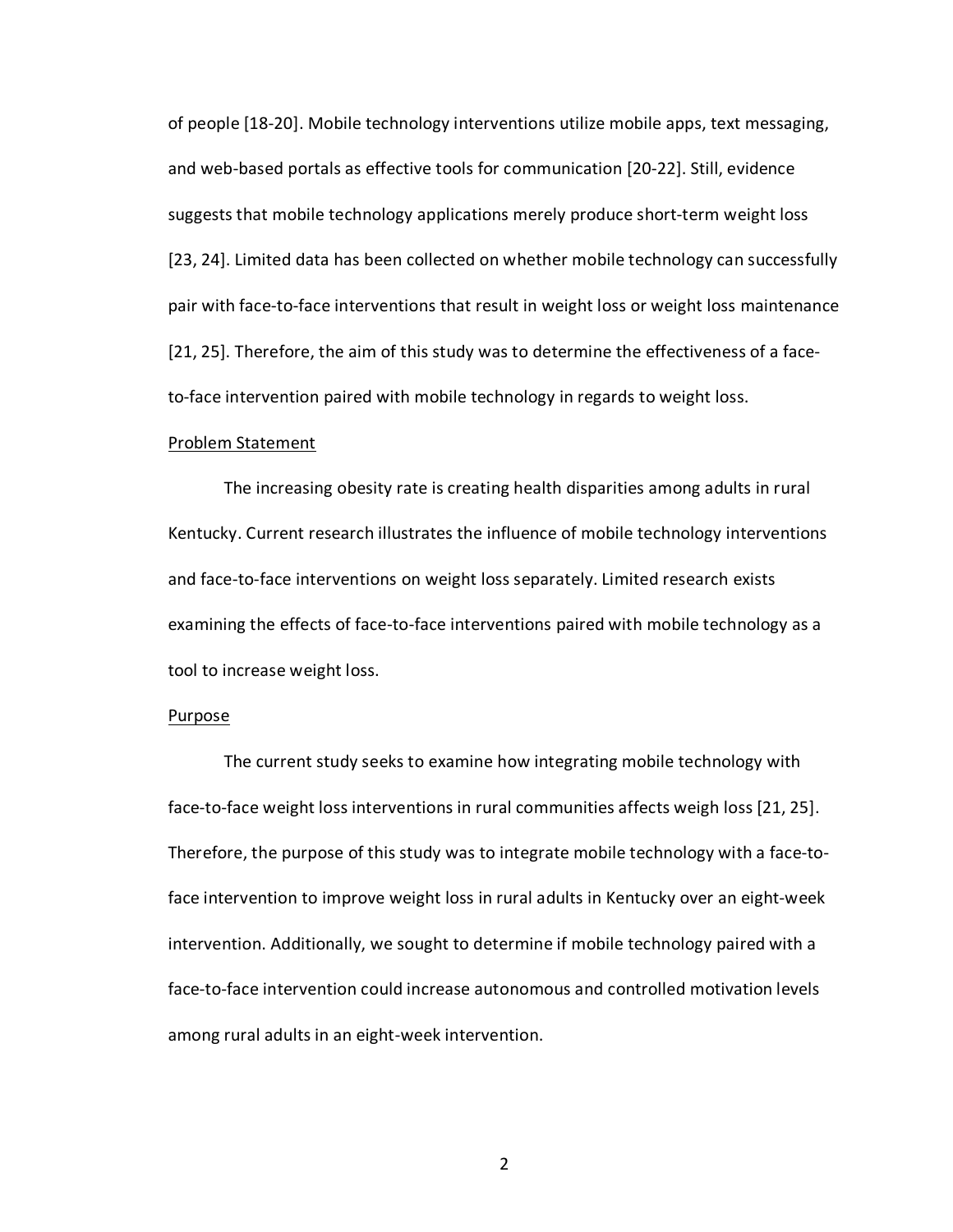of people [18-20]. Mobile technology interventions utilize mobile apps, text messaging, and web-based portals as effective tools for communication [20-22]. Still, evidence suggests that mobile technology applications merely produce short-term weight loss [23, 24]. Limited data has been collected on whether mobile technology can successfully pair with face-to-face interventions that result in weight loss or weight loss maintenance [21, 25]. Therefore, the aim of this study was to determine the effectiveness of a face-to-face intervention paired with mobile technology in regards to weight loss.

## Problem Statement

The increasing obesity rate is creating health disparities among adults in rural Kentucky. Current research illustrates the influence of mobile technology interventions and face-to-face interventions on weight loss separately. Limited research exists examining the effects of face-to-face interventions paired with mobile technology as a tool to increase weight loss.

## Purpose

The current study seeks to examine how integrating mobile technology with face-to-face weight loss interventions in rural communities affects weigh loss [21, 25]. Therefore, the purpose of this study was to integrate mobile technology with a face-to-face intervention to improve weight loss in rural adults in Kentucky over an eight-week intervention. Additionally, we sought to determine if mobile technology paired with a face-to-face intervention could increase autonomous and controlled motivation levels among rural adults in an eight-week intervention.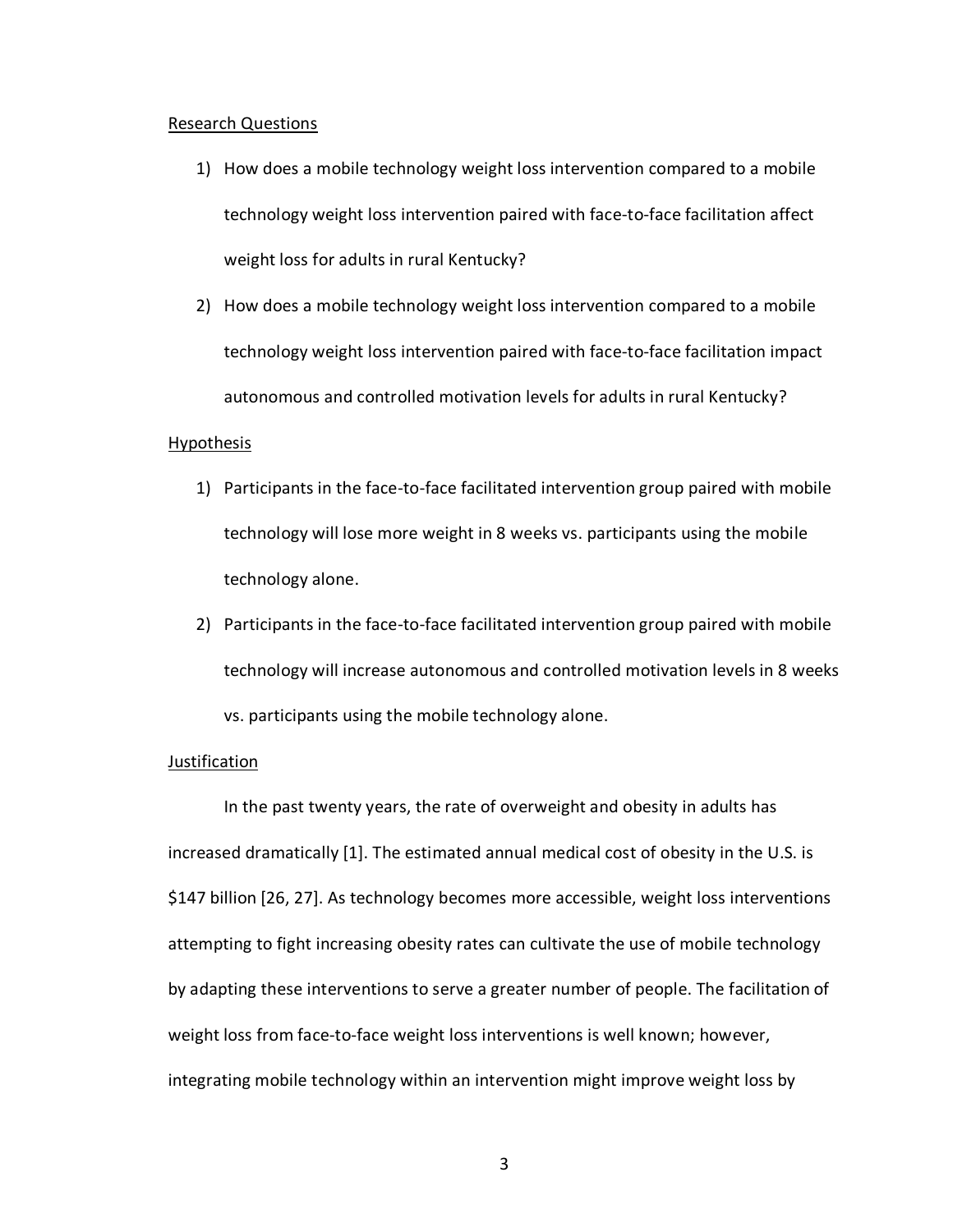Research Questions

1) How does a mobile technology weight loss intervention compared to a mobile technology weight loss intervention paired with face-to-face facilitation affect weight loss for adults in rural Kentucky?
2) How does a mobile technology weight loss intervention compared to a mobile technology weight loss intervention paired with face-to-face facilitation impact autonomous and controlled motivation levels for adults in rural Kentucky?

Hypothesis

1) Participants in the face-to-face facilitated intervention group paired with mobile technology will lose more weight in 8 weeks vs. participants using the mobile technology alone.
2) Participants in the face-to-face facilitated intervention group paired with mobile technology will increase autonomous and controlled motivation levels in 8 weeks vs. participants using the mobile technology alone.

Justification

In the past twenty years, the rate of overweight and obesity in adults has increased dramatically [1]. The estimated annual medical cost of obesity in the U.S. is $147 billion [26, 27]. As technology becomes more accessible, weight loss interventions attempting to fight increasing obesity rates can cultivate the use of mobile technology by adapting these interventions to serve a greater number of people. The facilitation of weight loss from face-to-face weight loss interventions is well known; however, integrating mobile technology within an intervention might improve weight loss by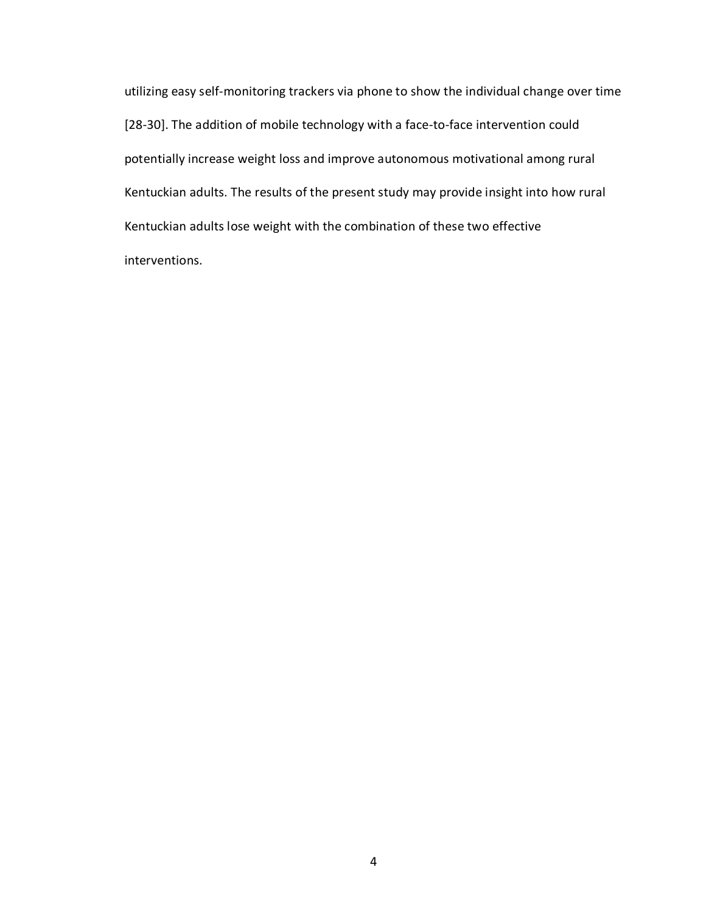utilizing easy self-monitoring trackers via phone to show the individual change over time [28-30]. The addition of mobile technology with a face-to-face intervention could potentially increase weight loss and improve autonomous motivational among rural Kentuckian adults. The results of the present study may provide insight into how rural Kentuckian adults lose weight with the combination of these two effective interventions.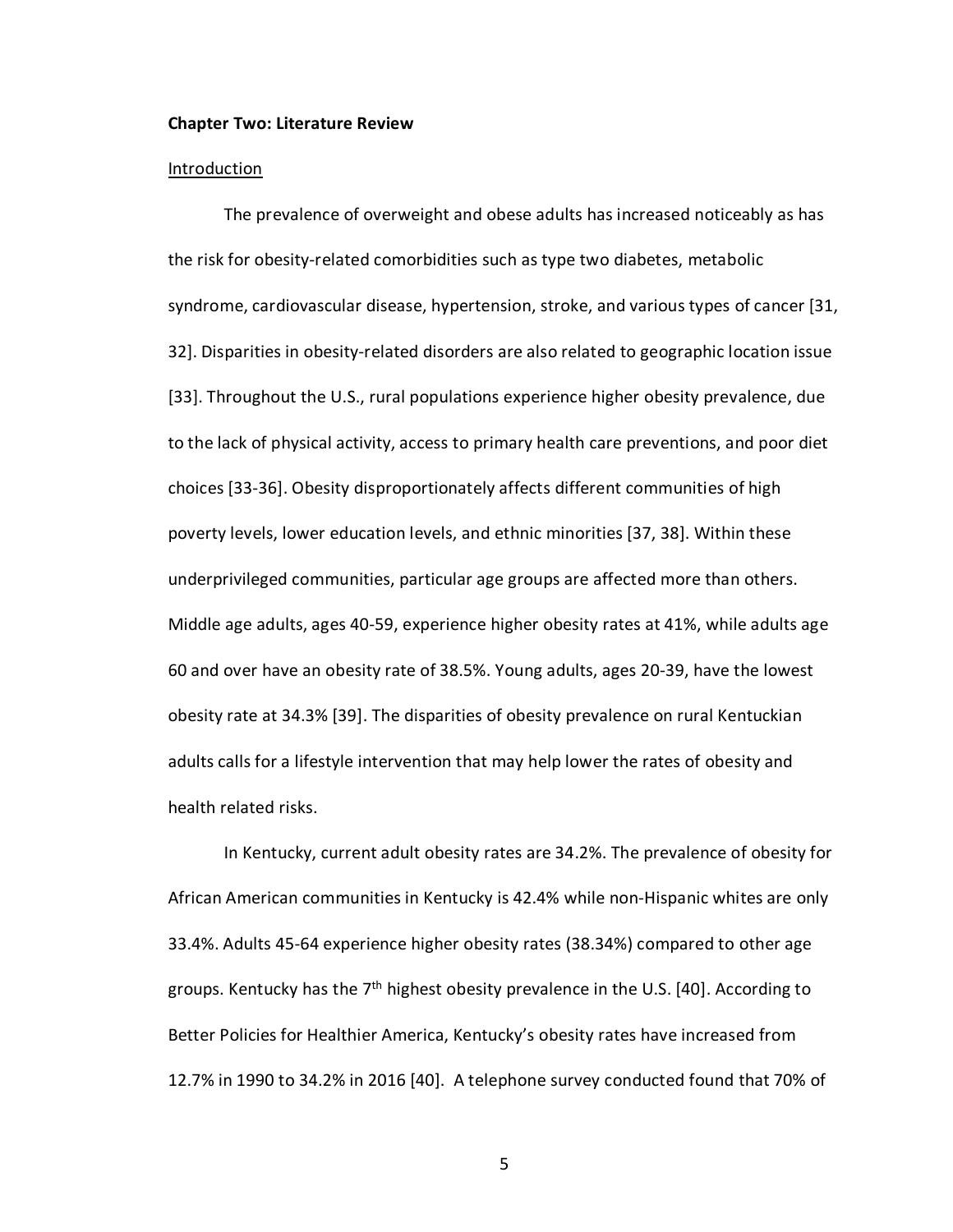## Chapter Two: Literature Review

### Introduction

The prevalence of overweight and obese adults has increased noticeably as has the risk for obesity-related comorbidities such as type two diabetes, metabolic syndrome, cardiovascular disease, hypertension, stroke, and various types of cancer [31, 32]. Disparities in obesity-related disorders are also related to geographic location issue [33]. Throughout the U.S., rural populations experience higher obesity prevalence, due to the lack of physical activity, access to primary health care preventions, and poor diet choices [33-36]. Obesity disproportionately affects different communities of high poverty levels, lower education levels, and ethnic minorities [37, 38]. Within these underprivileged communities, particular age groups are affected more than others. Middle age adults, ages 40-59, experience higher obesity rates at 41%, while adults age 60 and over have an obesity rate of 38.5%. Young adults, ages 20-39, have the lowest obesity rate at 34.3% [39]. The disparities of obesity prevalence on rural Kentuckian adults calls for a lifestyle intervention that may help lower the rates of obesity and health related risks.

In Kentucky, current adult obesity rates are 34.2%. The prevalence of obesity for African American communities in Kentucky is 42.4% while non-Hispanic whites are only 33.4%. Adults 45-64 experience higher obesity rates (38.34%) compared to other age groups. Kentucky has the 7th highest obesity prevalence in the U.S. [40]. According to Better Policies for Healthier America, Kentucky's obesity rates have increased from 12.7% in 1990 to 34.2% in 2016 [40]. A telephone survey conducted found that 70% of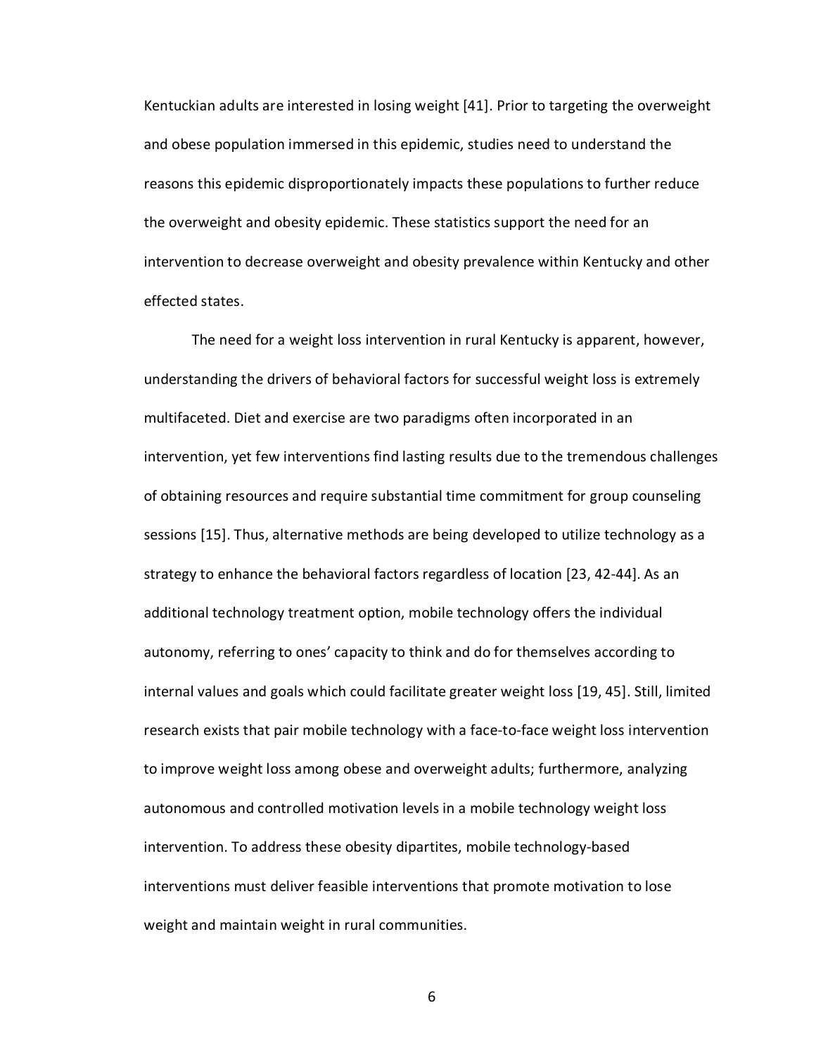Kentuckian adults are interested in losing weight [41]. Prior to targeting the overweight and obese population immersed in this epidemic, studies need to understand the reasons this epidemic disproportionately impacts these populations to further reduce the overweight and obesity epidemic. These statistics support the need for an intervention to decrease overweight and obesity prevalence within Kentucky and other effected states.

The need for a weight loss intervention in rural Kentucky is apparent, however, understanding the drivers of behavioral factors for successful weight loss is extremely multifaceted. Diet and exercise are two paradigms often incorporated in an intervention, yet few interventions find lasting results due to the tremendous challenges of obtaining resources and require substantial time commitment for group counseling sessions [15]. Thus, alternative methods are being developed to utilize technology as a strategy to enhance the behavioral factors regardless of location [23, 42-44]. As an additional technology treatment option, mobile technology offers the individual autonomy, referring to ones' capacity to think and do for themselves according to internal values and goals which could facilitate greater weight loss [19, 45]. Still, limited research exists that pair mobile technology with a face-to-face weight loss intervention to improve weight loss among obese and overweight adults; furthermore, analyzing autonomous and controlled motivation levels in a mobile technology weight loss intervention. To address these obesity dipartites, mobile technology-based interventions must deliver feasible interventions that promote motivation to lose weight and maintain weight in rural communities.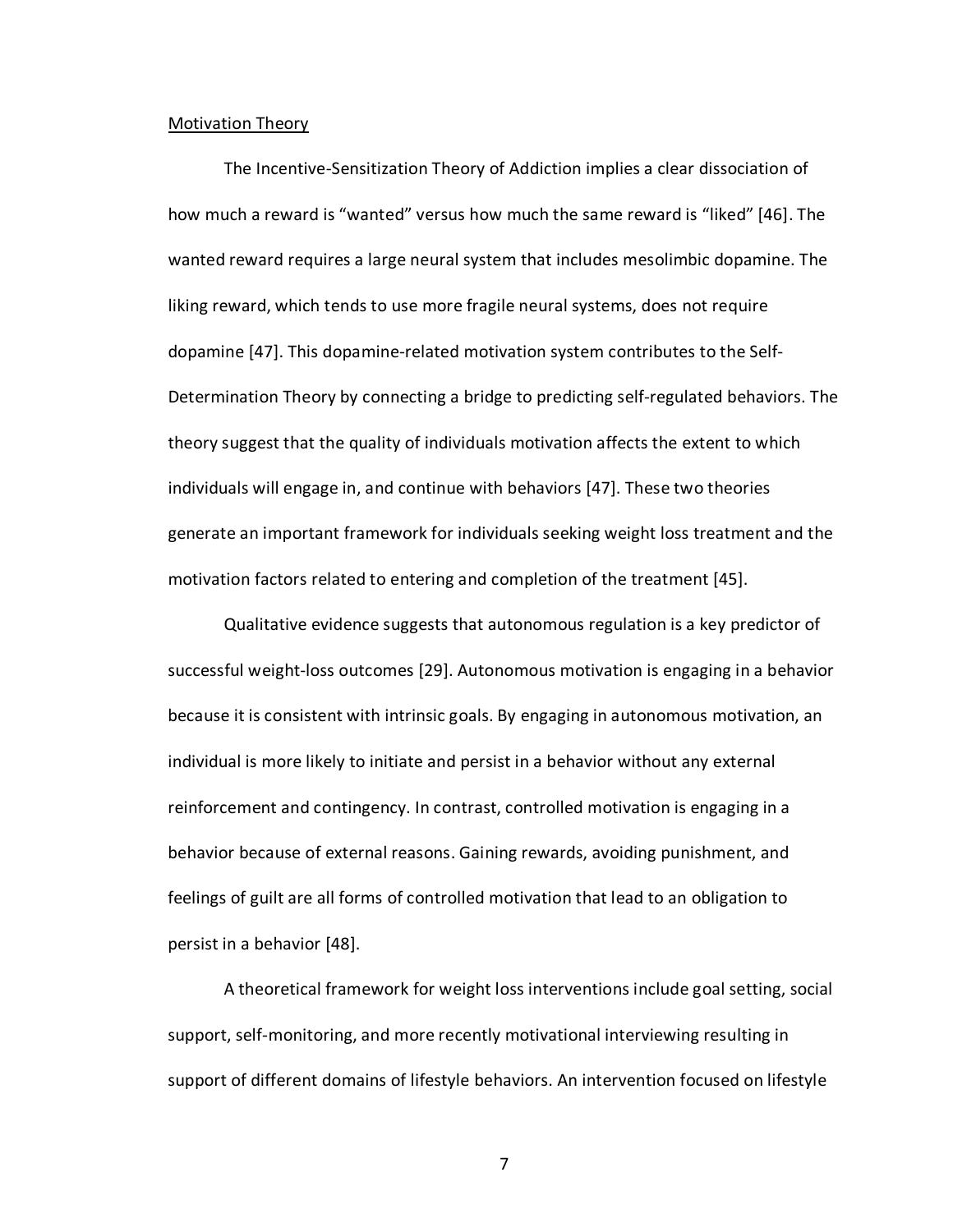Motivation Theory

The Incentive-Sensitization Theory of Addiction implies a clear dissociation of how much a reward is "wanted" versus how much the same reward is "liked" [46]. The wanted reward requires a large neural system that includes mesolimbic dopamine. The liking reward, which tends to use more fragile neural systems, does not require dopamine [47]. This dopamine-related motivation system contributes to the Self-Determination Theory by connecting a bridge to predicting self-regulated behaviors. The theory suggest that the quality of individuals motivation affects the extent to which individuals will engage in, and continue with behaviors [47]. These two theories generate an important framework for individuals seeking weight loss treatment and the motivation factors related to entering and completion of the treatment [45].

Qualitative evidence suggests that autonomous regulation is a key predictor of successful weight-loss outcomes [29]. Autonomous motivation is engaging in a behavior because it is consistent with intrinsic goals. By engaging in autonomous motivation, an individual is more likely to initiate and persist in a behavior without any external reinforcement and contingency. In contrast, controlled motivation is engaging in a behavior because of external reasons. Gaining rewards, avoiding punishment, and feelings of guilt are all forms of controlled motivation that lead to an obligation to persist in a behavior [48].

A theoretical framework for weight loss interventions include goal setting, social support, self-monitoring, and more recently motivational interviewing resulting in support of different domains of lifestyle behaviors. An intervention focused on lifestyle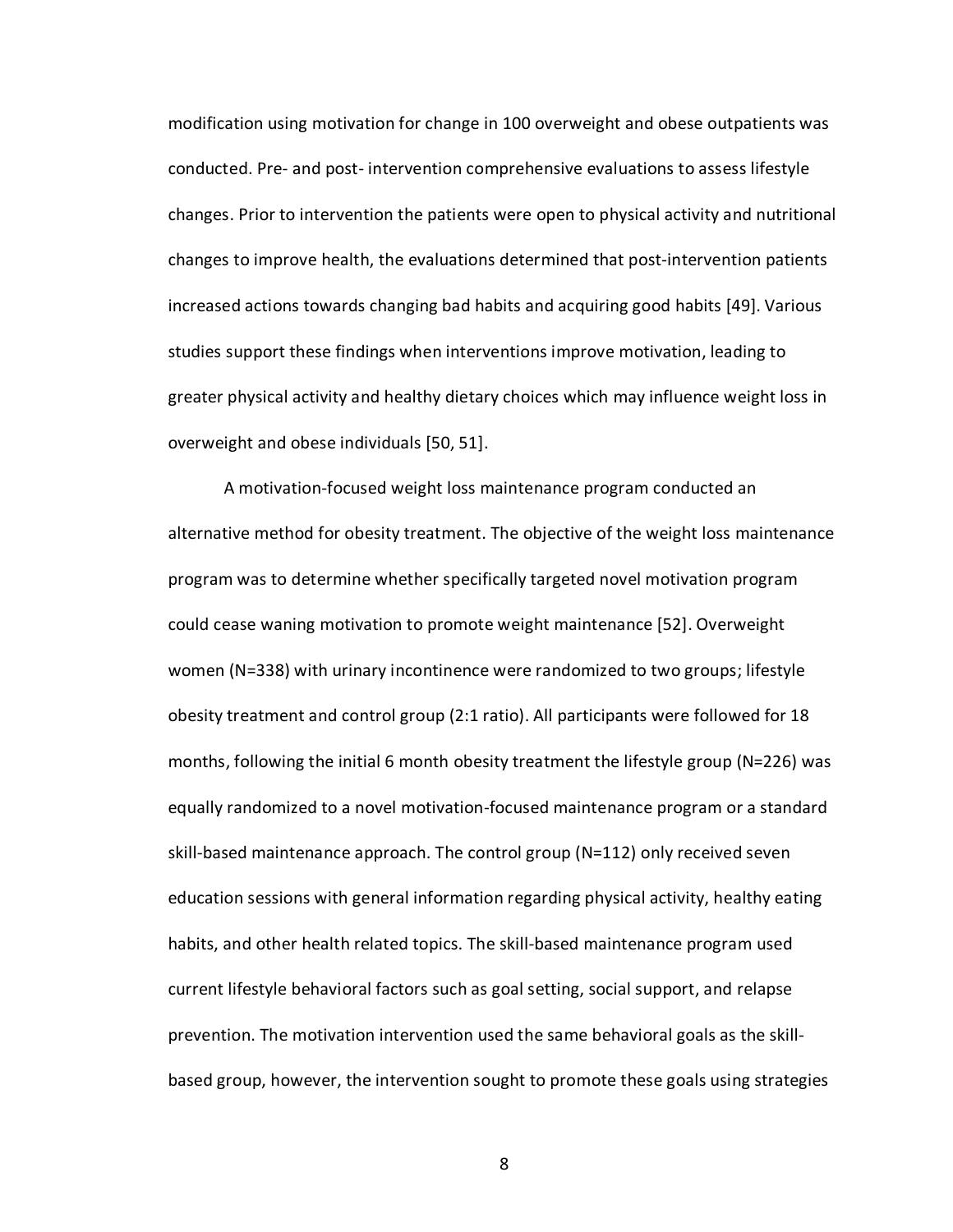modification using motivation for change in 100 overweight and obese outpatients was conducted. Pre- and post- intervention comprehensive evaluations to assess lifestyle changes. Prior to intervention the patients were open to physical activity and nutritional changes to improve health, the evaluations determined that post-intervention patients increased actions towards changing bad habits and acquiring good habits [49]. Various studies support these findings when interventions improve motivation, leading to greater physical activity and healthy dietary choices which may influence weight loss in overweight and obese individuals [50, 51].

A motivation-focused weight loss maintenance program conducted an alternative method for obesity treatment. The objective of the weight loss maintenance program was to determine whether specifically targeted novel motivation program could cease waning motivation to promote weight maintenance [52]. Overweight women (N=338) with urinary incontinence were randomized to two groups; lifestyle obesity treatment and control group (2:1 ratio). All participants were followed for 18 months, following the initial 6 month obesity treatment the lifestyle group (N=226) was equally randomized to a novel motivation-focused maintenance program or a standard skill-based maintenance approach. The control group (N=112) only received seven education sessions with general information regarding physical activity, healthy eating habits, and other health related topics. The skill-based maintenance program used current lifestyle behavioral factors such as goal setting, social support, and relapse prevention. The motivation intervention used the same behavioral goals as the skill-based group, however, the intervention sought to promote these goals using strategies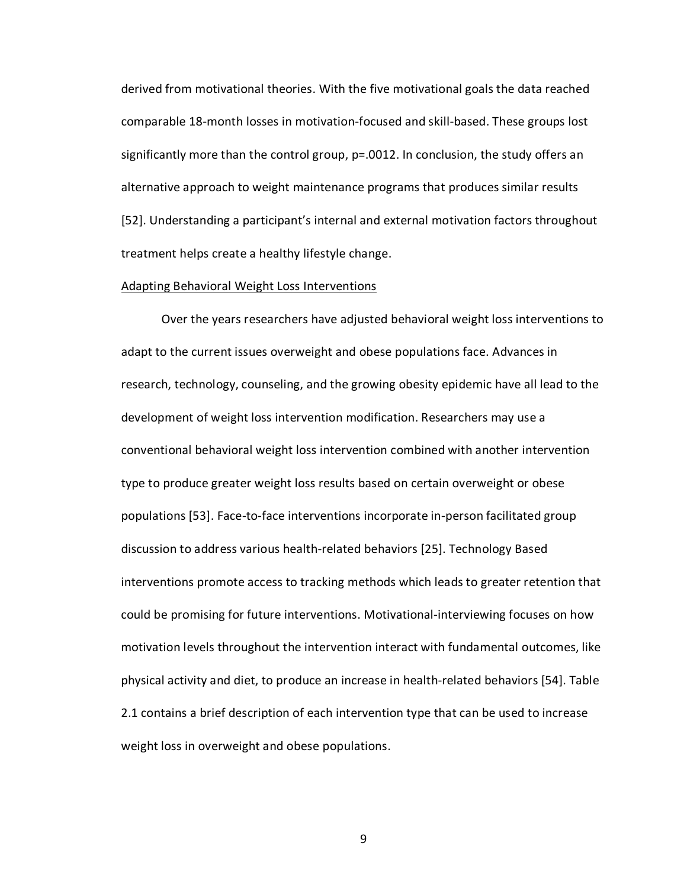derived from motivational theories. With the five motivational goals the data reached comparable 18-month losses in motivation-focused and skill-based. These groups lost significantly more than the control group, p=.0012. In conclusion, the study offers an alternative approach to weight maintenance programs that produces similar results [52]. Understanding a participant's internal and external motivation factors throughout treatment helps create a healthy lifestyle change.

<u>Adapting Behavioral Weight Loss Interventions</u>

Over the years researchers have adjusted behavioral weight loss interventions to adapt to the current issues overweight and obese populations face. Advances in research, technology, counseling, and the growing obesity epidemic have all lead to the development of weight loss intervention modification. Researchers may use a conventional behavioral weight loss intervention combined with another intervention type to produce greater weight loss results based on certain overweight or obese populations [53]. Face-to-face interventions incorporate in-person facilitated group discussion to address various health-related behaviors [25]. Technology Based interventions promote access to tracking methods which leads to greater retention that could be promising for future interventions. Motivational-interviewing focuses on how motivation levels throughout the intervention interact with fundamental outcomes, like physical activity and diet, to produce an increase in health-related behaviors [54]. Table 2.1 contains a brief description of each intervention type that can be used to increase weight loss in overweight and obese populations.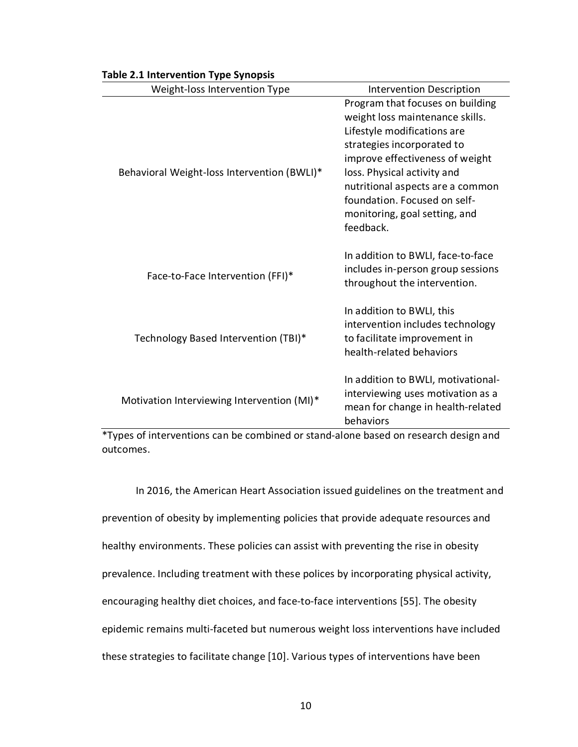**Table 2.1 Intervention Type Synopsis**

| Weight-loss Intervention Type | Intervention Description |
|---|---|
| Behavioral Weight-loss Intervention (BWLI)* | Program that focuses on building weight loss maintenance skills. Lifestyle modifications are strategies incorporated to improve effectiveness of weight loss. Physical activity and nutritional aspects are a common foundation. Focused on self-monitoring, goal setting, and feedback. |
| Face-to-Face Intervention (FFI)* | In addition to BWLI, face-to-face includes in-person group sessions throughout the intervention. |
| Technology Based Intervention (TBI)* | In addition to BWLI, this intervention includes technology to facilitate improvement in health-related behaviors |
| Motivation Interviewing Intervention (MI)* | In addition to BWLI, motivational-interviewing uses motivation as a mean for change in health-related behaviors |

*Types of interventions can be combined or stand-alone based on research design and outcomes.

In 2016, the American Heart Association issued guidelines on the treatment and prevention of obesity by implementing policies that provide adequate resources and healthy environments. These policies can assist with preventing the rise in obesity prevalence. Including treatment with these polices by incorporating physical activity, encouraging healthy diet choices, and face-to-face interventions [55]. The obesity epidemic remains multi-faceted but numerous weight loss interventions have included these strategies to facilitate change [10]. Various types of interventions have been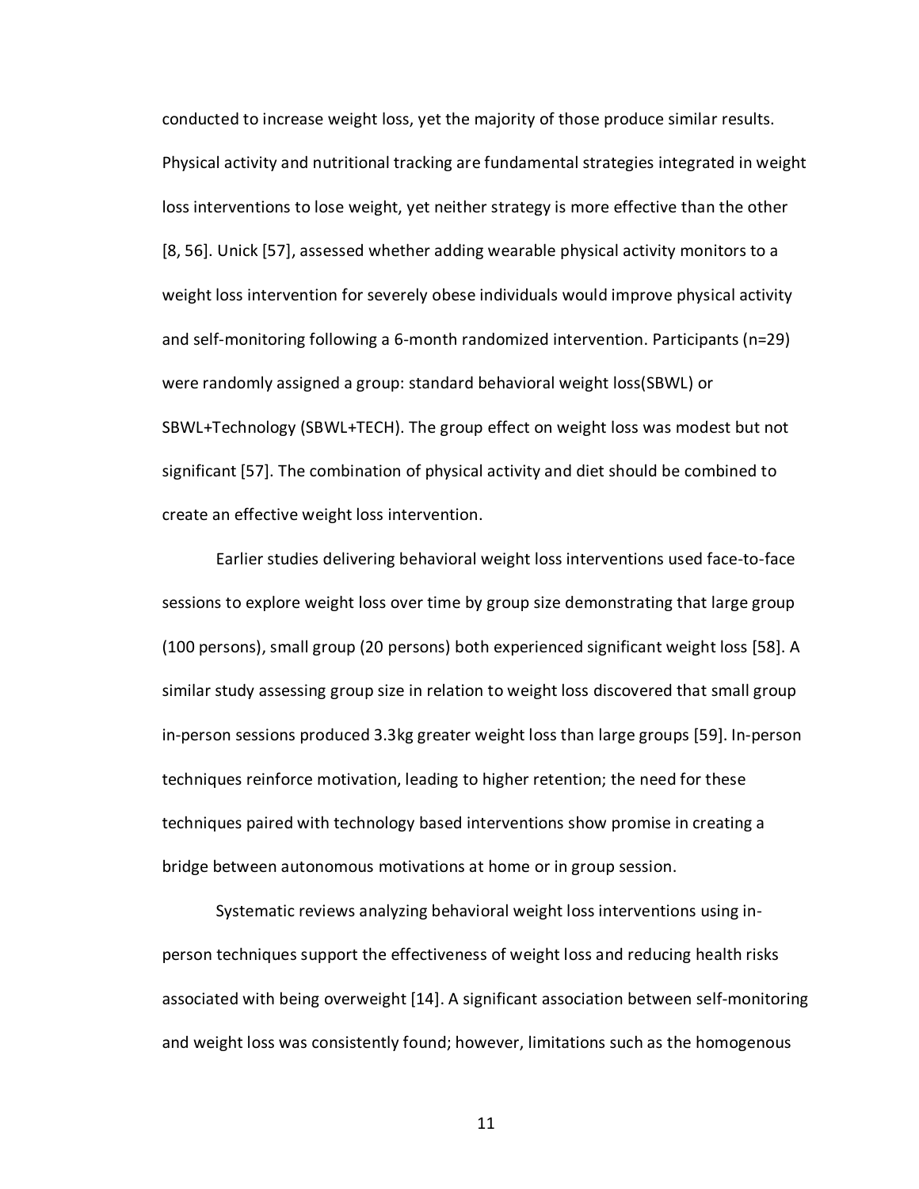conducted to increase weight loss, yet the majority of those produce similar results. Physical activity and nutritional tracking are fundamental strategies integrated in weight loss interventions to lose weight, yet neither strategy is more effective than the other [8, 56]. Unick [57], assessed whether adding wearable physical activity monitors to a weight loss intervention for severely obese individuals would improve physical activity and self-monitoring following a 6-month randomized intervention. Participants (n=29) were randomly assigned a group: standard behavioral weight loss(SBWL) or SBWL+Technology (SBWL+TECH). The group effect on weight loss was modest but not significant [57]. The combination of physical activity and diet should be combined to create an effective weight loss intervention.

Earlier studies delivering behavioral weight loss interventions used face-to-face sessions to explore weight loss over time by group size demonstrating that large group (100 persons), small group (20 persons) both experienced significant weight loss [58]. A similar study assessing group size in relation to weight loss discovered that small group in-person sessions produced 3.3kg greater weight loss than large groups [59]. In-person techniques reinforce motivation, leading to higher retention; the need for these techniques paired with technology based interventions show promise in creating a bridge between autonomous motivations at home or in group session.

Systematic reviews analyzing behavioral weight loss interventions using in-person techniques support the effectiveness of weight loss and reducing health risks associated with being overweight [14]. A significant association between self-monitoring and weight loss was consistently found; however, limitations such as the homogenous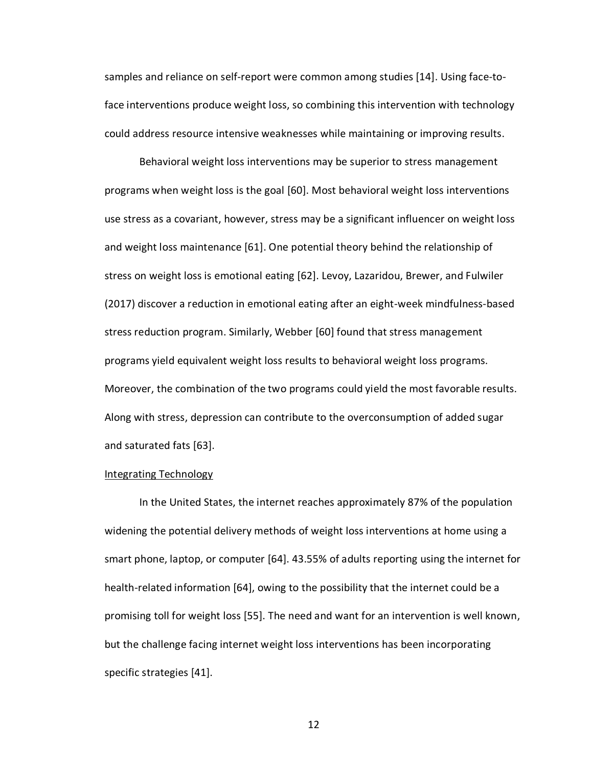samples and reliance on self-report were common among studies [14]. Using face-to-face interventions produce weight loss, so combining this intervention with technology could address resource intensive weaknesses while maintaining or improving results.

Behavioral weight loss interventions may be superior to stress management programs when weight loss is the goal [60]. Most behavioral weight loss interventions use stress as a covariant, however, stress may be a significant influencer on weight loss and weight loss maintenance [61]. One potential theory behind the relationship of stress on weight loss is emotional eating [62]. Levoy, Lazaridou, Brewer, and Fulwiler (2017) discover a reduction in emotional eating after an eight-week mindfulness-based stress reduction program. Similarly, Webber [60] found that stress management programs yield equivalent weight loss results to behavioral weight loss programs. Moreover, the combination of the two programs could yield the most favorable results. Along with stress, depression can contribute to the overconsumption of added sugar and saturated fats [63].

<u>Integrating Technology</u>

In the United States, the internet reaches approximately 87% of the population widening the potential delivery methods of weight loss interventions at home using a smart phone, laptop, or computer [64]. 43.55% of adults reporting using the internet for health-related information [64], owing to the possibility that the internet could be a promising toll for weight loss [55]. The need and want for an intervention is well known, but the challenge facing internet weight loss interventions has been incorporating specific strategies [41].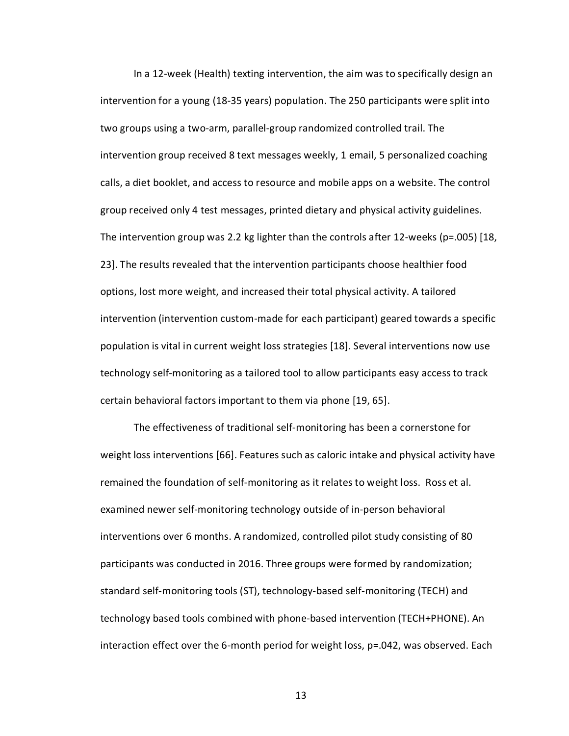In a 12-week (Health) texting intervention, the aim was to specifically design an intervention for a young (18-35 years) population. The 250 participants were split into two groups using a two-arm, parallel-group randomized controlled trail. The intervention group received 8 text messages weekly, 1 email, 5 personalized coaching calls, a diet booklet, and access to resource and mobile apps on a website. The control group received only 4 test messages, printed dietary and physical activity guidelines. The intervention group was 2.2 kg lighter than the controls after 12-weeks ($p=.005$) [18, 23]. The results revealed that the intervention participants choose healthier food options, lost more weight, and increased their total physical activity. A tailored intervention (intervention custom-made for each participant) geared towards a specific population is vital in current weight loss strategies [18]. Several interventions now use technology self-monitoring as a tailored tool to allow participants easy access to track certain behavioral factors important to them via phone [19, 65].

The effectiveness of traditional self-monitoring has been a cornerstone for weight loss interventions [66]. Features such as caloric intake and physical activity have remained the foundation of self-monitoring as it relates to weight loss. Ross et al. examined newer self-monitoring technology outside of in-person behavioral interventions over 6 months. A randomized, controlled pilot study consisting of 80 participants was conducted in 2016. Three groups were formed by randomization; standard self-monitoring tools (ST), technology-based self-monitoring (TECH) and technology based tools combined with phone-based intervention (TECH+PHONE). An interaction effect over the 6-month period for weight loss, $p=.042$, was observed. Each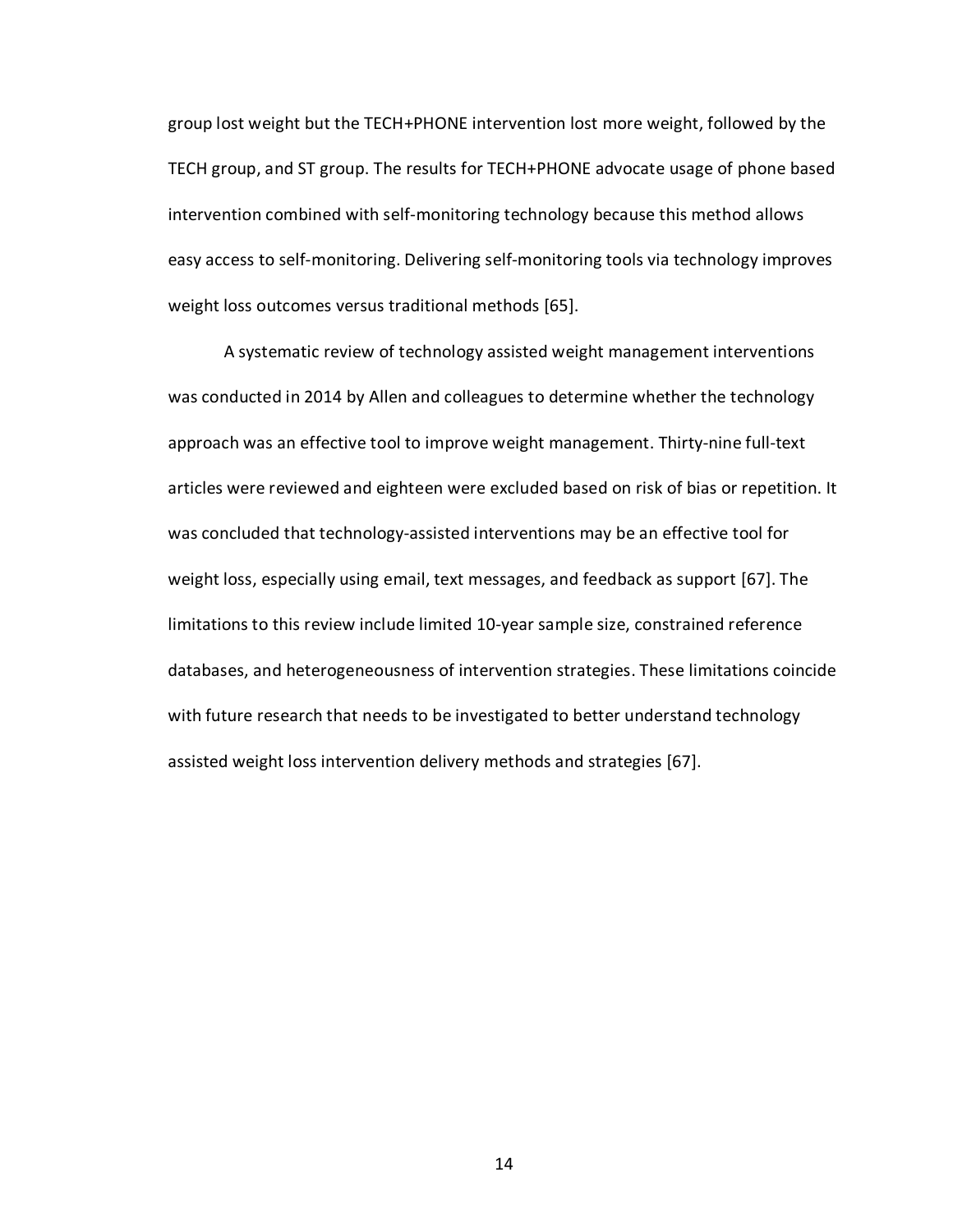group lost weight but the TECH+PHONE intervention lost more weight, followed by the TECH group, and ST group. The results for TECH+PHONE advocate usage of phone based intervention combined with self-monitoring technology because this method allows easy access to self-monitoring. Delivering self-monitoring tools via technology improves weight loss outcomes versus traditional methods [65].

A systematic review of technology assisted weight management interventions was conducted in 2014 by Allen and colleagues to determine whether the technology approach was an effective tool to improve weight management. Thirty-nine full-text articles were reviewed and eighteen were excluded based on risk of bias or repetition. It was concluded that technology-assisted interventions may be an effective tool for weight loss, especially using email, text messages, and feedback as support [67]. The limitations to this review include limited 10-year sample size, constrained reference databases, and heterogeneousness of intervention strategies. These limitations coincide with future research that needs to be investigated to better understand technology assisted weight loss intervention delivery methods and strategies [67].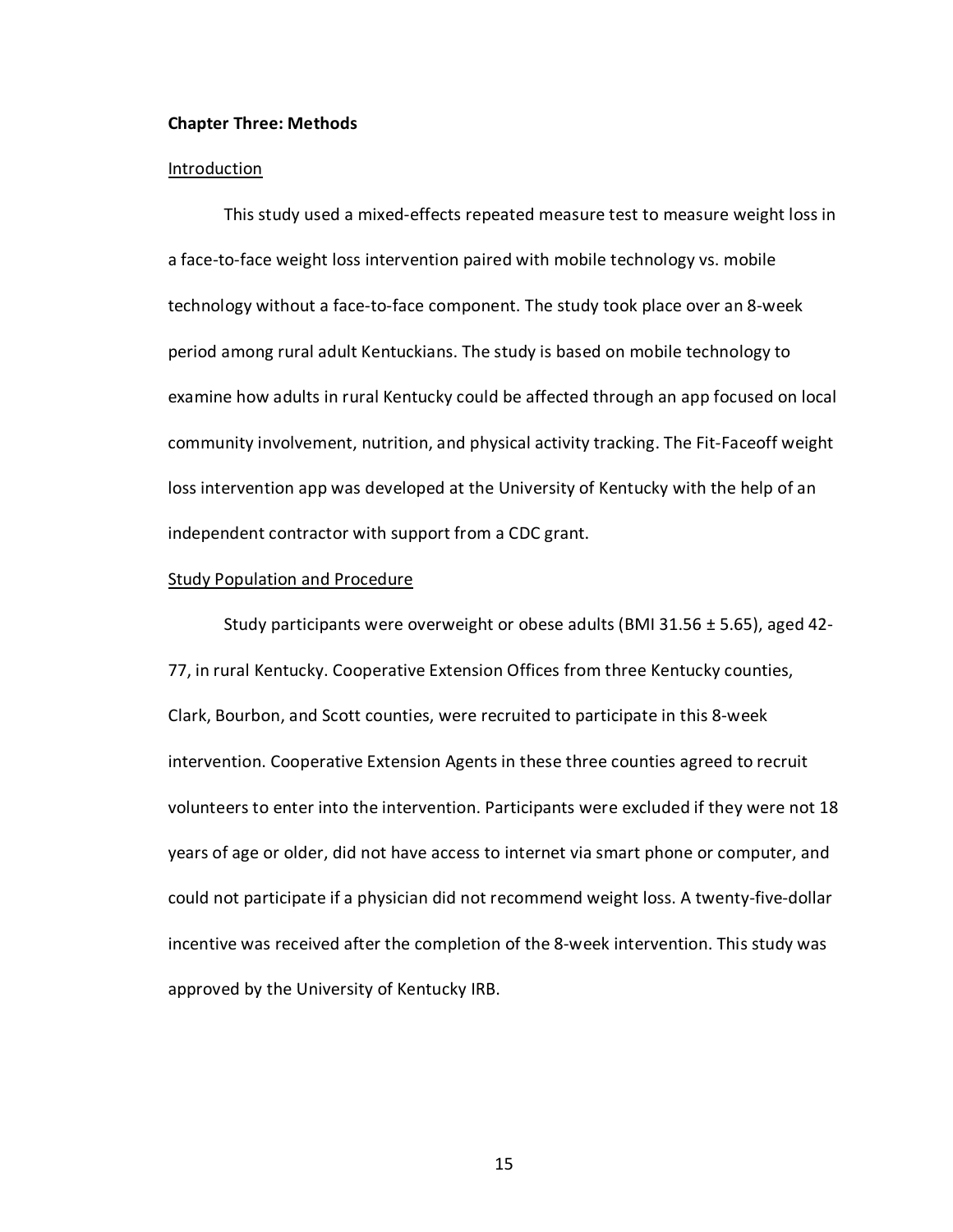## Chapter Three: Methods

### Introduction

This study used a mixed-effects repeated measure test to measure weight loss in a face-to-face weight loss intervention paired with mobile technology vs. mobile technology without a face-to-face component. The study took place over an 8-week period among rural adult Kentuckians. The study is based on mobile technology to examine how adults in rural Kentucky could be affected through an app focused on local community involvement, nutrition, and physical activity tracking. The Fit-Faceoff weight loss intervention app was developed at the University of Kentucky with the help of an independent contractor with support from a CDC grant.

### Study Population and Procedure

Study participants were overweight or obese adults (BMI 31.56 ± 5.65), aged 42-77, in rural Kentucky. Cooperative Extension Offices from three Kentucky counties, Clark, Bourbon, and Scott counties, were recruited to participate in this 8-week intervention. Cooperative Extension Agents in these three counties agreed to recruit volunteers to enter into the intervention. Participants were excluded if they were not 18 years of age or older, did not have access to internet via smart phone or computer, and could not participate if a physician did not recommend weight loss. A twenty-five-dollar incentive was received after the completion of the 8-week intervention. This study was approved by the University of Kentucky IRB.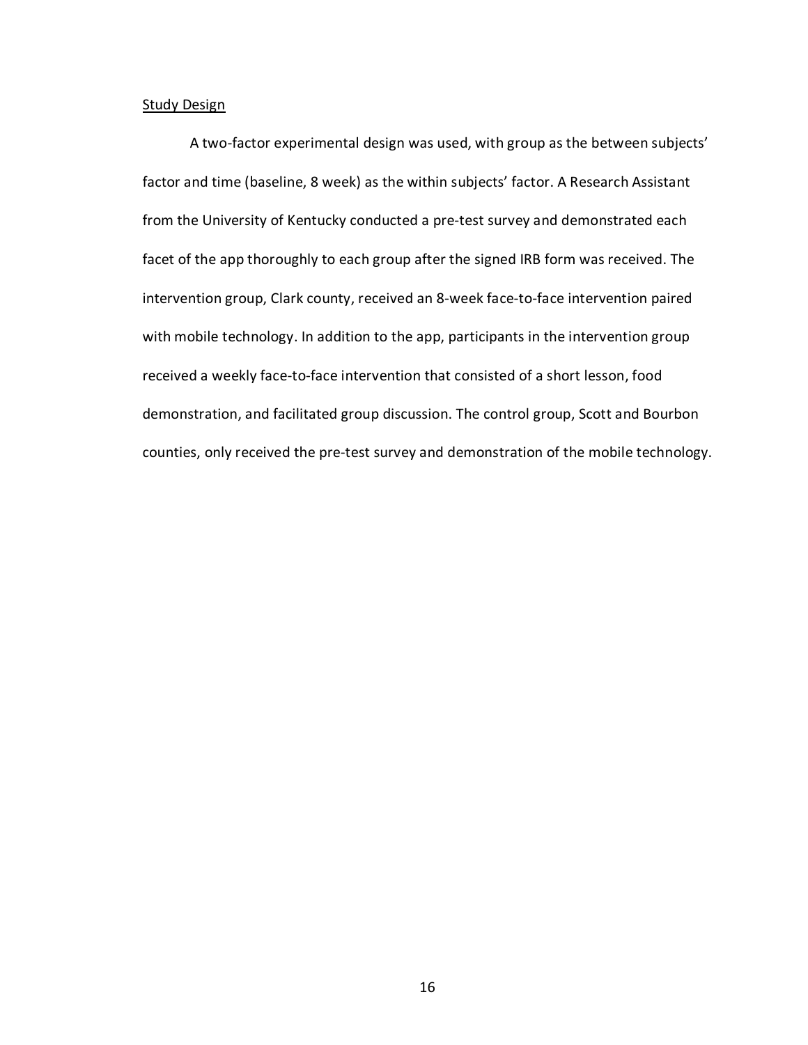Study Design

A two-factor experimental design was used, with group as the between subjects' factor and time (baseline, 8 week) as the within subjects' factor. A Research Assistant from the University of Kentucky conducted a pre-test survey and demonstrated each facet of the app thoroughly to each group after the signed IRB form was received. The intervention group, Clark county, received an 8-week face-to-face intervention paired with mobile technology. In addition to the app, participants in the intervention group received a weekly face-to-face intervention that consisted of a short lesson, food demonstration, and facilitated group discussion. The control group, Scott and Bourbon counties, only received the pre-test survey and demonstration of the mobile technology.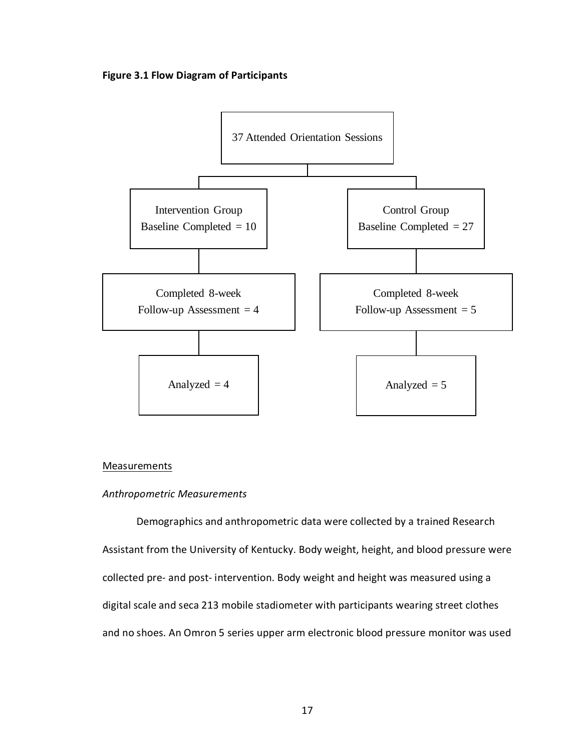**Figure 3.1 Flow Diagram of Participants**

37 Attended Orientation Sessions

| Intervention Group | Control Group |
| --- | --- |
| Baseline Completed = 10 | Baseline Completed = 27 |
| Completed 8-week Follow-up Assessment = 4 | Completed 8-week Follow-up Assessment = 5 |
| Analyzed = 4 | Analyzed = 5 |

<u>Measurements</u>

*Anthropometric Measurements*

Demographics and anthropometric data were collected by a trained Research Assistant from the University of Kentucky. Body weight, height, and blood pressure were collected pre- and post- intervention. Body weight and height was measured using a digital scale and seca 213 mobile stadiometer with participants wearing street clothes and no shoes. An Omron 5 series upper arm electronic blood pressure monitor was used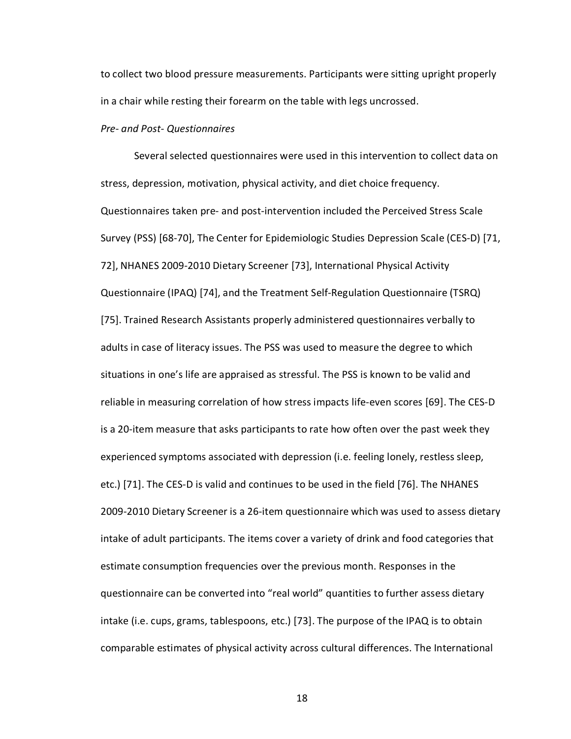to collect two blood pressure measurements. Participants were sitting upright properly in a chair while resting their forearm on the table with legs uncrossed.

*Pre- and Post- Questionnaires*

Several selected questionnaires were used in this intervention to collect data on stress, depression, motivation, physical activity, and diet choice frequency. Questionnaires taken pre- and post-intervention included the Perceived Stress Scale Survey (PSS) [68-70], The Center for Epidemiologic Studies Depression Scale (CES-D) [71, 72], NHANES 2009-2010 Dietary Screener [73], International Physical Activity Questionnaire (IPAQ) [74], and the Treatment Self-Regulation Questionnaire (TSRQ) [75]. Trained Research Assistants properly administered questionnaires verbally to adults in case of literacy issues. The PSS was used to measure the degree to which situations in one's life are appraised as stressful. The PSS is known to be valid and reliable in measuring correlation of how stress impacts life-even scores [69]. The CES-D is a 20-item measure that asks participants to rate how often over the past week they experienced symptoms associated with depression (i.e. feeling lonely, restless sleep, etc.) [71]. The CES-D is valid and continues to be used in the field [76]. The NHANES 2009-2010 Dietary Screener is a 26-item questionnaire which was used to assess dietary intake of adult participants. The items cover a variety of drink and food categories that estimate consumption frequencies over the previous month. Responses in the questionnaire can be converted into "real world" quantities to further assess dietary intake (i.e. cups, grams, tablespoons, etc.) [73]. The purpose of the IPAQ is to obtain comparable estimates of physical activity across cultural differences. The International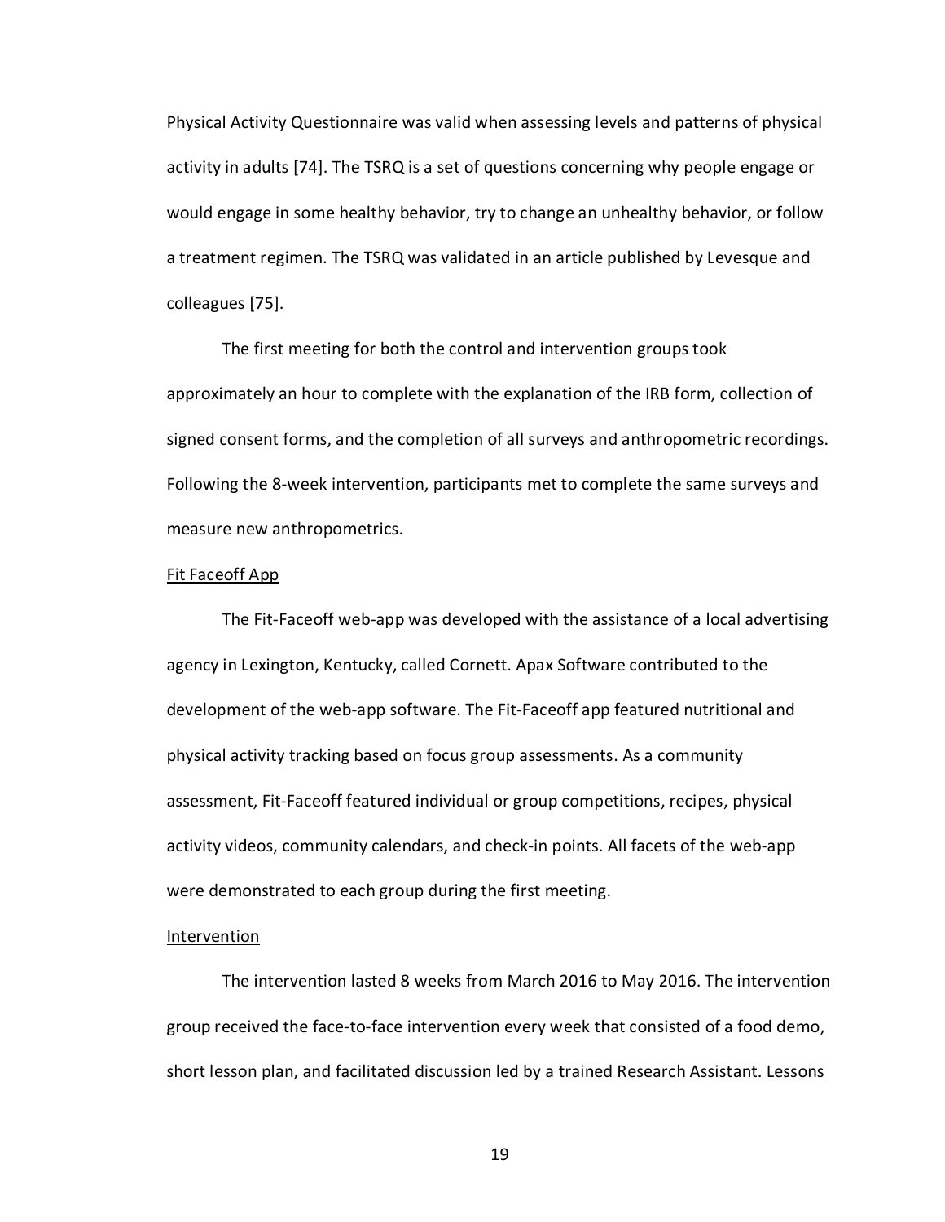Physical Activity Questionnaire was valid when assessing levels and patterns of physical activity in adults [74]. The TSRQ is a set of questions concerning why people engage or would engage in some healthy behavior, try to change an unhealthy behavior, or follow a treatment regimen. The TSRQ was validated in an article published by Levesque and colleagues [75].

The first meeting for both the control and intervention groups took approximately an hour to complete with the explanation of the IRB form, collection of signed consent forms, and the completion of all surveys and anthropometric recordings. Following the 8-week intervention, participants met to complete the same surveys and measure new anthropometrics.

<u>Fit Faceoff App</u>

The Fit-Faceoff web-app was developed with the assistance of a local advertising agency in Lexington, Kentucky, called Cornett. Apax Software contributed to the development of the web-app software. The Fit-Faceoff app featured nutritional and physical activity tracking based on focus group assessments. As a community assessment, Fit-Faceoff featured individual or group competitions, recipes, physical activity videos, community calendars, and check-in points. All facets of the web-app were demonstrated to each group during the first meeting.

<u>Intervention</u>

The intervention lasted 8 weeks from March 2016 to May 2016. The intervention group received the face-to-face intervention every week that consisted of a food demo, short lesson plan, and facilitated discussion led by a trained Research Assistant. Lessons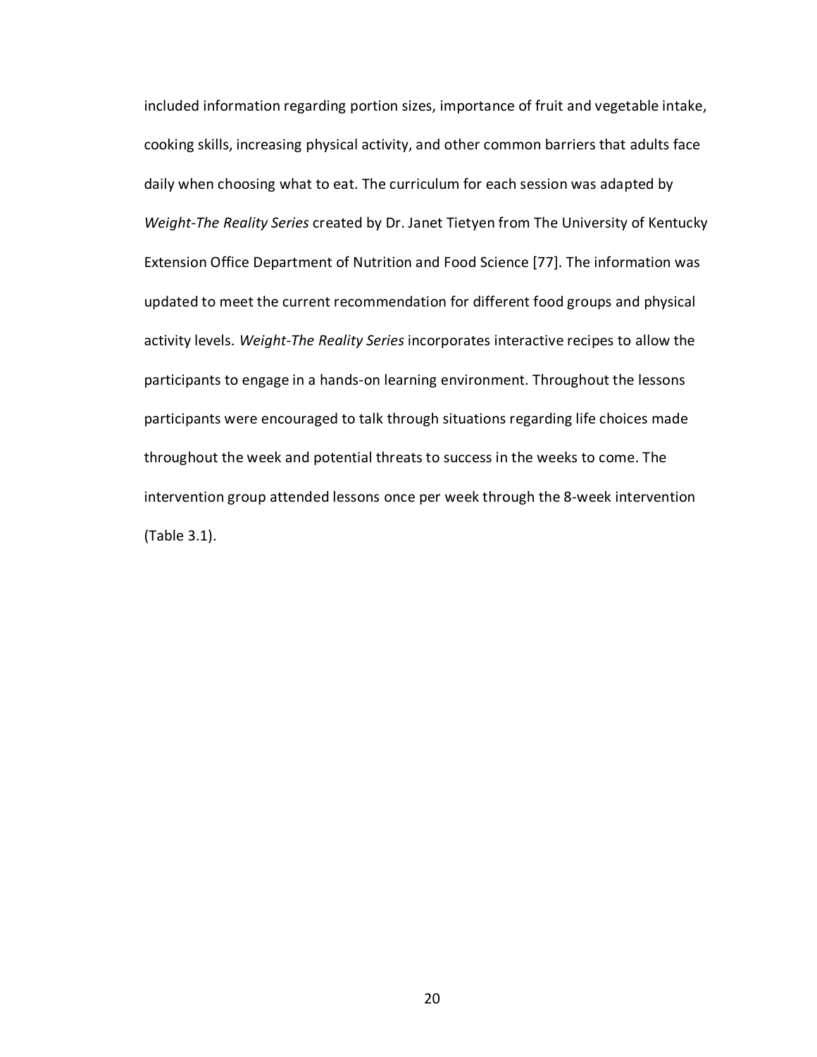included information regarding portion sizes, importance of fruit and vegetable intake, cooking skills, increasing physical activity, and other common barriers that adults face daily when choosing what to eat. The curriculum for each session was adapted by *Weight-The Reality Series* created by Dr. Janet Tietyen from The University of Kentucky Extension Office Department of Nutrition and Food Science [77]. The information was updated to meet the current recommendation for different food groups and physical activity levels. *Weight-The Reality Series* incorporates interactive recipes to allow the participants to engage in a hands-on learning environment. Throughout the lessons participants were encouraged to talk through situations regarding life choices made throughout the week and potential threats to success in the weeks to come. The intervention group attended lessons once per week through the 8-week intervention (Table 3.1).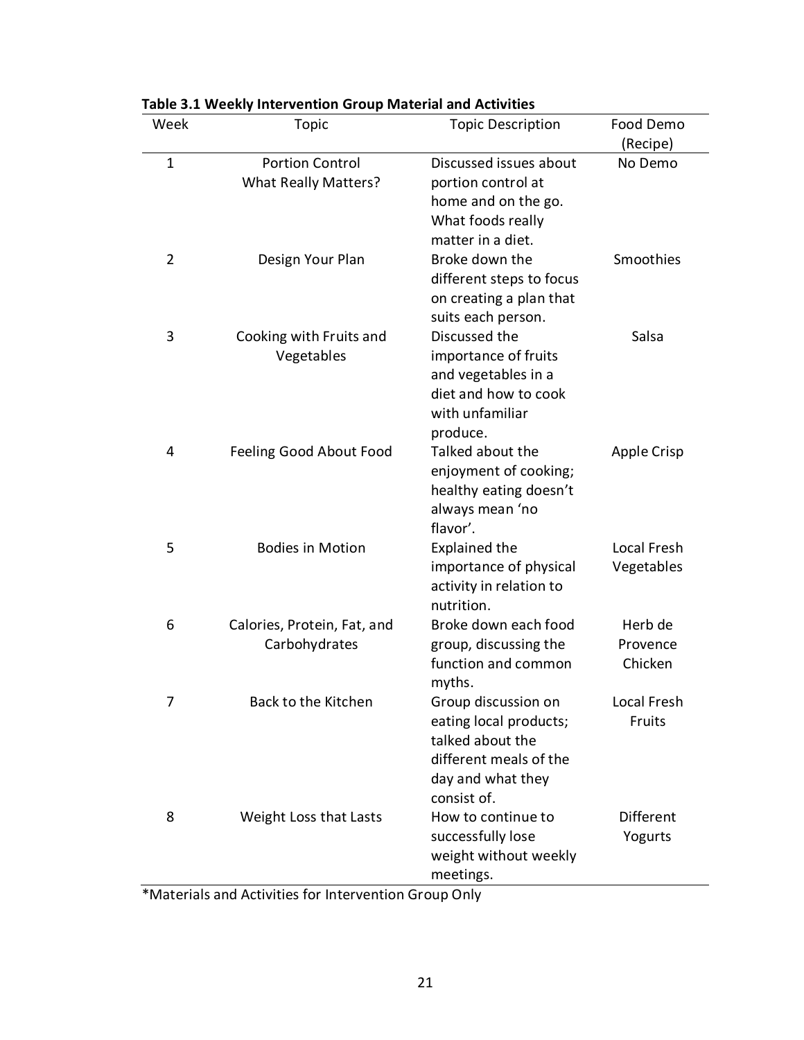**Table 3.1 Weekly Intervention Group Material and Activities**

| Week | Topic | Topic Description | Food Demo (Recipe) |
|---|---|---|---|
| 1 | Portion Control What Really Matters? | Discussed issues about portion control at home and on the go. What foods really matter in a diet. | No Demo |
| 2 | Design Your Plan | Broke down the different steps to focus on creating a plan that suits each person. | Smoothies |
| 3 | Cooking with Fruits and Vegetables | Discussed the importance of fruits and vegetables in a diet and how to cook with unfamiliar produce. | Salsa |
| 4 | Feeling Good About Food | Talked about the enjoyment of cooking; healthy eating doesn't always mean 'no flavor'. | Apple Crisp |
| 5 | Bodies in Motion | Explained the importance of physical activity in relation to nutrition. | Local Fresh Vegetables |
| 6 | Calories, Protein, Fat, and Carbohydrates | Broke down each food group, discussing the function and common myths. | Herb de Provence Chicken |
| 7 | Back to the Kitchen | Group discussion on eating local products; talked about the different meals of the day and what they consist of. | Local Fresh Fruits |
| 8 | Weight Loss that Lasts | How to continue to successfully lose weight without weekly meetings. | Different Yogurts |

*Materials and Activities for Intervention Group Only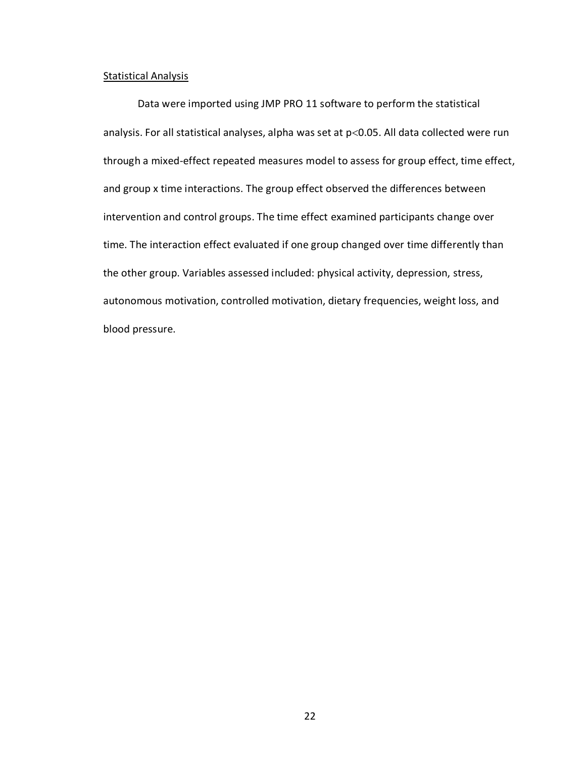Statistical Analysis

Data were imported using JMP PRO 11 software to perform the statistical analysis. For all statistical analyses, alpha was set at $p<0.05$. All data collected were run through a mixed-effect repeated measures model to assess for group effect, time effect, and group x time interactions. The group effect observed the differences between intervention and control groups. The time effect examined participants change over time. The interaction effect evaluated if one group changed over time differently than the other group. Variables assessed included: physical activity, depression, stress, autonomous motivation, controlled motivation, dietary frequencies, weight loss, and blood pressure.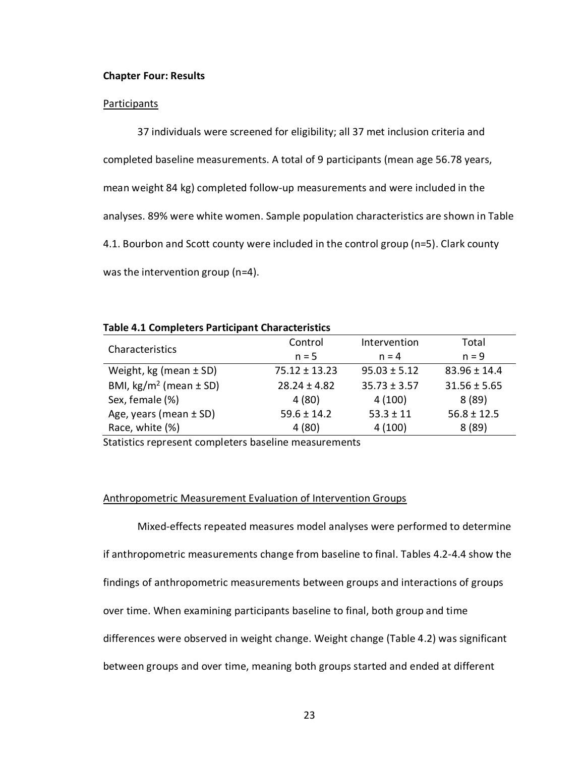**Chapter Four: Results**

Participants

37 individuals were screened for eligibility; all 37 met inclusion criteria and completed baseline measurements. A total of 9 participants (mean age 56.78 years, mean weight 84 kg) completed follow-up measurements and were included in the analyses. 89% were white women. Sample population characteristics are shown in Table 4.1. Bourbon and Scott county were included in the control group (n=5). Clark county was the intervention group (n=4).

**Table 4.1 Completers Participant Characteristics**

| Characteristics | Control n = 5 | Intervention n = 4 | Total n = 9 |
|---|---|---|---|
| Weight, kg (mean ± SD) | 75.12 ± 13.23 | 95.03 ± 5.12 | 83.96 ± 14.4 |
| BMI, kg/m$^2$ (mean ± SD) | 28.24 ± 4.82 | 35.73 ± 3.57 | 31.56 ± 5.65 |
| Sex, female (%) | 4 (80) | 4 (100) | 8 (89) |
| Age, years (mean ± SD) | 59.6 ± 14.2 | 53.3 ± 11 | 56.8 ± 12.5 |
| Race, white (%) | 4 (80) | 4 (100) | 8 (89) |

Statistics represent completers baseline measurements

Anthropometric Measurement Evaluation of Intervention Groups

Mixed-effects repeated measures model analyses were performed to determine if anthropometric measurements change from baseline to final. Tables 4.2-4.4 show the findings of anthropometric measurements between groups and interactions of groups over time. When examining participants baseline to final, both group and time differences were observed in weight change. Weight change (Table 4.2) was significant between groups and over time, meaning both groups started and ended at different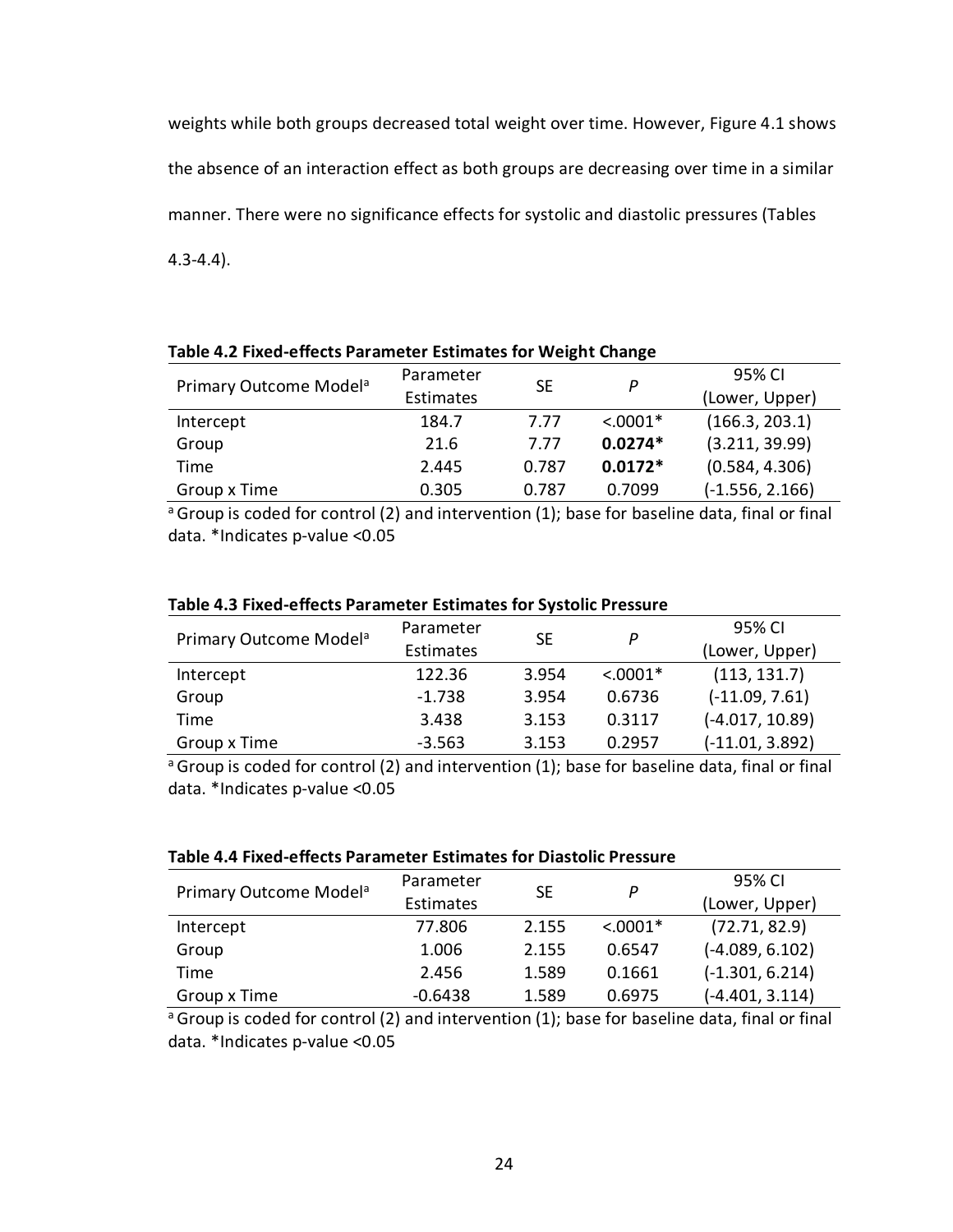weights while both groups decreased total weight over time. However, Figure 4.1 shows the absence of an interaction effect as both groups are decreasing over time in a similar manner. There were no significance effects for systolic and diastolic pressures (Tables 4.3-4.4).

**Table 4.2 Fixed-effects Parameter Estimates for Weight Change**

| Primary Outcome Model[a] | Parameter Estimates | SE | *P* | 95% CI (Lower, Upper) |
|---|---|---|---|---|
| Intercept | 184.7 | 7.77 | <.0001* | (166.3, 203.1) |
| Group | 21.6 | 7.77 | **0.0274*** | (3.211, 39.99) |
| Time | 2.445 | 0.787 | **0.0172*** | (0.584, 4.306) |
| Group x Time | 0.305 | 0.787 | 0.7099 | (-1.556, 2.166) |

[a] Group is coded for control (2) and intervention (1); base for baseline data, final or final data. *Indicates p-value <0.05

**Table 4.3 Fixed-effects Parameter Estimates for Systolic Pressure**

| Primary Outcome Model[a] | Parameter Estimates | SE | *P* | 95% CI (Lower, Upper) |
|---|---|---|---|---|
| Intercept | 122.36 | 3.954 | <.0001* | (113, 131.7) |
| Group | -1.738 | 3.954 | 0.6736 | (-11.09, 7.61) |
| Time | 3.438 | 3.153 | 0.3117 | (-4.017, 10.89) |
| Group x Time | -3.563 | 3.153 | 0.2957 | (-11.01, 3.892) |

[a] Group is coded for control (2) and intervention (1); base for baseline data, final or final data. *Indicates p-value <0.05

**Table 4.4 Fixed-effects Parameter Estimates for Diastolic Pressure**

| Primary Outcome Model[a] | Parameter Estimates | SE | *P* | 95% CI (Lower, Upper) |
|---|---|---|---|---|
| Intercept | 77.806 | 2.155 | <.0001* | (72.71, 82.9) |
| Group | 1.006 | 2.155 | 0.6547 | (-4.089, 6.102) |
| Time | 2.456 | 1.589 | 0.1661 | (-1.301, 6.214) |
| Group x Time | -0.6438 | 1.589 | 0.6975 | (-4.401, 3.114) |

[a] Group is coded for control (2) and intervention (1); base for baseline data, final or final data. *Indicates p-value <0.05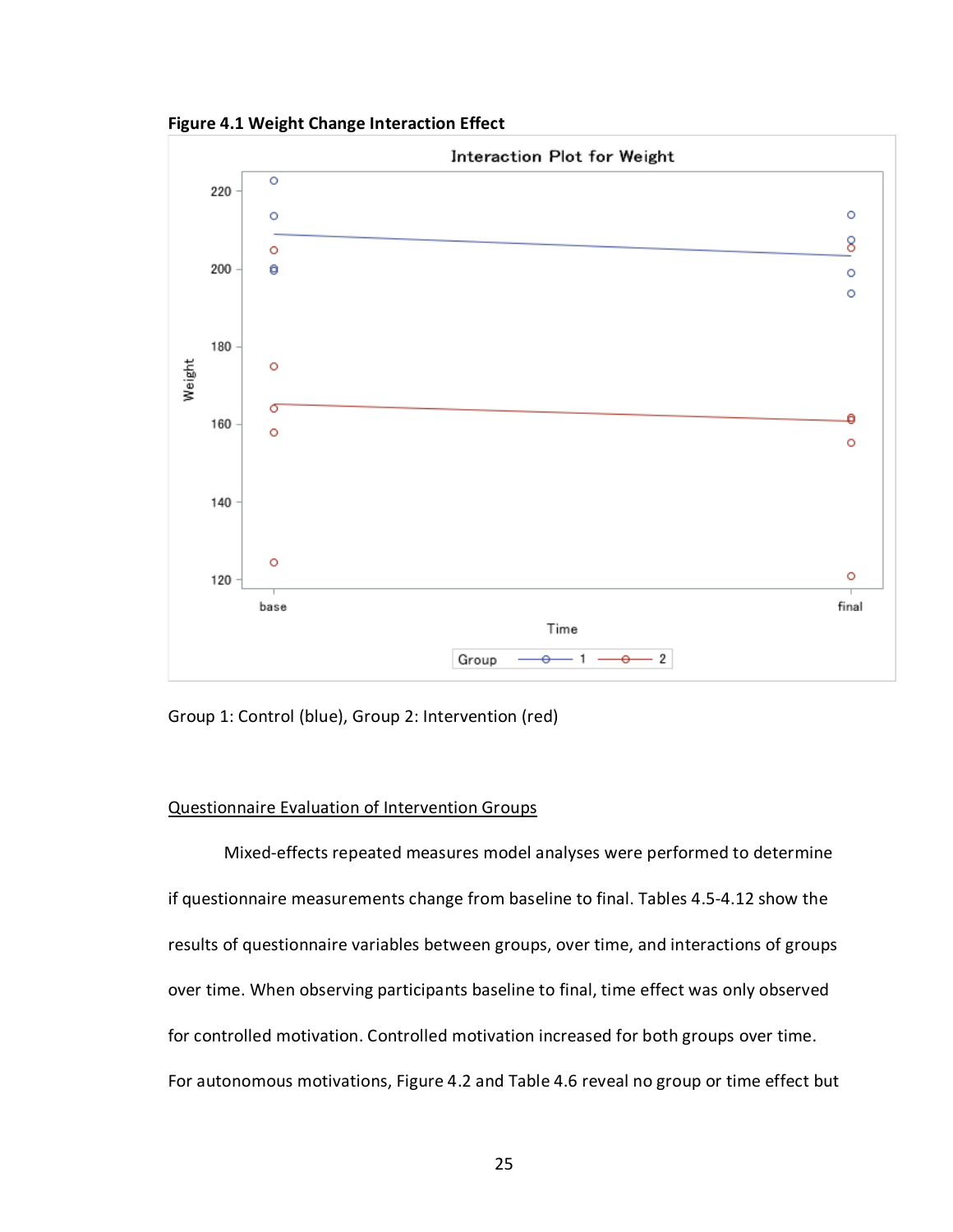**Figure 4.1 Weight Change Interaction Effect**

Group 1: Control (blue), Group 2: Intervention (red)

<u>Questionnaire Evaluation of Intervention Groups</u>

Mixed-effects repeated measures model analyses were performed to determine if questionnaire measurements change from baseline to final. Tables 4.5-4.12 show the results of questionnaire variables between groups, over time, and interactions of groups over time. When observing participants baseline to final, time effect was only observed for controlled motivation. Controlled motivation increased for both groups over time. For autonomous motivations, Figure 4.2 and Table 4.6 reveal no group or time effect but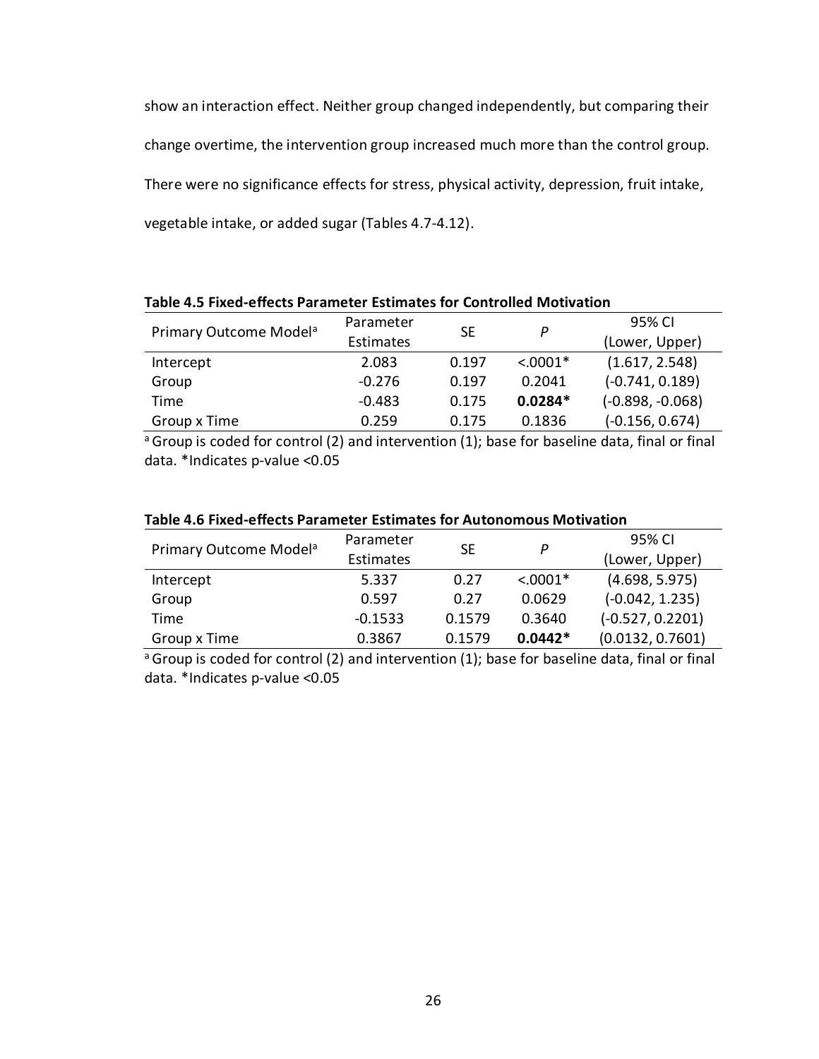show an interaction effect. Neither group changed independently, but comparing their change overtime, the intervention group increased much more than the control group. There were no significance effects for stress, physical activity, depression, fruit intake, vegetable intake, or added sugar (Tables 4.7-4.12).

**Table 4.5 Fixed-effects Parameter Estimates for Controlled Motivation**

| Primary Outcome Model[a] | Parameter Estimates | SE | *P* | 95% CI (Lower, Upper) |
|---|---|---|---|---|
| Intercept | 2.083 | 0.197 | <.0001* | (1.617, 2.548) |
| Group | -0.276 | 0.197 | 0.2041 | (-0.741, 0.189) |
| Time | -0.483 | 0.175 | **0.0284*** | (-0.898, -0.068) |
| Group x Time | 0.259 | 0.175 | 0.1836 | (-0.156, 0.674) |

[a] Group is coded for control (2) and intervention (1); base for baseline data, final or final data. *Indicates p-value <0.05

**Table 4.6 Fixed-effects Parameter Estimates for Autonomous Motivation**

| Primary Outcome Model[a] | Parameter Estimates | SE | *P* | 95% CI (Lower, Upper) |
|---|---|---|---|---|
| Intercept | 5.337 | 0.27 | <.0001* | (4.698, 5.975) |
| Group | 0.597 | 0.27 | 0.0629 | (-0.042, 1.235) |
| Time | -0.1533 | 0.1579 | 0.3640 | (-0.527, 0.2201) |
| Group x Time | 0.3867 | 0.1579 | **0.0442*** | (0.0132, 0.7601) |

[a] Group is coded for control (2) and intervention (1); base for baseline data, final or final data. *Indicates p-value <0.05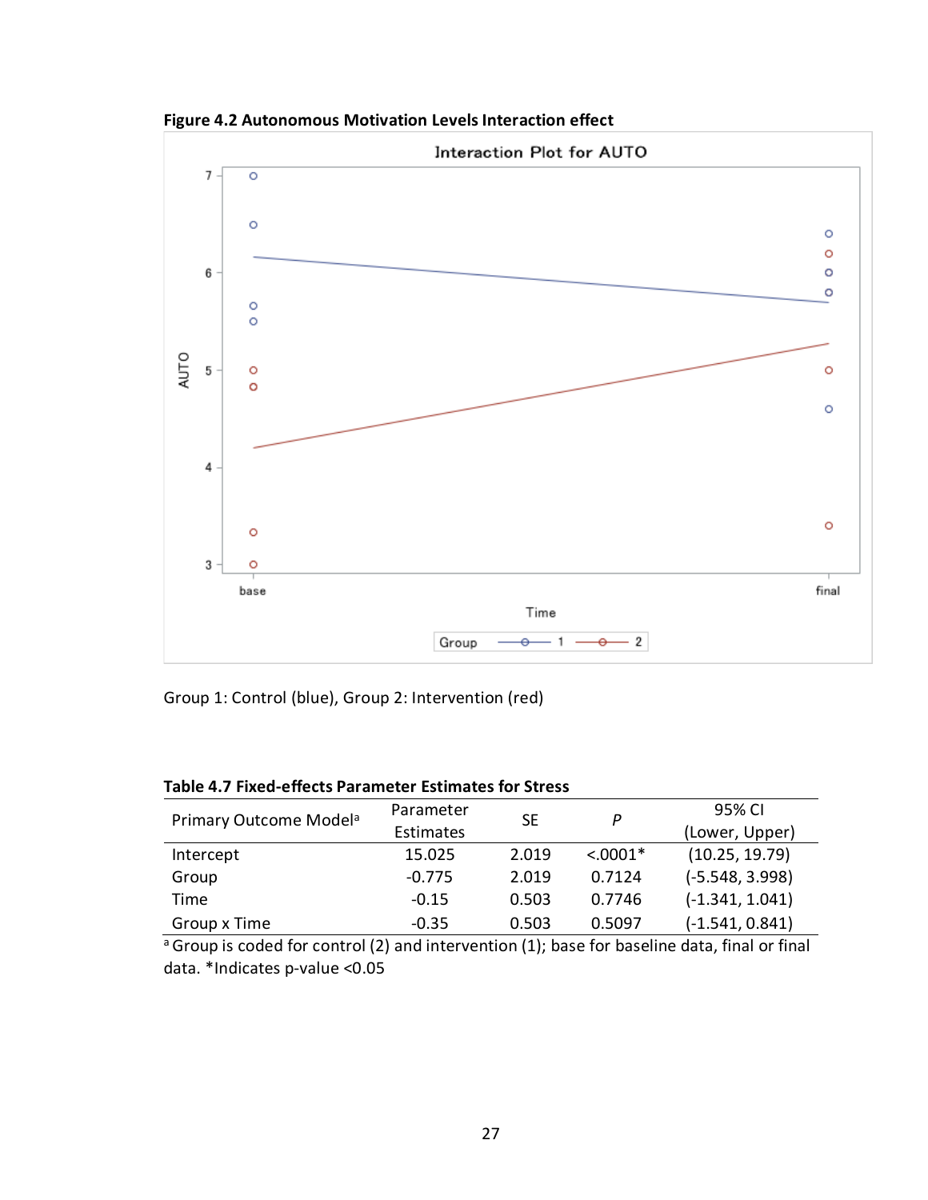**Figure 4.2 Autonomous Motivation Levels Interaction effect**

Group 1: Control (blue), Group 2: Intervention (red)

**Table 4.7 Fixed-effects Parameter Estimates for Stress**

| Primary Outcome Model[a] | Parameter Estimates | SE | *P* | 95% CI (Lower, Upper) |
|---|---|---|---|---|
| Intercept | 15.025 | 2.019 | <.0001* | (10.25, 19.79) |
| Group | -0.775 | 2.019 | 0.7124 | (-5.548, 3.998) |
| Time | -0.15 | 0.503 | 0.7746 | (-1.341, 1.041) |
| Group x Time | -0.35 | 0.503 | 0.5097 | (-1.541, 0.841) |

[a] Group is coded for control (2) and intervention (1); base for baseline data, final or final data. *Indicates p-value <0.05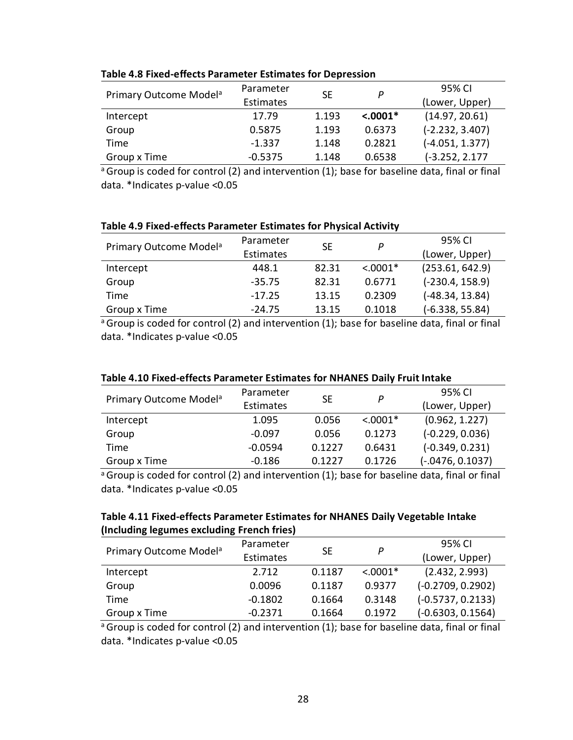**Table 4.8 Fixed-effects Parameter Estimates for Depression**

| Primary Outcome Model[a] | Parameter Estimates | SE | *P* | 95% CI (Lower, Upper) |
|---|---|---|---|---|
| Intercept | 17.79 | 1.193 | **<.0001*** | (14.97, 20.61) |
| Group | 0.5875 | 1.193 | 0.6373 | (-2.232, 3.407) |
| Time | -1.337 | 1.148 | 0.2821 | (-4.051, 1.377) |
| Group x Time | -0.5375 | 1.148 | 0.6538 | (-3.252, 2.177 |

[a] Group is coded for control (2) and intervention (1); base for baseline data, final or final data. *Indicates p-value <0.05

**Table 4.9 Fixed-effects Parameter Estimates for Physical Activity**

| Primary Outcome Model[a] | Parameter Estimates | SE | *P* | 95% CI (Lower, Upper) |
|---|---|---|---|---|
| Intercept | 448.1 | 82.31 | <.0001* | (253.61, 642.9) |
| Group | -35.75 | 82.31 | 0.6771 | (-230.4, 158.9) |
| Time | -17.25 | 13.15 | 0.2309 | (-48.34, 13.84) |
| Group x Time | -24.75 | 13.15 | 0.1018 | (-6.338, 55.84) |

[a] Group is coded for control (2) and intervention (1); base for baseline data, final or final data. *Indicates p-value <0.05

**Table 4.10 Fixed-effects Parameter Estimates for NHANES Daily Fruit Intake**

| Primary Outcome Model[a] | Parameter Estimates | SE | *P* | 95% CI (Lower, Upper) |
|---|---|---|---|---|
| Intercept | 1.095 | 0.056 | <.0001* | (0.962, 1.227) |
| Group | -0.097 | 0.056 | 0.1273 | (-0.229, 0.036) |
| Time | -0.0594 | 0.1227 | 0.6431 | (-0.349, 0.231) |
| Group x Time | -0.186 | 0.1227 | 0.1726 | (-.0476, 0.1037) |

[a] Group is coded for control (2) and intervention (1); base for baseline data, final or final data. *Indicates p-value <0.05

**Table 4.11 Fixed-effects Parameter Estimates for NHANES Daily Vegetable Intake (Including legumes excluding French fries)**

| Primary Outcome Model[a] | Parameter Estimates | SE | *P* | 95% CI (Lower, Upper) |
|---|---|---|---|---|
| Intercept | 2.712 | 0.1187 | <.0001* | (2.432, 2.993) |
| Group | 0.0096 | 0.1187 | 0.9377 | (-0.2709, 0.2902) |
| Time | -0.1802 | 0.1664 | 0.3148 | (-0.5737, 0.2133) |
| Group x Time | -0.2371 | 0.1664 | 0.1972 | (-0.6303, 0.1564) |

[a] Group is coded for control (2) and intervention (1); base for baseline data, final or final data. *Indicates p-value <0.05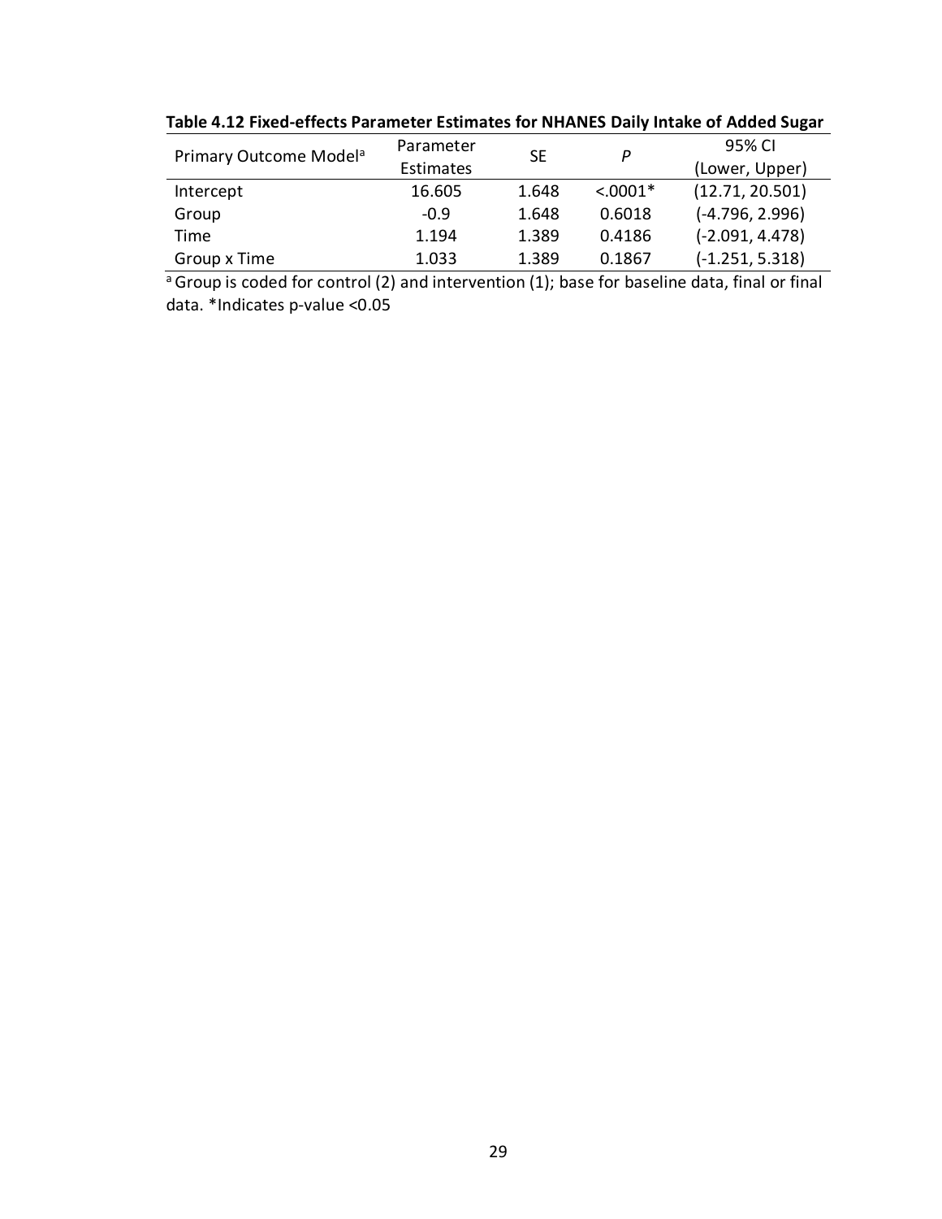**Table 4.12 Fixed-effects Parameter Estimates for NHANES Daily Intake of Added Sugar**

| Primary Outcome Model[a] | Parameter Estimates | SE | *P* | 95% CI (Lower, Upper) |
|---|---|---|---|---|
| Intercept | 16.605 | 1.648 | <.0001* | (12.71, 20.501) |
| Group | -0.9 | 1.648 | 0.6018 | (-4.796, 2.996) |
| Time | 1.194 | 1.389 | 0.4186 | (-2.091, 4.478) |
| Group x Time | 1.033 | 1.389 | 0.1867 | (-1.251, 5.318) |

[a] Group is coded for control (2) and intervention (1); base for baseline data, final or final data. *Indicates p-value <0.05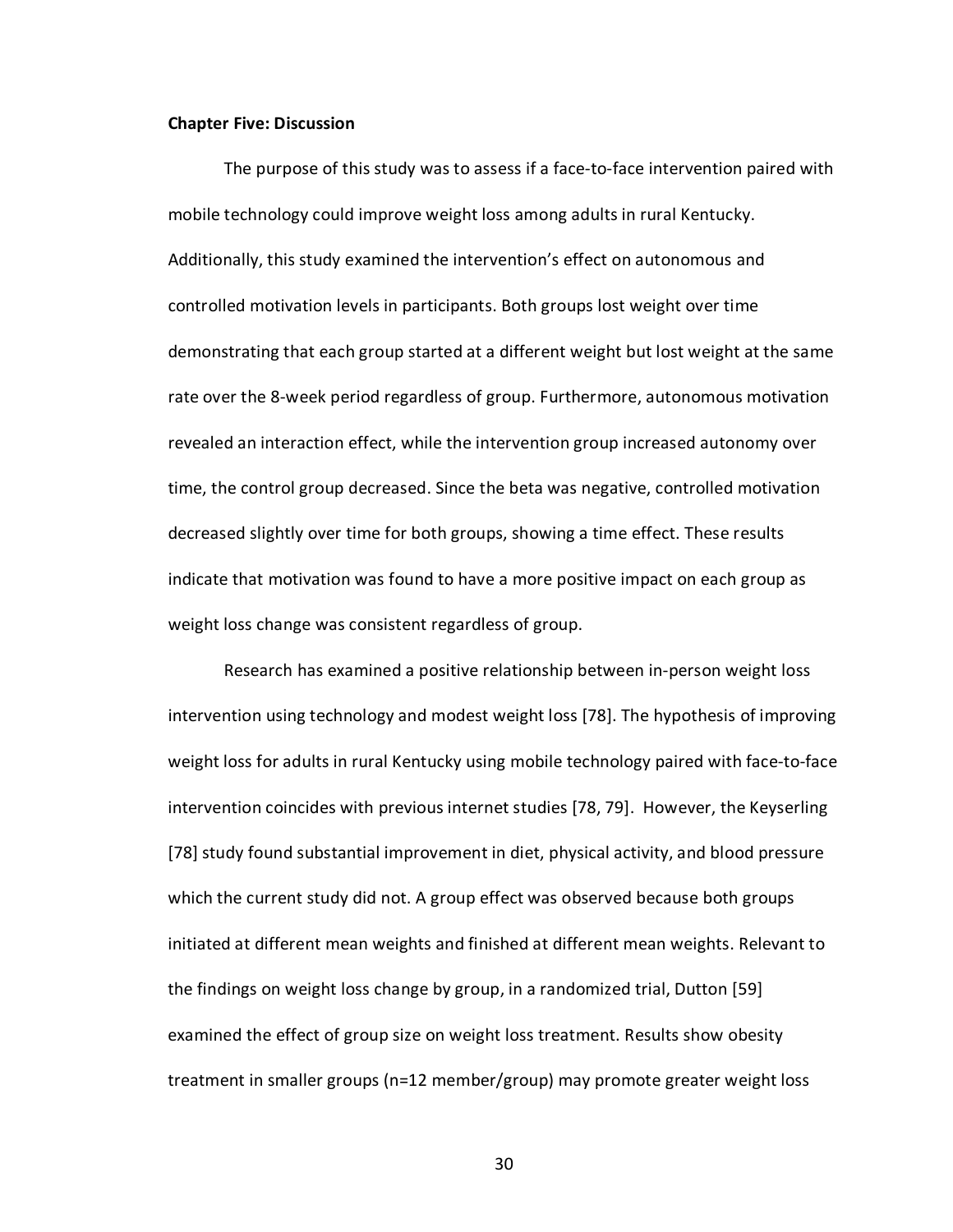**Chapter Five: Discussion**

The purpose of this study was to assess if a face-to-face intervention paired with mobile technology could improve weight loss among adults in rural Kentucky. Additionally, this study examined the intervention's effect on autonomous and controlled motivation levels in participants. Both groups lost weight over time demonstrating that each group started at a different weight but lost weight at the same rate over the 8-week period regardless of group. Furthermore, autonomous motivation revealed an interaction effect, while the intervention group increased autonomy over time, the control group decreased. Since the beta was negative, controlled motivation decreased slightly over time for both groups, showing a time effect. These results indicate that motivation was found to have a more positive impact on each group as weight loss change was consistent regardless of group.

Research has examined a positive relationship between in-person weight loss intervention using technology and modest weight loss [78]. The hypothesis of improving weight loss for adults in rural Kentucky using mobile technology paired with face-to-face intervention coincides with previous internet studies [78, 79]. However, the Keyserling [78] study found substantial improvement in diet, physical activity, and blood pressure which the current study did not. A group effect was observed because both groups initiated at different mean weights and finished at different mean weights. Relevant to the findings on weight loss change by group, in a randomized trial, Dutton [59] examined the effect of group size on weight loss treatment. Results show obesity treatment in smaller groups (n=12 member/group) may promote greater weight loss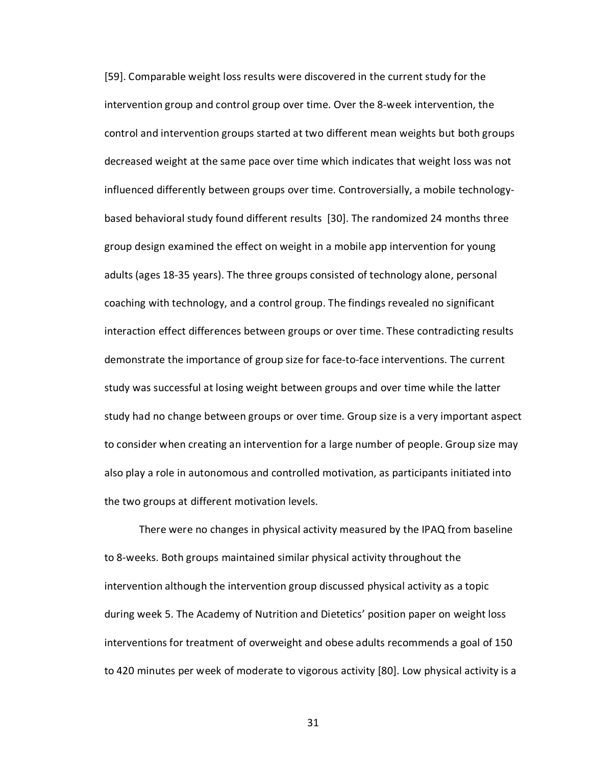[59]. Comparable weight loss results were discovered in the current study for the intervention group and control group over time. Over the 8-week intervention, the control and intervention groups started at two different mean weights but both groups decreased weight at the same pace over time which indicates that weight loss was not influenced differently between groups over time. Controversially, a mobile technology-based behavioral study found different results [30]. The randomized 24 months three group design examined the effect on weight in a mobile app intervention for young adults (ages 18-35 years). The three groups consisted of technology alone, personal coaching with technology, and a control group. The findings revealed no significant interaction effect differences between groups or over time. These contradicting results demonstrate the importance of group size for face-to-face interventions. The current study was successful at losing weight between groups and over time while the latter study had no change between groups or over time. Group size is a very important aspect to consider when creating an intervention for a large number of people. Group size may also play a role in autonomous and controlled motivation, as participants initiated into the two groups at different motivation levels.

There were no changes in physical activity measured by the IPAQ from baseline to 8-weeks. Both groups maintained similar physical activity throughout the intervention although the intervention group discussed physical activity as a topic during week 5. The Academy of Nutrition and Dietetics' position paper on weight loss interventions for treatment of overweight and obese adults recommends a goal of 150 to 420 minutes per week of moderate to vigorous activity [80]. Low physical activity is a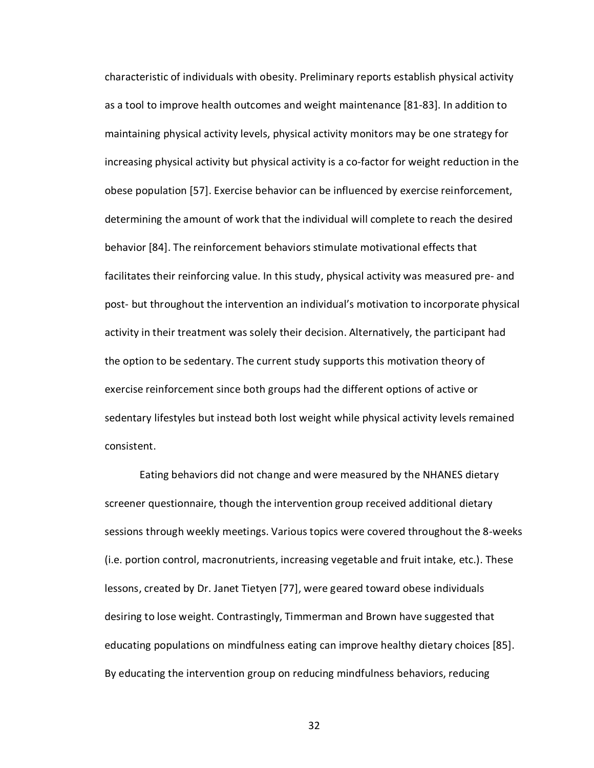characteristic of individuals with obesity. Preliminary reports establish physical activity as a tool to improve health outcomes and weight maintenance [81-83]. In addition to maintaining physical activity levels, physical activity monitors may be one strategy for increasing physical activity but physical activity is a co-factor for weight reduction in the obese population [57]. Exercise behavior can be influenced by exercise reinforcement, determining the amount of work that the individual will complete to reach the desired behavior [84]. The reinforcement behaviors stimulate motivational effects that facilitates their reinforcing value. In this study, physical activity was measured pre- and post- but throughout the intervention an individual's motivation to incorporate physical activity in their treatment was solely their decision. Alternatively, the participant had the option to be sedentary. The current study supports this motivation theory of exercise reinforcement since both groups had the different options of active or sedentary lifestyles but instead both lost weight while physical activity levels remained consistent.

Eating behaviors did not change and were measured by the NHANES dietary screener questionnaire, though the intervention group received additional dietary sessions through weekly meetings. Various topics were covered throughout the 8-weeks (i.e. portion control, macronutrients, increasing vegetable and fruit intake, etc.). These lessons, created by Dr. Janet Tietyen [77], were geared toward obese individuals desiring to lose weight. Contrastingly, Timmerman and Brown have suggested that educating populations on mindfulness eating can improve healthy dietary choices [85]. By educating the intervention group on reducing mindfulness behaviors, reducing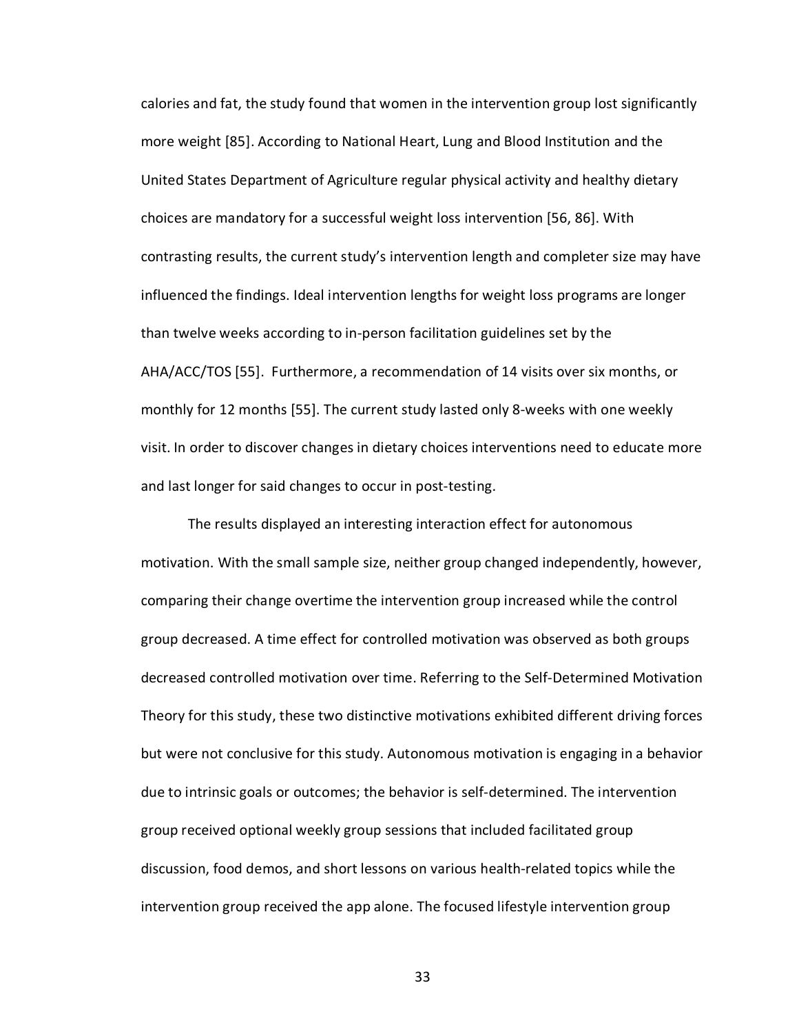calories and fat, the study found that women in the intervention group lost significantly more weight [85]. According to National Heart, Lung and Blood Institution and the United States Department of Agriculture regular physical activity and healthy dietary choices are mandatory for a successful weight loss intervention [56, 86]. With contrasting results, the current study's intervention length and completer size may have influenced the findings. Ideal intervention lengths for weight loss programs are longer than twelve weeks according to in-person facilitation guidelines set by the AHA/ACC/TOS [55]. Furthermore, a recommendation of 14 visits over six months, or monthly for 12 months [55]. The current study lasted only 8-weeks with one weekly visit. In order to discover changes in dietary choices interventions need to educate more and last longer for said changes to occur in post-testing.

The results displayed an interesting interaction effect for autonomous motivation. With the small sample size, neither group changed independently, however, comparing their change overtime the intervention group increased while the control group decreased. A time effect for controlled motivation was observed as both groups decreased controlled motivation over time. Referring to the Self-Determined Motivation Theory for this study, these two distinctive motivations exhibited different driving forces but were not conclusive for this study. Autonomous motivation is engaging in a behavior due to intrinsic goals or outcomes; the behavior is self-determined. The intervention group received optional weekly group sessions that included facilitated group discussion, food demos, and short lessons on various health-related topics while the intervention group received the app alone. The focused lifestyle intervention group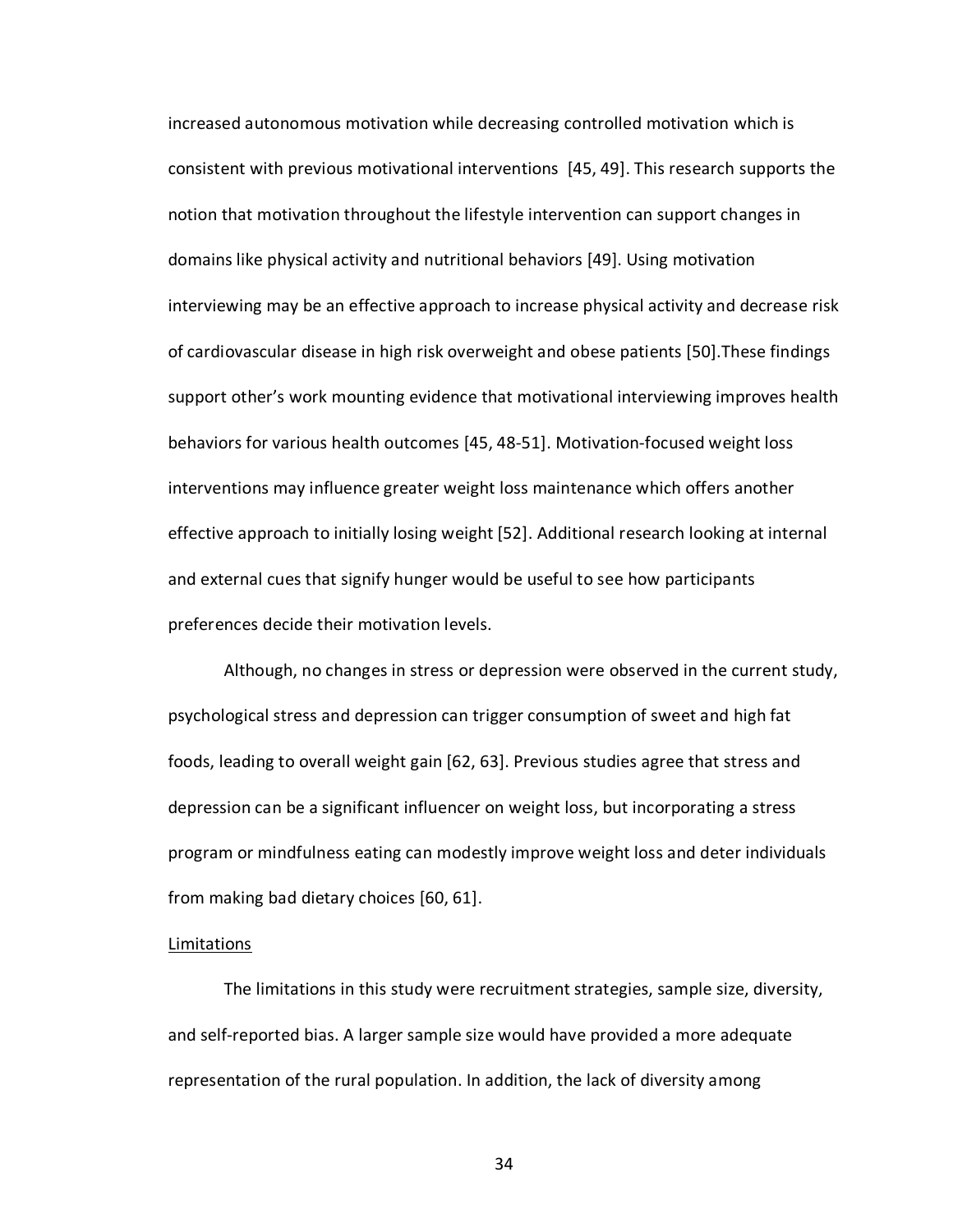increased autonomous motivation while decreasing controlled motivation which is consistent with previous motivational interventions [45, 49]. This research supports the notion that motivation throughout the lifestyle intervention can support changes in domains like physical activity and nutritional behaviors [49]. Using motivation interviewing may be an effective approach to increase physical activity and decrease risk of cardiovascular disease in high risk overweight and obese patients [50].These findings support other's work mounting evidence that motivational interviewing improves health behaviors for various health outcomes [45, 48-51]. Motivation-focused weight loss interventions may influence greater weight loss maintenance which offers another effective approach to initially losing weight [52]. Additional research looking at internal and external cues that signify hunger would be useful to see how participants preferences decide their motivation levels.

Although, no changes in stress or depression were observed in the current study, psychological stress and depression can trigger consumption of sweet and high fat foods, leading to overall weight gain [62, 63]. Previous studies agree that stress and depression can be a significant influencer on weight loss, but incorporating a stress program or mindfulness eating can modestly improve weight loss and deter individuals from making bad dietary choices [60, 61].

<u>Limitations</u>

The limitations in this study were recruitment strategies, sample size, diversity, and self-reported bias. A larger sample size would have provided a more adequate representation of the rural population. In addition, the lack of diversity among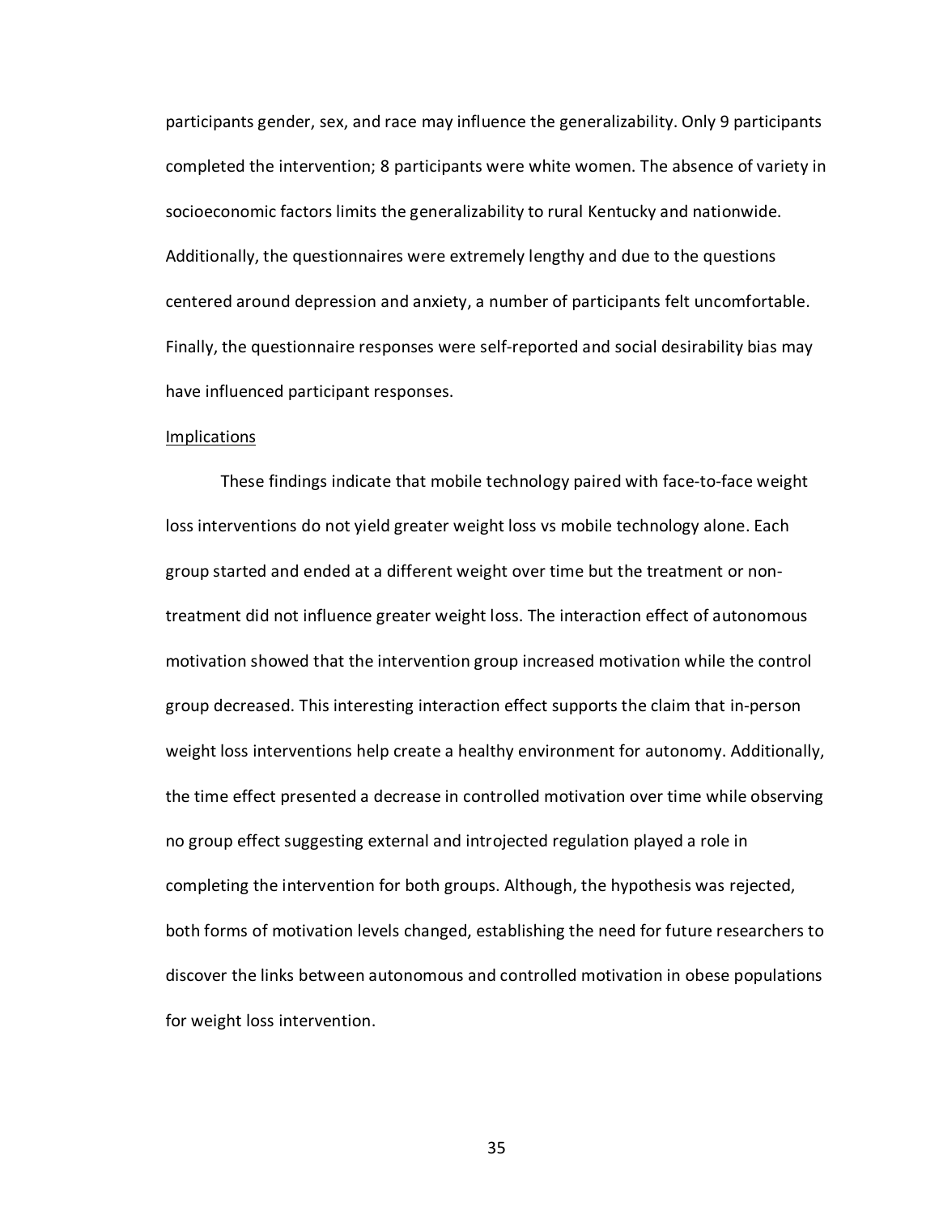participants gender, sex, and race may influence the generalizability. Only 9 participants completed the intervention; 8 participants were white women. The absence of variety in socioeconomic factors limits the generalizability to rural Kentucky and nationwide. Additionally, the questionnaires were extremely lengthy and due to the questions centered around depression and anxiety, a number of participants felt uncomfortable. Finally, the questionnaire responses were self-reported and social desirability bias may have influenced participant responses.

Implications

These findings indicate that mobile technology paired with face-to-face weight loss interventions do not yield greater weight loss vs mobile technology alone. Each group started and ended at a different weight over time but the treatment or non-treatment did not influence greater weight loss. The interaction effect of autonomous motivation showed that the intervention group increased motivation while the control group decreased. This interesting interaction effect supports the claim that in-person weight loss interventions help create a healthy environment for autonomy. Additionally, the time effect presented a decrease in controlled motivation over time while observing no group effect suggesting external and introjected regulation played a role in completing the intervention for both groups. Although, the hypothesis was rejected, both forms of motivation levels changed, establishing the need for future researchers to discover the links between autonomous and controlled motivation in obese populations for weight loss intervention.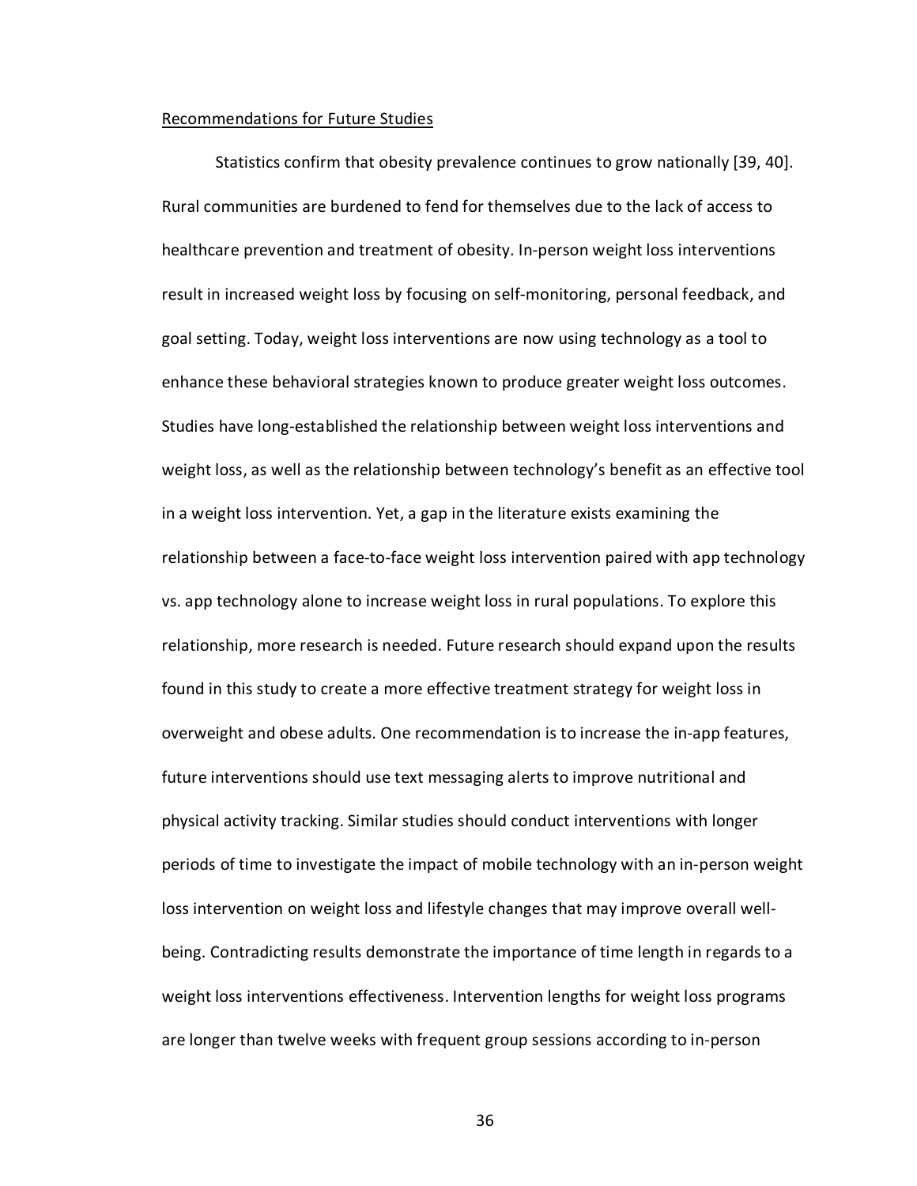Recommendations for Future Studies

Statistics confirm that obesity prevalence continues to grow nationally [39, 40]. Rural communities are burdened to fend for themselves due to the lack of access to healthcare prevention and treatment of obesity. In-person weight loss interventions result in increased weight loss by focusing on self-monitoring, personal feedback, and goal setting. Today, weight loss interventions are now using technology as a tool to enhance these behavioral strategies known to produce greater weight loss outcomes. Studies have long-established the relationship between weight loss interventions and weight loss, as well as the relationship between technology's benefit as an effective tool in a weight loss intervention. Yet, a gap in the literature exists examining the relationship between a face-to-face weight loss intervention paired with app technology vs. app technology alone to increase weight loss in rural populations. To explore this relationship, more research is needed. Future research should expand upon the results found in this study to create a more effective treatment strategy for weight loss in overweight and obese adults. One recommendation is to increase the in-app features, future interventions should use text messaging alerts to improve nutritional and physical activity tracking. Similar studies should conduct interventions with longer periods of time to investigate the impact of mobile technology with an in-person weight loss intervention on weight loss and lifestyle changes that may improve overall well-being. Contradicting results demonstrate the importance of time length in regards to a weight loss interventions effectiveness. Intervention lengths for weight loss programs are longer than twelve weeks with frequent group sessions according to in-person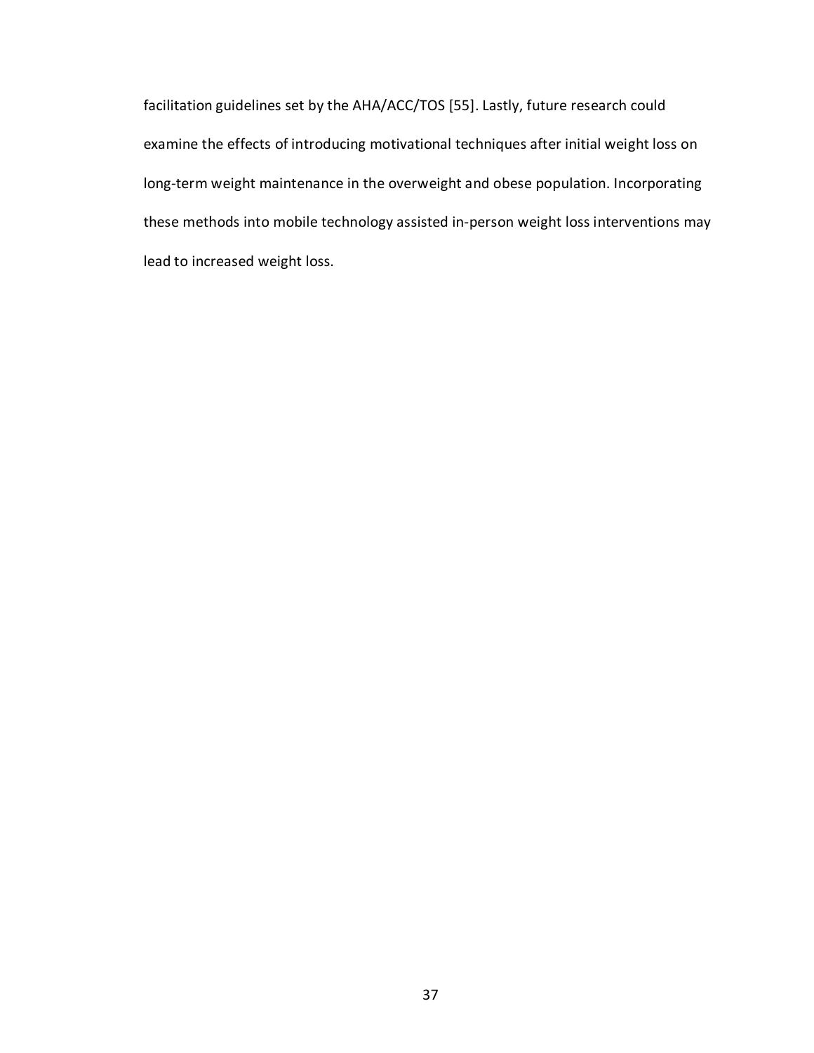facilitation guidelines set by the AHA/ACC/TOS [55]. Lastly, future research could examine the effects of introducing motivational techniques after initial weight loss on long-term weight maintenance in the overweight and obese population. Incorporating these methods into mobile technology assisted in-person weight loss interventions may lead to increased weight loss.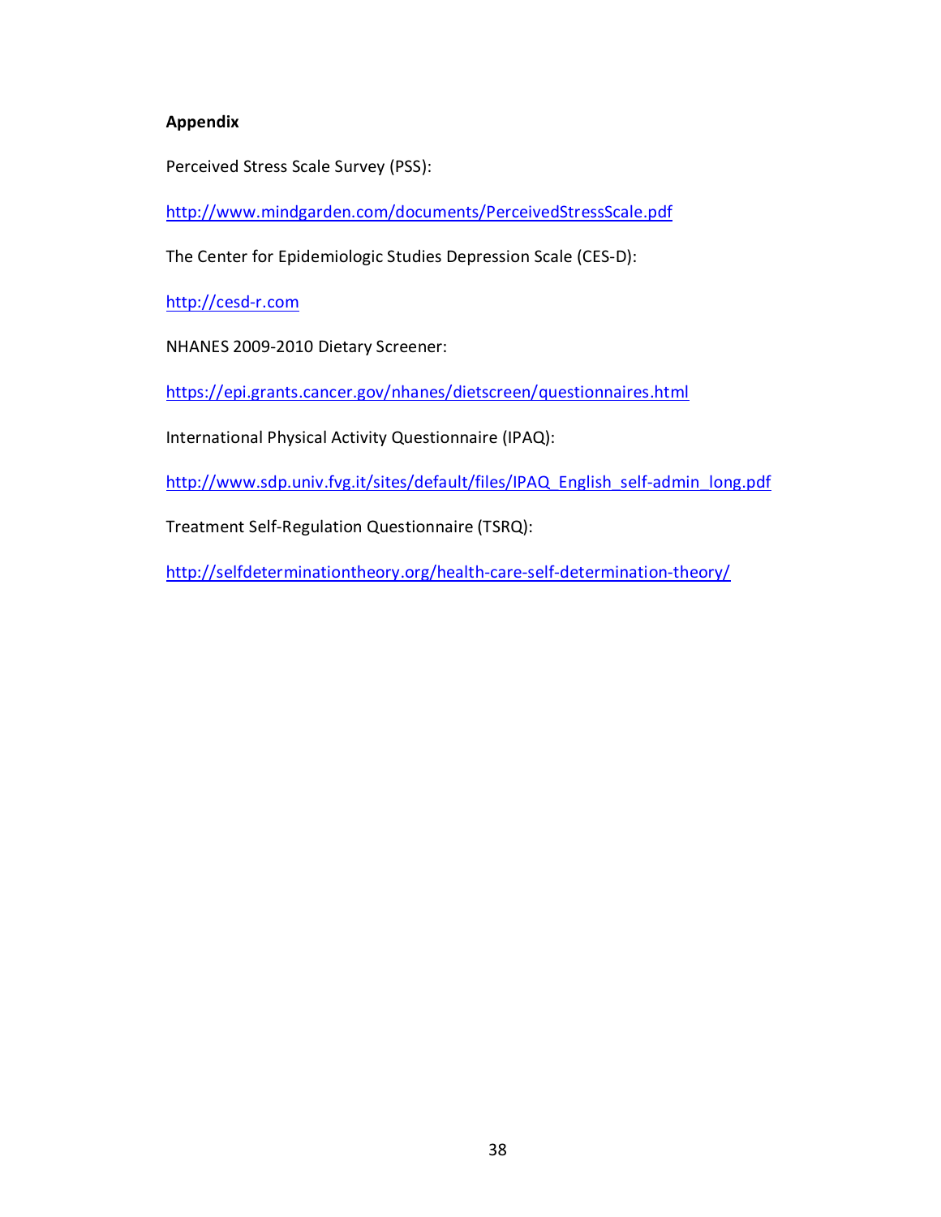**Appendix**

Perceived Stress Scale Survey (PSS):

http://www.mindgarden.com/documents/PerceivedStressScale.pdf

The Center for Epidemiologic Studies Depression Scale (CES-D):

http://cesd-r.com

NHANES 2009-2010 Dietary Screener:

https://epi.grants.cancer.gov/nhanes/dietscreen/questionnaires.html

International Physical Activity Questionnaire (IPAQ):

http://www.sdp.univ.fvg.it/sites/default/files/IPAQ_English_self-admin_long.pdf

Treatment Self-Regulation Questionnaire (TSRQ):

http://selfdeterminationtheory.org/health-care-self-determination-theory/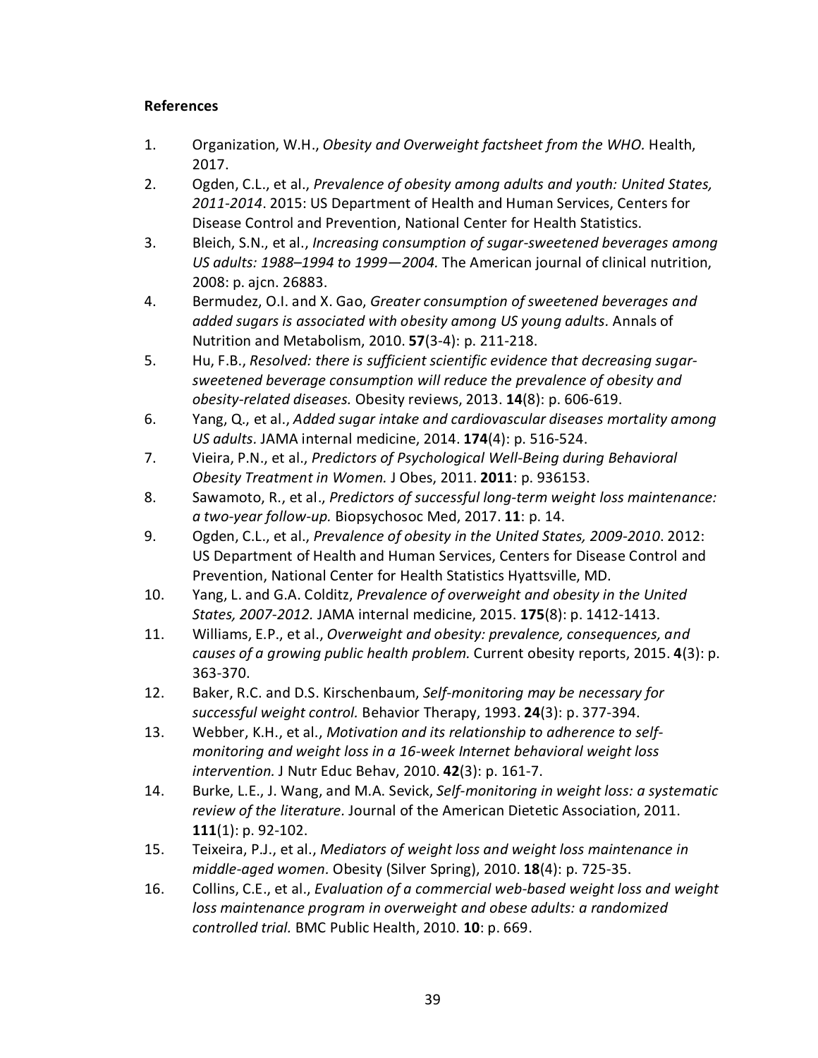**References**

1. Organization, W.H., *Obesity and Overweight factsheet from the WHO.* Health, 2017.
2. Ogden, C.L., et al., *Prevalence of obesity among adults and youth: United States, 2011-2014*. 2015: US Department of Health and Human Services, Centers for Disease Control and Prevention, National Center for Health Statistics.
3. Bleich, S.N., et al., *Increasing consumption of sugar-sweetened beverages among US adults: 1988–1994 to 1999—2004.* The American journal of clinical nutrition, 2008: p. ajcn. 26883.
4. Bermudez, O.I. and X. Gao, *Greater consumption of sweetened beverages and added sugars is associated with obesity among US young adults.* Annals of Nutrition and Metabolism, 2010. **57**(3-4): p. 211-218.
5. Hu, F.B., *Resolved: there is sufficient scientific evidence that decreasing sugar-sweetened beverage consumption will reduce the prevalence of obesity and obesity-related diseases.* Obesity reviews, 2013. **14**(8): p. 606-619.
6. Yang, Q., et al., *Added sugar intake and cardiovascular diseases mortality among US adults.* JAMA internal medicine, 2014. **174**(4): p. 516-524.
7. Vieira, P.N., et al., *Predictors of Psychological Well-Being during Behavioral Obesity Treatment in Women.* J Obes, 2011. **2011**: p. 936153.
8. Sawamoto, R., et al., *Predictors of successful long-term weight loss maintenance: a two-year follow-up.* Biopsychosoc Med, 2017. **11**: p. 14.
9. Ogden, C.L., et al., *Prevalence of obesity in the United States, 2009-2010*. 2012: US Department of Health and Human Services, Centers for Disease Control and Prevention, National Center for Health Statistics Hyattsville, MD.
10. Yang, L. and G.A. Colditz, *Prevalence of overweight and obesity in the United States, 2007-2012.* JAMA internal medicine, 2015. **175**(8): p. 1412-1413.
11. Williams, E.P., et al., *Overweight and obesity: prevalence, consequences, and causes of a growing public health problem.* Current obesity reports, 2015. **4**(3): p. 363-370.
12. Baker, R.C. and D.S. Kirschenbaum, *Self-monitoring may be necessary for successful weight control.* Behavior Therapy, 1993. **24**(3): p. 377-394.
13. Webber, K.H., et al., *Motivation and its relationship to adherence to self-monitoring and weight loss in a 16-week Internet behavioral weight loss intervention.* J Nutr Educ Behav, 2010. **42**(3): p. 161-7.
14. Burke, L.E., J. Wang, and M.A. Sevick, *Self-monitoring in weight loss: a systematic review of the literature.* Journal of the American Dietetic Association, 2011. **111**(1): p. 92-102.
15. Teixeira, P.J., et al., *Mediators of weight loss and weight loss maintenance in middle-aged women.* Obesity (Silver Spring), 2010. **18**(4): p. 725-35.
16. Collins, C.E., et al., *Evaluation of a commercial web-based weight loss and weight loss maintenance program in overweight and obese adults: a randomized controlled trial.* BMC Public Health, 2010. **10**: p. 669.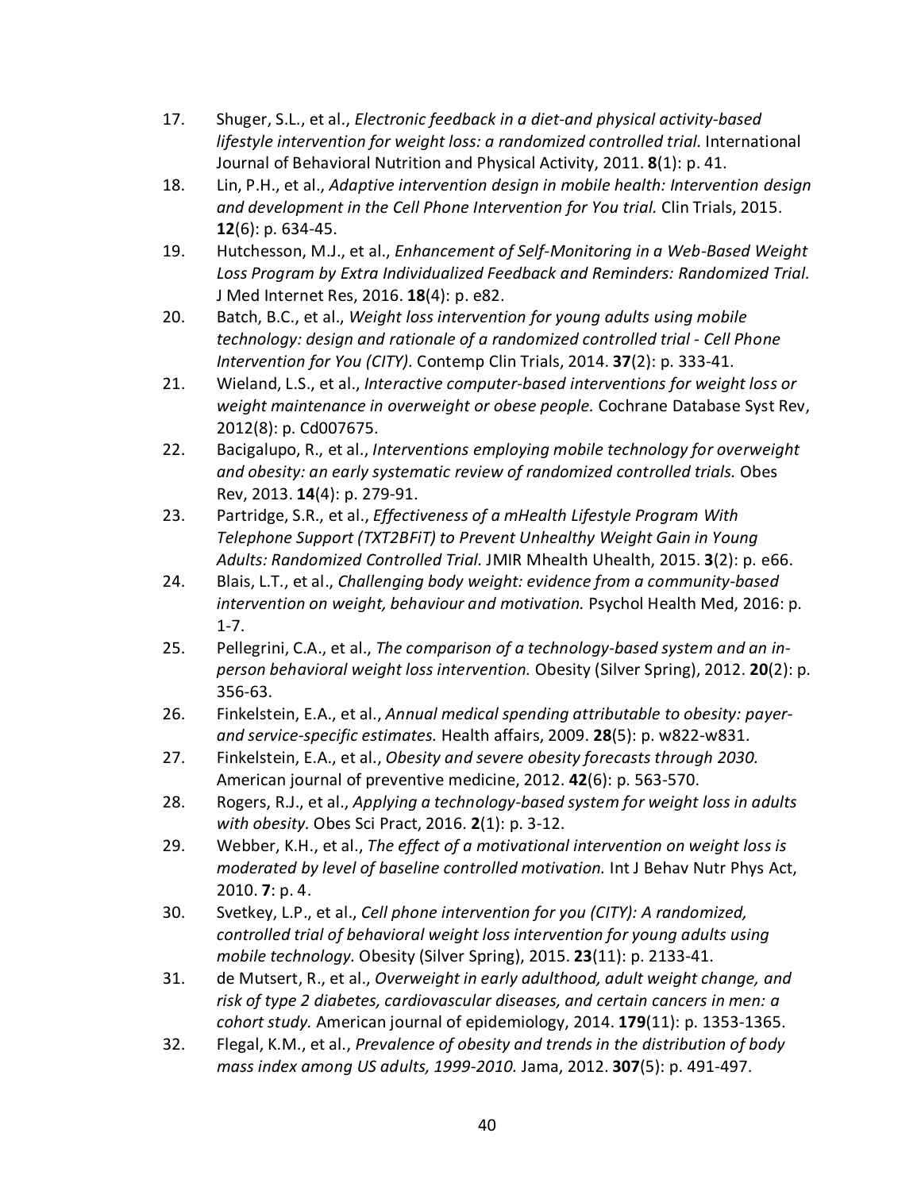17. Shuger, S.L., et al., *Electronic feedback in a diet-and physical activity-based lifestyle intervention for weight loss: a randomized controlled trial.* International Journal of Behavioral Nutrition and Physical Activity, 2011. **8**(1): p. 41.
18. Lin, P.H., et al., *Adaptive intervention design in mobile health: Intervention design and development in the Cell Phone Intervention for You trial.* Clin Trials, 2015. **12**(6): p. 634-45.
19. Hutchesson, M.J., et al., *Enhancement of Self-Monitoring in a Web-Based Weight Loss Program by Extra Individualized Feedback and Reminders: Randomized Trial.* J Med Internet Res, 2016. **18**(4): p. e82.
20. Batch, B.C., et al., *Weight loss intervention for young adults using mobile technology: design and rationale of a randomized controlled trial - Cell Phone Intervention for You (CITY).* Contemp Clin Trials, 2014. **37**(2): p. 333-41.
21. Wieland, L.S., et al., *Interactive computer-based interventions for weight loss or weight maintenance in overweight or obese people.* Cochrane Database Syst Rev, 2012(8): p. Cd007675.
22. Bacigalupo, R., et al., *Interventions employing mobile technology for overweight and obesity: an early systematic review of randomized controlled trials.* Obes Rev, 2013. **14**(4): p. 279-91.
23. Partridge, S.R., et al., *Effectiveness of a mHealth Lifestyle Program With Telephone Support (TXT2BFiT) to Prevent Unhealthy Weight Gain in Young Adults: Randomized Controlled Trial.* JMIR Mhealth Uhealth, 2015. **3**(2): p. e66.
24. Blais, L.T., et al., *Challenging body weight: evidence from a community-based intervention on weight, behaviour and motivation.* Psychol Health Med, 2016: p. 1-7.
25. Pellegrini, C.A., et al., *The comparison of a technology-based system and an in-person behavioral weight loss intervention.* Obesity (Silver Spring), 2012. **20**(2): p. 356-63.
26. Finkelstein, E.A., et al., *Annual medical spending attributable to obesity: payer-and service-specific estimates.* Health affairs, 2009. **28**(5): p. w822-w831.
27. Finkelstein, E.A., et al., *Obesity and severe obesity forecasts through 2030.* American journal of preventive medicine, 2012. **42**(6): p. 563-570.
28. Rogers, R.J., et al., *Applying a technology-based system for weight loss in adults with obesity.* Obes Sci Pract, 2016. **2**(1): p. 3-12.
29. Webber, K.H., et al., *The effect of a motivational intervention on weight loss is moderated by level of baseline controlled motivation.* Int J Behav Nutr Phys Act, 2010. **7**: p. 4.
30. Svetkey, L.P., et al., *Cell phone intervention for you (CITY): A randomized, controlled trial of behavioral weight loss intervention for young adults using mobile technology.* Obesity (Silver Spring), 2015. **23**(11): p. 2133-41.
31. de Mutsert, R., et al., *Overweight in early adulthood, adult weight change, and risk of type 2 diabetes, cardiovascular diseases, and certain cancers in men: a cohort study.* American journal of epidemiology, 2014. **179**(11): p. 1353-1365.
32. Flegal, K.M., et al., *Prevalence of obesity and trends in the distribution of body mass index among US adults, 1999-2010.* Jama, 2012. **307**(5): p. 491-497.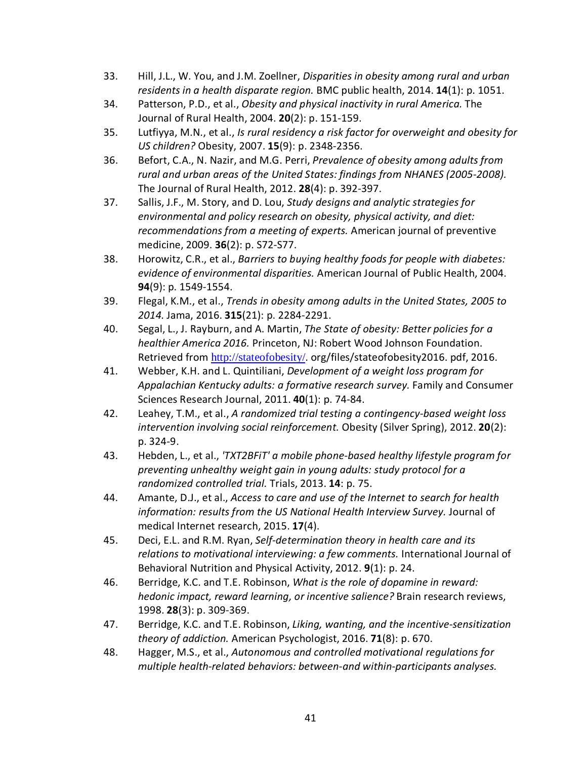33. Hill, J.L., W. You, and J.M. Zoellner, *Disparities in obesity among rural and urban residents in a health disparate region.* BMC public health, 2014. **14**(1): p. 1051.
34. Patterson, P.D., et al., *Obesity and physical inactivity in rural America.* The Journal of Rural Health, 2004. **20**(2): p. 151-159.
35. Lutfiyya, M.N., et al., *Is rural residency a risk factor for overweight and obesity for US children?* Obesity, 2007. **15**(9): p. 2348-2356.
36. Befort, C.A., N. Nazir, and M.G. Perri, *Prevalence of obesity among adults from rural and urban areas of the United States: findings from NHANES (2005-2008).* The Journal of Rural Health, 2012. **28**(4): p. 392-397.
37. Sallis, J.F., M. Story, and D. Lou, *Study designs and analytic strategies for environmental and policy research on obesity, physical activity, and diet: recommendations from a meeting of experts.* American journal of preventive medicine, 2009. **36**(2): p. S72-S77.
38. Horowitz, C.R., et al., *Barriers to buying healthy foods for people with diabetes: evidence of environmental disparities.* American Journal of Public Health, 2004. **94**(9): p. 1549-1554.
39. Flegal, K.M., et al., *Trends in obesity among adults in the United States, 2005 to 2014.* Jama, 2016. **315**(21): p. 2284-2291.
40. Segal, L., J. Rayburn, and A. Martin, *The State of obesity: Better policies for a healthier America 2016.* Princeton, NJ: Robert Wood Johnson Foundation. Retrieved from http://stateofobesity/. org/files/stateofobesity2016. pdf, 2016.
41. Webber, K.H. and L. Quintiliani, *Development of a weight loss program for Appalachian Kentucky adults: a formative research survey.* Family and Consumer Sciences Research Journal, 2011. **40**(1): p. 74-84.
42. Leahey, T.M., et al., *A randomized trial testing a contingency-based weight loss intervention involving social reinforcement.* Obesity (Silver Spring), 2012. **20**(2): p. 324-9.
43. Hebden, L., et al., *'TXT2BFiT' a mobile phone-based healthy lifestyle program for preventing unhealthy weight gain in young adults: study protocol for a randomized controlled trial.* Trials, 2013. **14**: p. 75.
44. Amante, D.J., et al., *Access to care and use of the Internet to search for health information: results from the US National Health Interview Survey.* Journal of medical Internet research, 2015. **17**(4).
45. Deci, E.L. and R.M. Ryan, *Self-determination theory in health care and its relations to motivational interviewing: a few comments.* International Journal of Behavioral Nutrition and Physical Activity, 2012. **9**(1): p. 24.
46. Berridge, K.C. and T.E. Robinson, *What is the role of dopamine in reward: hedonic impact, reward learning, or incentive salience?* Brain research reviews, 1998. **28**(3): p. 309-369.
47. Berridge, K.C. and T.E. Robinson, *Liking, wanting, and the incentive-sensitization theory of addiction.* American Psychologist, 2016. **71**(8): p. 670.
48. Hagger, M.S., et al., *Autonomous and controlled motivational regulations for multiple health-related behaviors: between-and within-participants analyses.*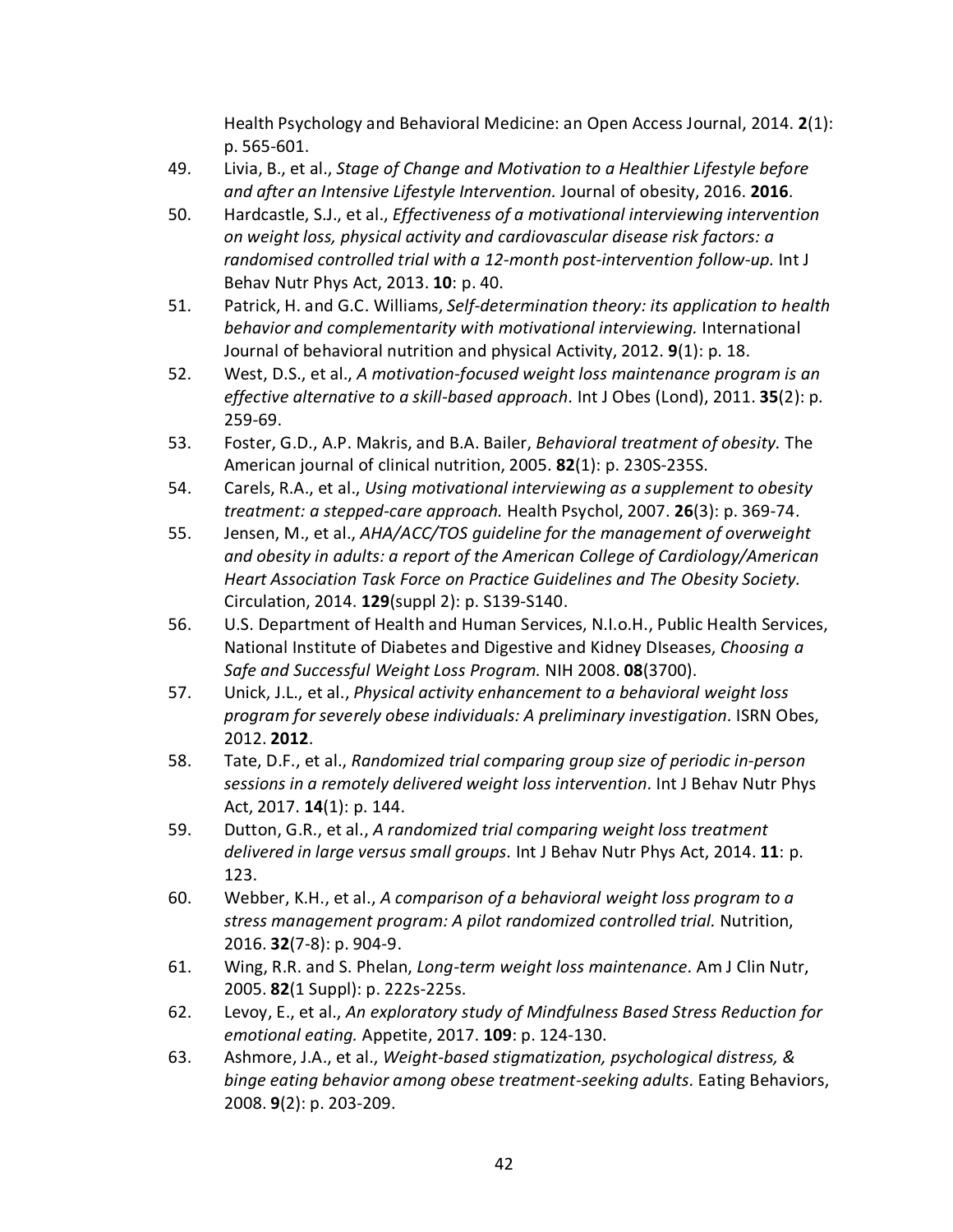Health Psychology and Behavioral Medicine: an Open Access Journal, 2014. **2**(1): p. 565-601.

49. Livia, B., et al., *Stage of Change and Motivation to a Healthier Lifestyle before and after an Intensive Lifestyle Intervention.* Journal of obesity, 2016. **2016**.
50. Hardcastle, S.J., et al., *Effectiveness of a motivational interviewing intervention on weight loss, physical activity and cardiovascular disease risk factors: a randomised controlled trial with a 12-month post-intervention follow-up.* Int J Behav Nutr Phys Act, 2013. **10**: p. 40.
51. Patrick, H. and G.C. Williams, *Self-determination theory: its application to health behavior and complementarity with motivational interviewing.* International Journal of behavioral nutrition and physical Activity, 2012. **9**(1): p. 18.
52. West, D.S., et al., *A motivation-focused weight loss maintenance program is an effective alternative to a skill-based approach.* Int J Obes (Lond), 2011. **35**(2): p. 259-69.
53. Foster, G.D., A.P. Makris, and B.A. Bailer, *Behavioral treatment of obesity.* The American journal of clinical nutrition, 2005. **82**(1): p. 230S-235S.
54. Carels, R.A., et al., *Using motivational interviewing as a supplement to obesity treatment: a stepped-care approach.* Health Psychol, 2007. **26**(3): p. 369-74.
55. Jensen, M., et al., *AHA/ACC/TOS guideline for the management of overweight and obesity in adults: a report of the American College of Cardiology/American Heart Association Task Force on Practice Guidelines and The Obesity Society.* Circulation, 2014. **129**(suppl 2): p. S139-S140.
56. U.S. Department of Health and Human Services, N.I.o.H., Public Health Services, National Institute of Diabetes and Digestive and Kidney DIseases, *Choosing a Safe and Successful Weight Loss Program.* NIH 2008. **08**(3700).
57. Unick, J.L., et al., *Physical activity enhancement to a behavioral weight loss program for severely obese individuals: A preliminary investigation.* ISRN Obes, 2012. **2012**.
58. Tate, D.F., et al., *Randomized trial comparing group size of periodic in-person sessions in a remotely delivered weight loss intervention.* Int J Behav Nutr Phys Act, 2017. **14**(1): p. 144.
59. Dutton, G.R., et al., *A randomized trial comparing weight loss treatment delivered in large versus small groups.* Int J Behav Nutr Phys Act, 2014. **11**: p. 123.
60. Webber, K.H., et al., *A comparison of a behavioral weight loss program to a stress management program: A pilot randomized controlled trial.* Nutrition, 2016. **32**(7-8): p. 904-9.
61. Wing, R.R. and S. Phelan, *Long-term weight loss maintenance.* Am J Clin Nutr, 2005. **82**(1 Suppl): p. 222s-225s.
62. Levoy, E., et al., *An exploratory study of Mindfulness Based Stress Reduction for emotional eating.* Appetite, 2017. **109**: p. 124-130.
63. Ashmore, J.A., et al., *Weight-based stigmatization, psychological distress, & binge eating behavior among obese treatment-seeking adults.* Eating Behaviors, 2008. **9**(2): p. 203-209.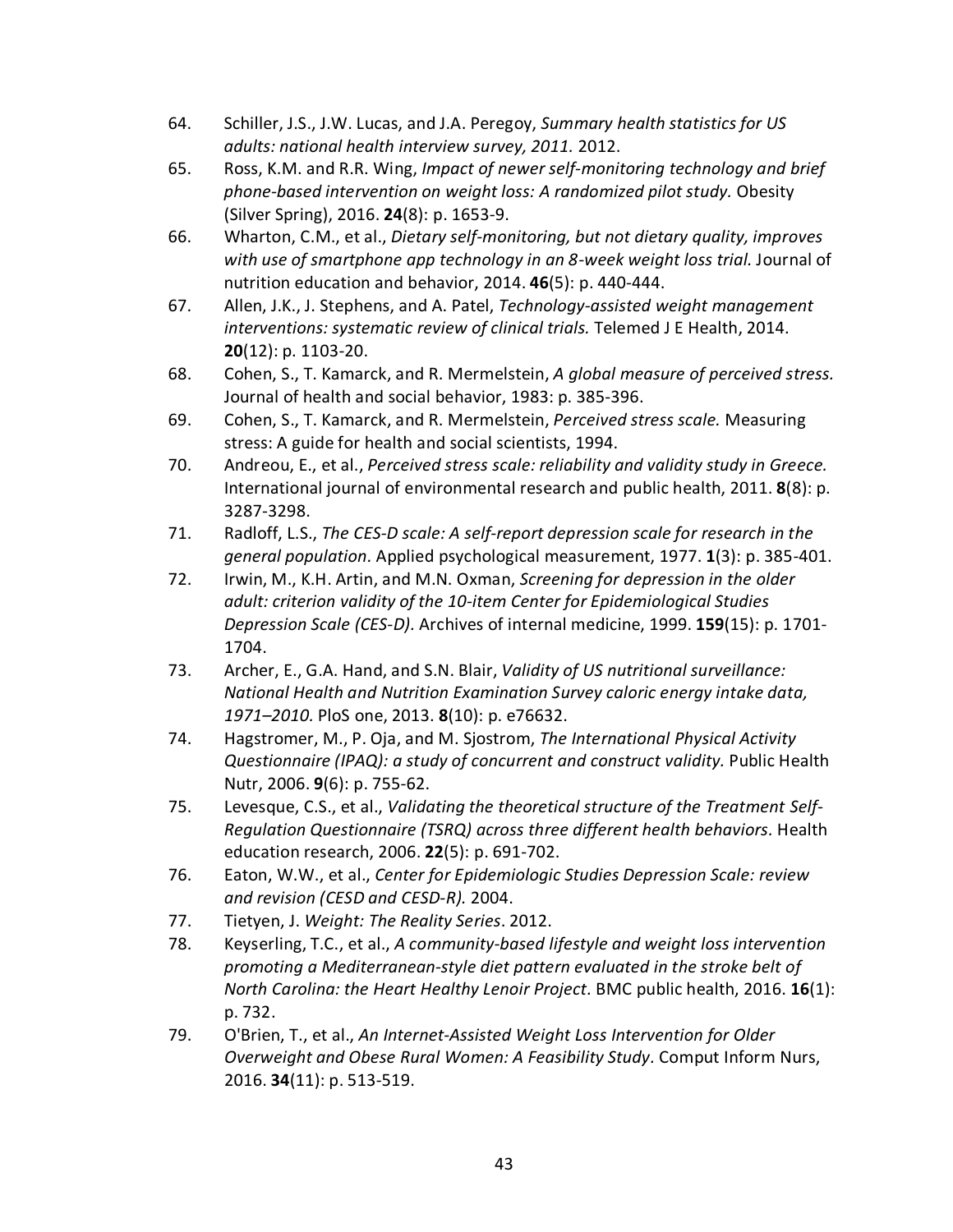64. Schiller, J.S., J.W. Lucas, and J.A. Peregoy, *Summary health statistics for US adults: national health interview survey, 2011.* 2012.
65. Ross, K.M. and R.R. Wing, *Impact of newer self-monitoring technology and brief phone-based intervention on weight loss: A randomized pilot study.* Obesity (Silver Spring), 2016. **24**(8): p. 1653-9.
66. Wharton, C.M., et al., *Dietary self-monitoring, but not dietary quality, improves with use of smartphone app technology in an 8-week weight loss trial.* Journal of nutrition education and behavior, 2014. **46**(5): p. 440-444.
67. Allen, J.K., J. Stephens, and A. Patel, *Technology-assisted weight management interventions: systematic review of clinical trials.* Telemed J E Health, 2014. **20**(12): p. 1103-20.
68. Cohen, S., T. Kamarck, and R. Mermelstein, *A global measure of perceived stress.* Journal of health and social behavior, 1983: p. 385-396.
69. Cohen, S., T. Kamarck, and R. Mermelstein, *Perceived stress scale.* Measuring stress: A guide for health and social scientists, 1994.
70. Andreou, E., et al., *Perceived stress scale: reliability and validity study in Greece.* International journal of environmental research and public health, 2011. **8**(8): p. 3287-3298.
71. Radloff, L.S., *The CES-D scale: A self-report depression scale for research in the general population.* Applied psychological measurement, 1977. **1**(3): p. 385-401.
72. Irwin, M., K.H. Artin, and M.N. Oxman, *Screening for depression in the older adult: criterion validity of the 10-item Center for Epidemiological Studies Depression Scale (CES-D).* Archives of internal medicine, 1999. **159**(15): p. 1701-1704.
73. Archer, E., G.A. Hand, and S.N. Blair, *Validity of US nutritional surveillance: National Health and Nutrition Examination Survey caloric energy intake data, 1971–2010.* PloS one, 2013. **8**(10): p. e76632.
74. Hagstromer, M., P. Oja, and M. Sjostrom, *The International Physical Activity Questionnaire (IPAQ): a study of concurrent and construct validity.* Public Health Nutr, 2006. **9**(6): p. 755-62.
75. Levesque, C.S., et al., *Validating the theoretical structure of the Treatment Self-Regulation Questionnaire (TSRQ) across three different health behaviors.* Health education research, 2006. **22**(5): p. 691-702.
76. Eaton, W.W., et al., *Center for Epidemiologic Studies Depression Scale: review and revision (CESD and CESD-R).* 2004.
77. Tietyen, J. *Weight: The Reality Series*. 2012.
78. Keyserling, T.C., et al., *A community-based lifestyle and weight loss intervention promoting a Mediterranean-style diet pattern evaluated in the stroke belt of North Carolina: the Heart Healthy Lenoir Project.* BMC public health, 2016. **16**(1): p. 732.
79. O'Brien, T., et al., *An Internet-Assisted Weight Loss Intervention for Older Overweight and Obese Rural Women: A Feasibility Study*. Comput Inform Nurs, 2016. **34**(11): p. 513-519.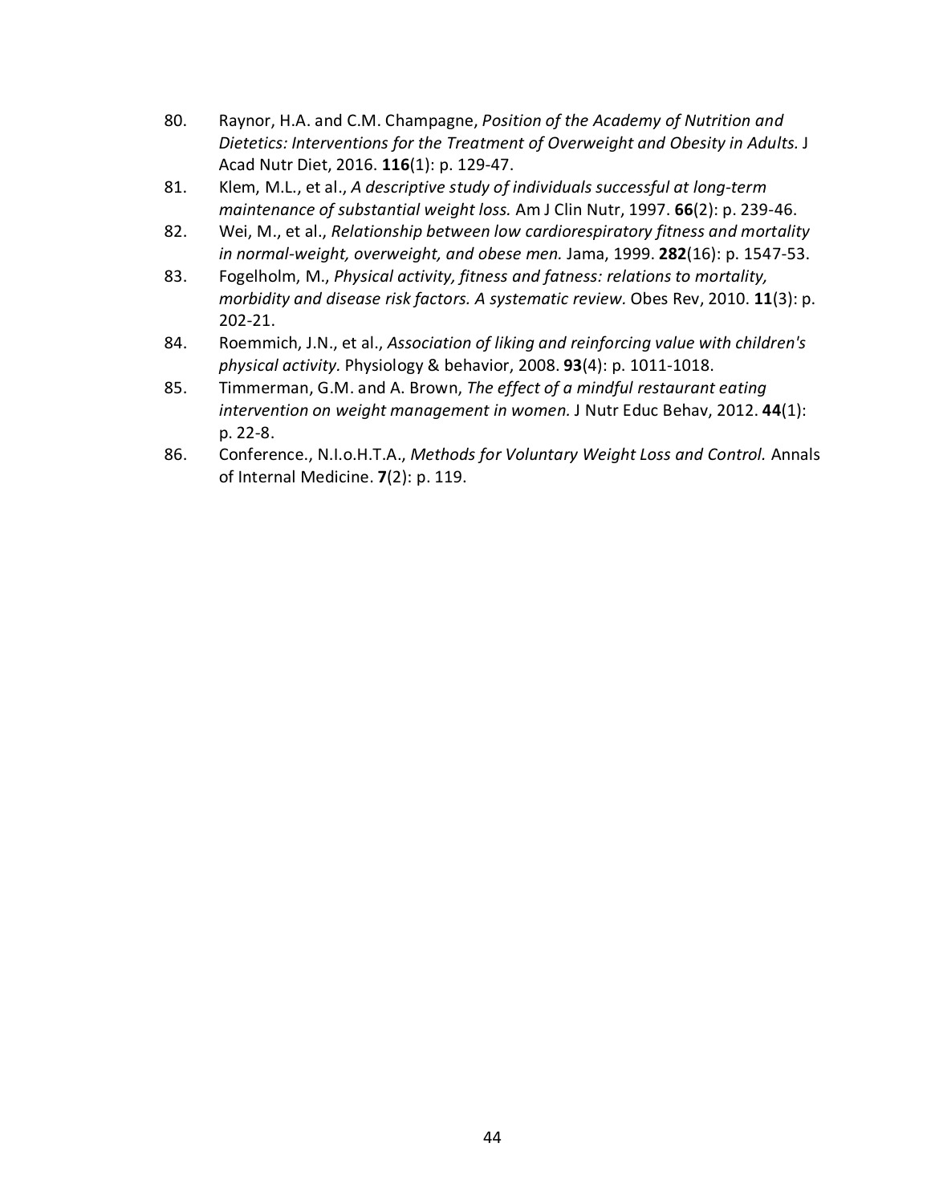80. Raynor, H.A. and C.M. Champagne, *Position of the Academy of Nutrition and Dietetics: Interventions for the Treatment of Overweight and Obesity in Adults.* J Acad Nutr Diet, 2016. **116**(1): p. 129-47.
81. Klem, M.L., et al., *A descriptive study of individuals successful at long-term maintenance of substantial weight loss.* Am J Clin Nutr, 1997. **66**(2): p. 239-46.
82. Wei, M., et al., *Relationship between low cardiorespiratory fitness and mortality in normal-weight, overweight, and obese men.* Jama, 1999. **282**(16): p. 1547-53.
83. Fogelholm, M., *Physical activity, fitness and fatness: relations to mortality, morbidity and disease risk factors. A systematic review.* Obes Rev, 2010. **11**(3): p. 202-21.
84. Roemmich, J.N., et al., *Association of liking and reinforcing value with children's physical activity.* Physiology & behavior, 2008. **93**(4): p. 1011-1018.
85. Timmerman, G.M. and A. Brown, *The effect of a mindful restaurant eating intervention on weight management in women.* J Nutr Educ Behav, 2012. **44**(1): p. 22-8.
86. Conference., N.I.o.H.T.A., *Methods for Voluntary Weight Loss and Control.* Annals of Internal Medicine. **7**(2): p. 119.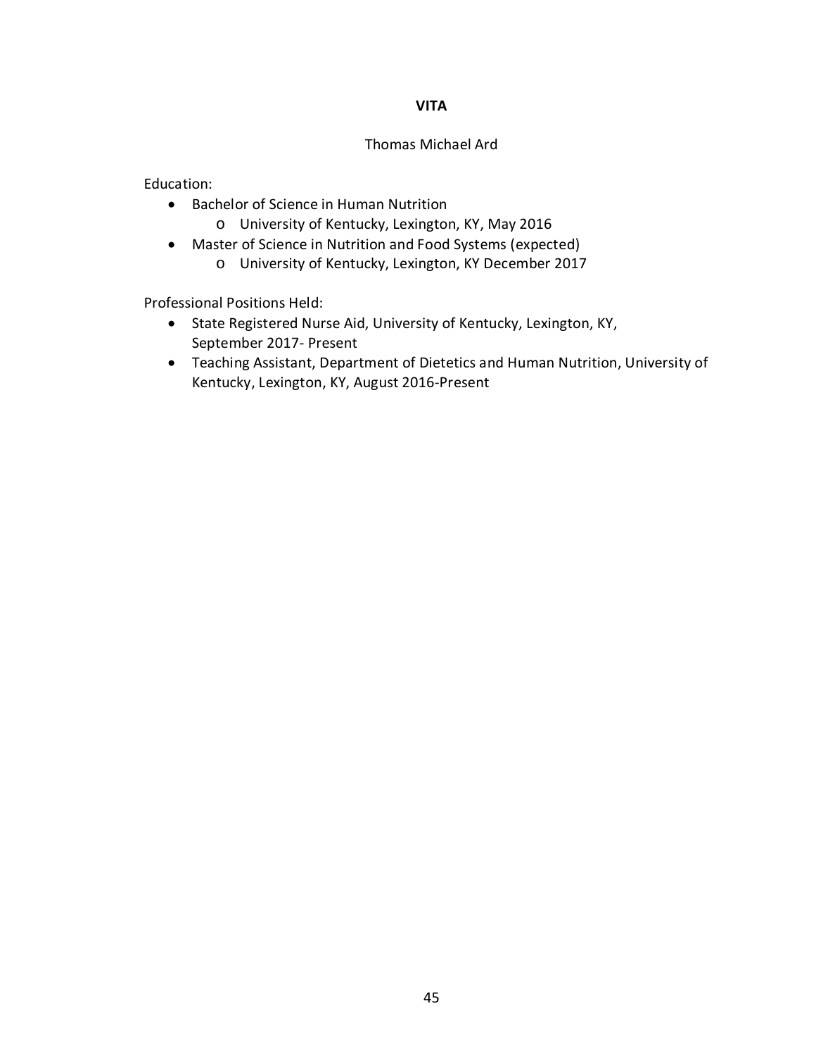# VITA

Thomas Michael Ard

Education:

- Bachelor of Science in Human Nutrition
  - University of Kentucky, Lexington, KY, May 2016
- Master of Science in Nutrition and Food Systems (expected)
  - University of Kentucky, Lexington, KY December 2017

Professional Positions Held:

- State Registered Nurse Aid, University of Kentucky, Lexington, KY, September 2017- Present
- Teaching Assistant, Department of Dietetics and Human Nutrition, University of Kentucky, Lexington, KY, August 2016-Present